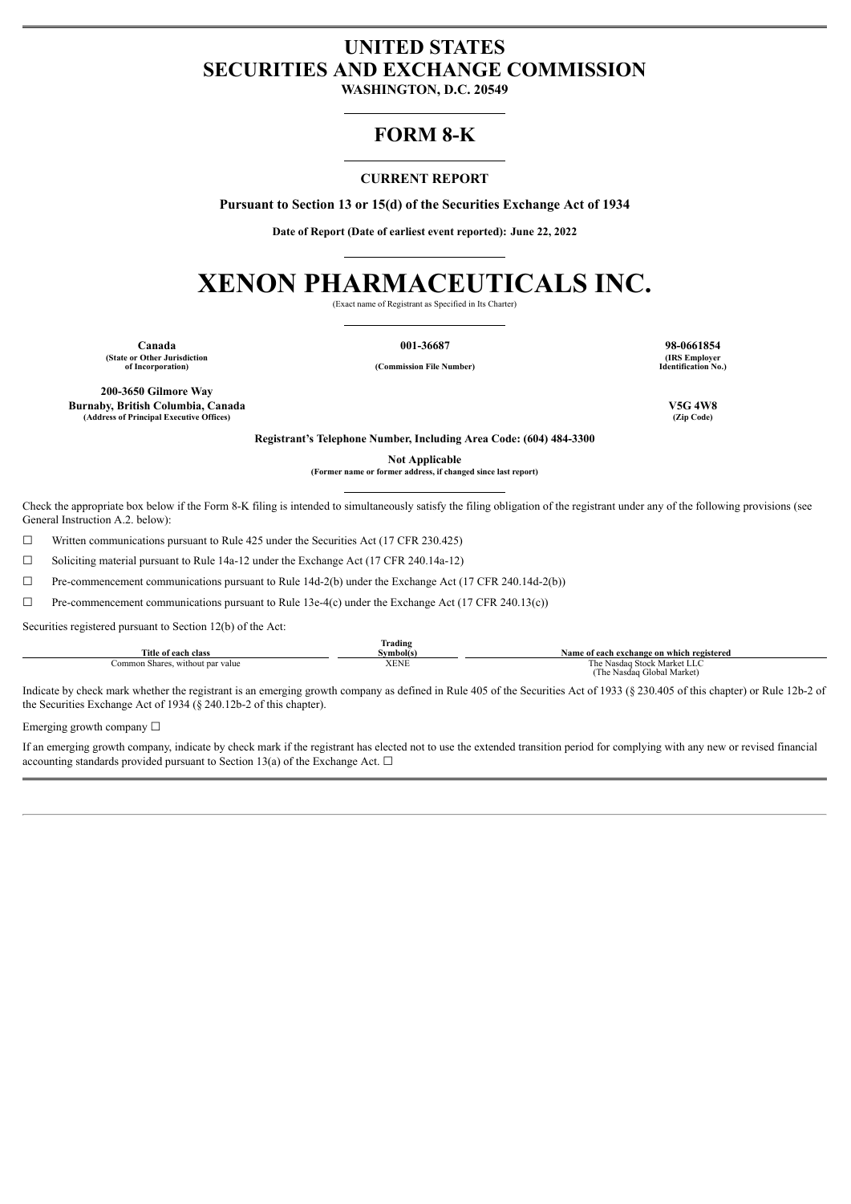# UNITED STATES
# SECURITIES AND EXCHANGE COMMISSION

**WASHINGTON, D.C. 20549**

## FORM 8-K

**CURRENT REPORT**

**Pursuant to Section 13 or 15(d) of the Securities Exchange Act of 1934**

**Date of Report (Date of earliest event reported): June 22, 2022**

# XENON PHARMACEUTICALS INC.

(Exact name of Registrant as Specified in Its Charter)

| Canada | 001-36687 | 98-0661854 |
|---|---|---|
| (State or Other Jurisdiction of Incorporation) | (Commission File Number) | (IRS Employer Identification No.) |

| 200-3650 Gilmore Way Burnaby, British Columbia, Canada | V5G 4W8 |
|---|---|
| (Address of Principal Executive Offices) | (Zip Code) |

**Registrant's Telephone Number, Including Area Code: (604) 484-3300**

**Not Applicable**
**(Former name or former address, if changed since last report)**

Check the appropriate box below if the Form 8-K filing is intended to simultaneously satisfy the filing obligation of the registrant under any of the following provisions (see General Instruction A.2. below):

☐ Written communications pursuant to Rule 425 under the Securities Act (17 CFR 230.425)

☐ Soliciting material pursuant to Rule 14a-12 under the Exchange Act (17 CFR 240.14a-12)

☐ Pre-commencement communications pursuant to Rule 14d-2(b) under the Exchange Act (17 CFR 240.14d-2(b))

☐ Pre-commencement communications pursuant to Rule 13e-4(c) under the Exchange Act (17 CFR 240.13(c))

Securities registered pursuant to Section 12(b) of the Act:

| Title of each class | Trading Symbol(s) | Name of each exchange on which registered |
|---|---|---|
| Common Shares, without par value | XENE | The Nasdaq Stock Market LLC (The Nasdaq Global Market) |

Indicate by check mark whether the registrant is an emerging growth company as defined in Rule 405 of the Securities Act of 1933 (§ 230.405 of this chapter) or Rule 12b-2 of the Securities Exchange Act of 1934 (§ 240.12b-2 of this chapter).

Emerging growth company ☐

If an emerging growth company, indicate by check mark if the registrant has elected not to use the extended transition period for complying with any new or revised financial accounting standards provided pursuant to Section 13(a) of the Exchange Act. ☐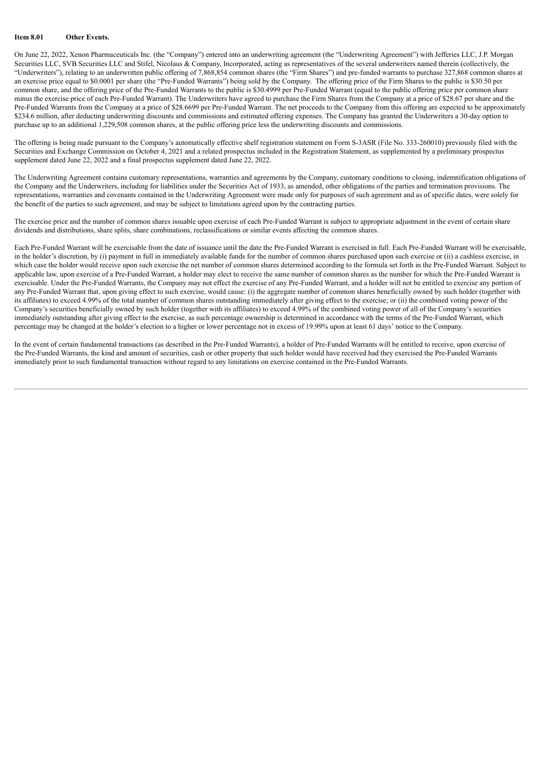**Item 8.01 Other Events.**

On June 22, 2022, Xenon Pharmaceuticals Inc. (the "Company") entered into an underwriting agreement (the "Underwriting Agreement") with Jefferies LLC, J.P. Morgan Securities LLC, SVB Securities LLC and Stifel, Nicolaus & Company, Incorporated, acting as representatives of the several underwriters named therein (collectively, the "Underwriters"), relating to an underwritten public offering of 7,868,854 common shares (the "Firm Shares") and pre-funded warrants to purchase 327,868 common shares at an exercise price equal to $0.0001 per share (the "Pre-Funded Warrants") being sold by the Company. The offering price of the Firm Shares to the public is $30.50 per common share, and the offering price of the Pre-Funded Warrants to the public is $30.4999 per Pre-Funded Warrant (equal to the public offering price per common share minus the exercise price of each Pre-Funded Warrant). The Underwriters have agreed to purchase the Firm Shares from the Company at a price of $28.67 per share and the Pre-Funded Warrants from the Company at a price of $28.6699 per Pre-Funded Warrant. The net proceeds to the Company from this offering are expected to be approximately $234.6 million, after deducting underwriting discounts and commissions and estimated offering expenses. The Company has granted the Underwriters a 30-day option to purchase up to an additional 1,229,508 common shares, at the public offering price less the underwriting discounts and commissions.

The offering is being made pursuant to the Company's automatically effective shelf registration statement on Form S-3ASR (File No. 333-260010) previously filed with the Securities and Exchange Commission on October 4, 2021 and a related prospectus included in the Registration Statement, as supplemented by a preliminary prospectus supplement dated June 22, 2022 and a final prospectus supplement dated June 22, 2022.

The Underwriting Agreement contains customary representations, warranties and agreements by the Company, customary conditions to closing, indemnification obligations of the Company and the Underwriters, including for liabilities under the Securities Act of 1933, as amended, other obligations of the parties and termination provisions. The representations, warranties and covenants contained in the Underwriting Agreement were made only for purposes of such agreement and as of specific dates, were solely for the benefit of the parties to such agreement, and may be subject to limitations agreed upon by the contracting parties.

The exercise price and the number of common shares issuable upon exercise of each Pre-Funded Warrant is subject to appropriate adjustment in the event of certain share dividends and distributions, share splits, share combinations, reclassifications or similar events affecting the common shares.

Each Pre-Funded Warrant will be exercisable from the date of issuance until the date the Pre-Funded Warrant is exercised in full. Each Pre-Funded Warrant will be exercisable, in the holder's discretion, by (i) payment in full in immediately available funds for the number of common shares purchased upon such exercise or (ii) a cashless exercise, in which case the holder would receive upon such exercise the net number of common shares determined according to the formula set forth in the Pre-Funded Warrant. Subject to applicable law, upon exercise of a Pre-Funded Warrant, a holder may elect to receive the same number of common shares as the number for which the Pre-Funded Warrant is exercisable. Under the Pre-Funded Warrants, the Company may not effect the exercise of any Pre-Funded Warrant, and a holder will not be entitled to exercise any portion of any Pre-Funded Warrant that, upon giving effect to such exercise, would cause: (i) the aggregate number of common shares beneficially owned by such holder (together with its affiliates) to exceed 4.99% of the total number of common shares outstanding immediately after giving effect to the exercise; or (ii) the combined voting power of the Company's securities beneficially owned by such holder (together with its affiliates) to exceed 4.99% of the combined voting power of all of the Company's securities immediately outstanding after giving effect to the exercise, as such percentage ownership is determined in accordance with the terms of the Pre-Funded Warrant, which percentage may be changed at the holder's election to a higher or lower percentage not in excess of 19.99% upon at least 61 days' notice to the Company.

In the event of certain fundamental transactions (as described in the Pre-Funded Warrants), a holder of Pre-Funded Warrants will be entitled to receive, upon exercise of the Pre-Funded Warrants, the kind and amount of securities, cash or other property that such holder would have received had they exercised the Pre-Funded Warrants immediately prior to such fundamental transaction without regard to any limitations on exercise contained in the Pre-Funded Warrants.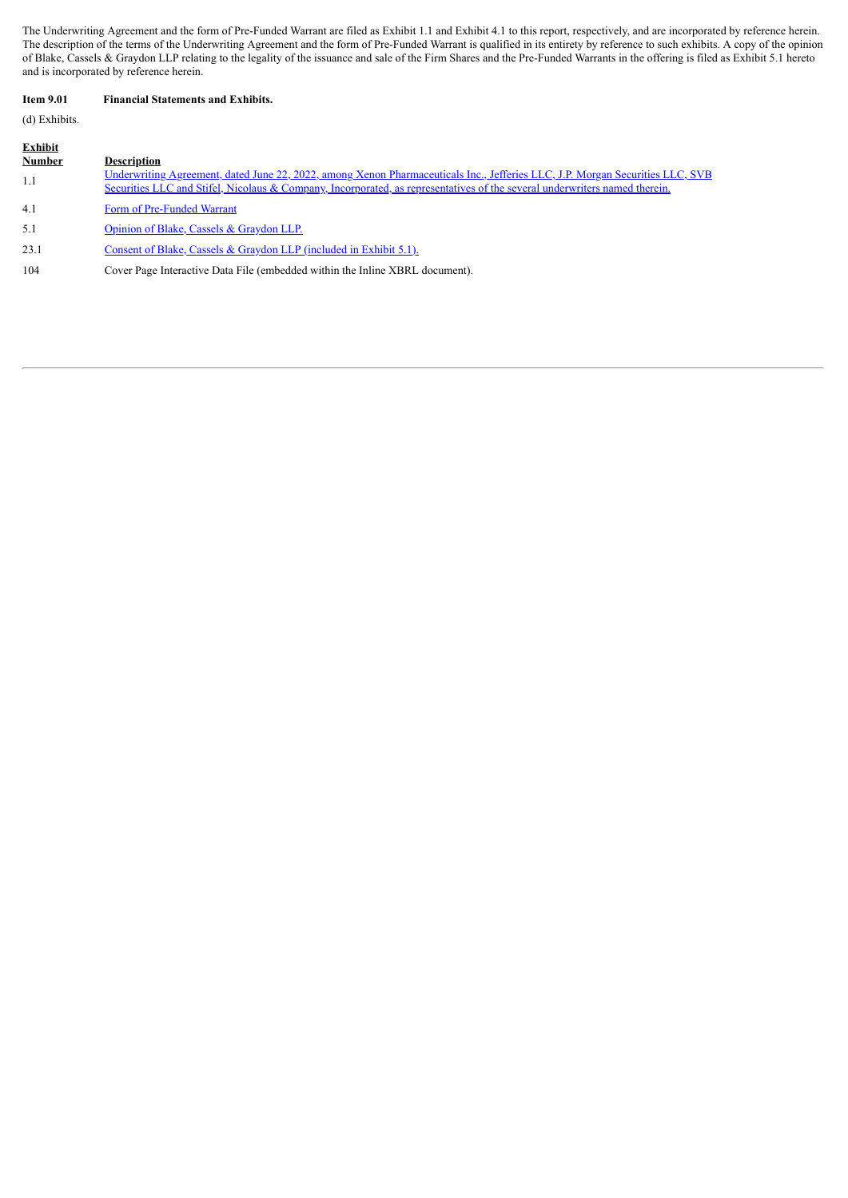The Underwriting Agreement and the form of Pre-Funded Warrant are filed as Exhibit 1.1 and Exhibit 4.1 to this report, respectively, and are incorporated by reference herein. The description of the terms of the Underwriting Agreement and the form of Pre-Funded Warrant is qualified in its entirety by reference to such exhibits. A copy of the opinion of Blake, Cassels & Graydon LLP relating to the legality of the issuance and sale of the Firm Shares and the Pre-Funded Warrants in the offering is filed as Exhibit 5.1 hereto and is incorporated by reference herein.

**Item 9.01 Financial Statements and Exhibits.**

(d) Exhibits.

| Exhibit Number | Description |
|---|---|
| 1.1 | Underwriting Agreement, dated June 22, 2022, among Xenon Pharmaceuticals Inc., Jefferies LLC, J.P. Morgan Securities LLC, SVB Securities LLC and Stifel, Nicolaus & Company, Incorporated, as representatives of the several underwriters named therein. |
| 4.1 | Form of Pre-Funded Warrant |
| 5.1 | Opinion of Blake, Cassels & Graydon LLP. |
| 23.1 | Consent of Blake, Cassels & Graydon LLP (included in Exhibit 5.1). |
| 104 | Cover Page Interactive Data File (embedded within the Inline XBRL document). |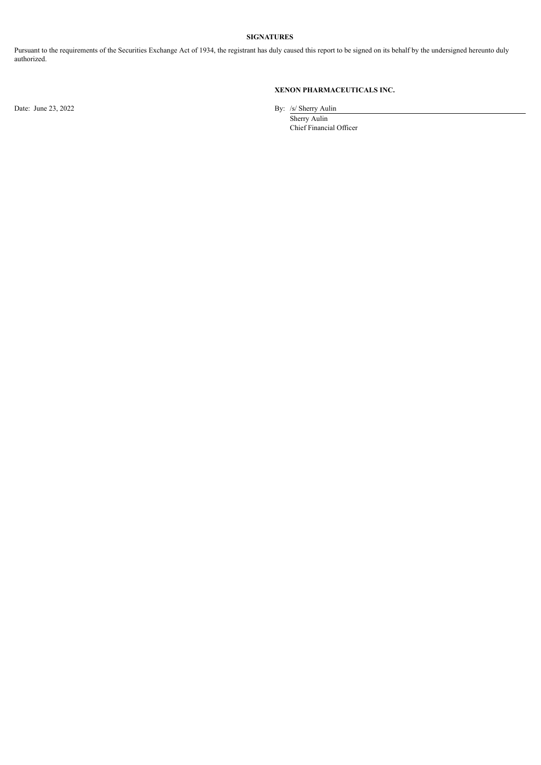**SIGNATURES**

Pursuant to the requirements of the Securities Exchange Act of 1934, the registrant has duly caused this report to be signed on its behalf by the undersigned hereunto duly authorized.

**XENON PHARMACEUTICALS INC.**

Date: June 23, 2022

By: /s/ Sherry Aulin

Sherry Aulin

Chief Financial Officer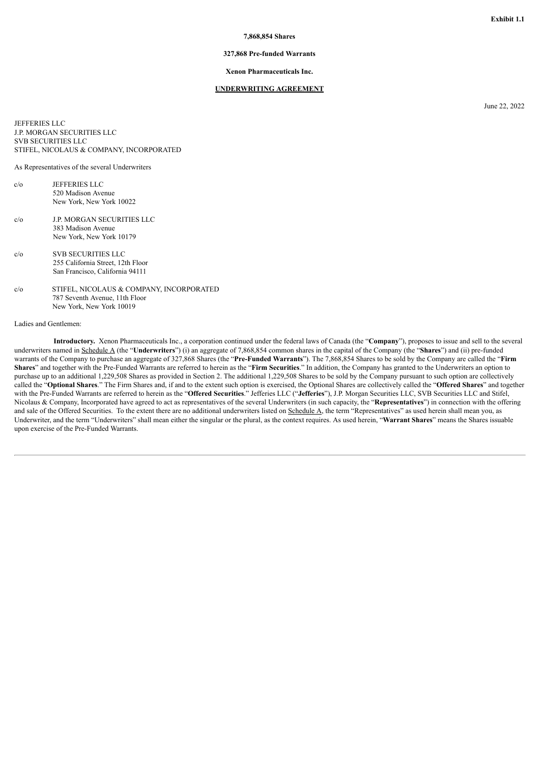**Exhibit 1.1**

**7,868,854 Shares**

**327,868 Pre-funded Warrants**

**Xenon Pharmaceuticals Inc.**

**UNDERWRITING AGREEMENT**

June 22, 2022

JEFFERIES LLC
J.P. MORGAN SECURITIES LLC
SVB SECURITIES LLC
STIFEL, NICOLAUS & COMPANY, INCORPORATED

As Representatives of the several Underwriters

c/o JEFFERIES LLC
520 Madison Avenue
New York, New York 10022

c/o J.P. MORGAN SECURITIES LLC
383 Madison Avenue
New York, New York 10179

c/o SVB SECURITIES LLC
255 California Street, 12th Floor
San Francisco, California 94111

c/o STIFEL, NICOLAUS & COMPANY, INCORPORATED
787 Seventh Avenue, 11th Floor
New York, New York 10019

Ladies and Gentlemen:

**Introductory.** Xenon Pharmaceuticals Inc., a corporation continued under the federal laws of Canada (the "**Company**"), proposes to issue and sell to the several underwriters named in Schedule A (the "**Underwriters**") (i) an aggregate of 7,868,854 common shares in the capital of the Company (the "**Shares**") and (ii) pre-funded warrants of the Company to purchase an aggregate of 327,868 Shares (the "**Pre-Funded Warrants**"). The 7,868,854 Shares to be sold by the Company are called the "**Firm Shares**" and together with the Pre-Funded Warrants are referred to herein as the "**Firm Securities**." In addition, the Company has granted to the Underwriters an option to purchase up to an additional 1,229,508 Shares as provided in Section 2. The additional 1,229,508 Shares to be sold by the Company pursuant to such option are collectively called the "**Optional Shares**." The Firm Shares and, if and to the extent such option is exercised, the Optional Shares are collectively called the "**Offered Shares**" and together with the Pre-Funded Warrants are referred to herein as the "**Offered Securities**." Jefferies LLC ("**Jefferies**"), J.P. Morgan Securities LLC, SVB Securities LLC and Stifel, Nicolaus & Company, Incorporated have agreed to act as representatives of the several Underwriters (in such capacity, the "**Representatives**") in connection with the offering and sale of the Offered Securities. To the extent there are no additional underwriters listed on Schedule A, the term "Representatives" as used herein shall mean you, as Underwriter, and the term "Underwriters" shall mean either the singular or the plural, as the context requires. As used herein, "**Warrant Shares**" means the Shares issuable upon exercise of the Pre-Funded Warrants.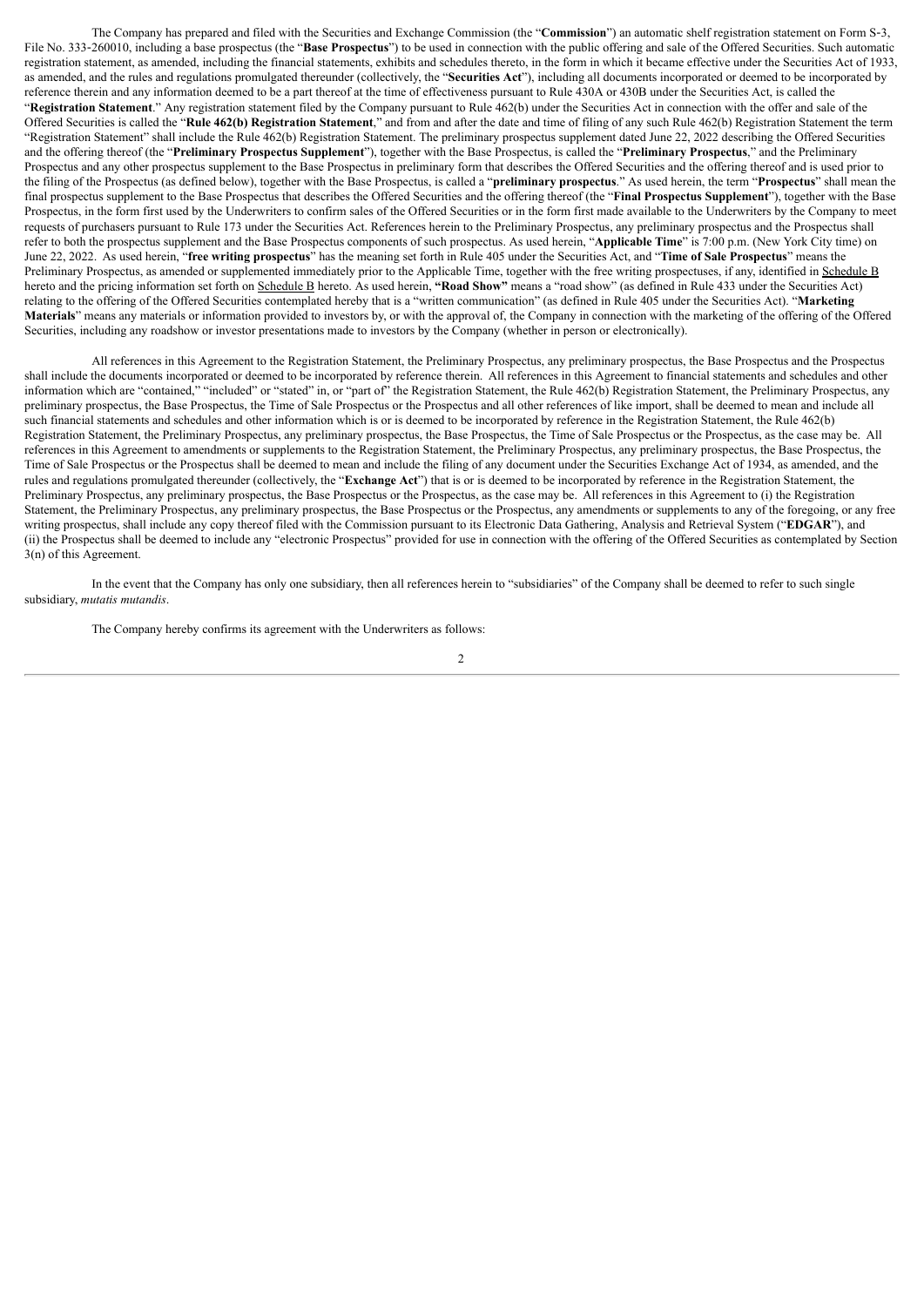The Company has prepared and filed with the Securities and Exchange Commission (the "**Commission**") an automatic shelf registration statement on Form S-3, File No. 333-260010, including a base prospectus (the "**Base Prospectus**") to be used in connection with the public offering and sale of the Offered Securities. Such automatic registration statement, as amended, including the financial statements, exhibits and schedules thereto, in the form in which it became effective under the Securities Act of 1933, as amended, and the rules and regulations promulgated thereunder (collectively, the "**Securities Act**"), including all documents incorporated or deemed to be incorporated by reference therein and any information deemed to be a part thereof at the time of effectiveness pursuant to Rule 430A or 430B under the Securities Act, is called the "**Registration Statement**." Any registration statement filed by the Company pursuant to Rule 462(b) under the Securities Act in connection with the offer and sale of the Offered Securities is called the "**Rule 462(b) Registration Statement**," and from and after the date and time of filing of any such Rule 462(b) Registration Statement the term "Registration Statement" shall include the Rule 462(b) Registration Statement. The preliminary prospectus supplement dated June 22, 2022 describing the Offered Securities and the offering thereof (the "**Preliminary Prospectus Supplement**"), together with the Base Prospectus, is called the "**Preliminary Prospectus**," and the Preliminary Prospectus and any other prospectus supplement to the Base Prospectus in preliminary form that describes the Offered Securities and the offering thereof and is used prior to the filing of the Prospectus (as defined below), together with the Base Prospectus, is called a "**preliminary prospectus**." As used herein, the term "**Prospectus**" shall mean the final prospectus supplement to the Base Prospectus that describes the Offered Securities and the offering thereof (the "**Final Prospectus Supplement**"), together with the Base Prospectus, in the form first used by the Underwriters to confirm sales of the Offered Securities or in the form first made available to the Underwriters by the Company to meet requests of purchasers pursuant to Rule 173 under the Securities Act. References herein to the Preliminary Prospectus, any preliminary prospectus and the Prospectus shall refer to both the prospectus supplement and the Base Prospectus components of such prospectus. As used herein, "**Applicable Time**" is 7:00 p.m. (New York City time) on June 22, 2022. As used herein, "**free writing prospectus**" has the meaning set forth in Rule 405 under the Securities Act, and "**Time of Sale Prospectus**" means the Preliminary Prospectus, as amended or supplemented immediately prior to the Applicable Time, together with the free writing prospectuses, if any, identified in Schedule B hereto and the pricing information set forth on Schedule B hereto. As used herein, **"Road Show"** means a "road show" (as defined in Rule 433 under the Securities Act) relating to the offering of the Offered Securities contemplated hereby that is a "written communication" (as defined in Rule 405 under the Securities Act). "**Marketing Materials**" means any materials or information provided to investors by, or with the approval of, the Company in connection with the marketing of the offering of the Offered Securities, including any roadshow or investor presentations made to investors by the Company (whether in person or electronically).

All references in this Agreement to the Registration Statement, the Preliminary Prospectus, any preliminary prospectus, the Base Prospectus and the Prospectus shall include the documents incorporated or deemed to be incorporated by reference therein. All references in this Agreement to financial statements and schedules and other information which are "contained," "included" or "stated" in, or "part of" the Registration Statement, the Rule 462(b) Registration Statement, the Preliminary Prospectus, any preliminary prospectus, the Base Prospectus, the Time of Sale Prospectus or the Prospectus and all other references of like import, shall be deemed to mean and include all such financial statements and schedules and other information which is or is deemed to be incorporated by reference in the Registration Statement, the Rule 462(b) Registration Statement, the Preliminary Prospectus, any preliminary prospectus, the Base Prospectus, the Time of Sale Prospectus or the Prospectus, as the case may be. All references in this Agreement to amendments or supplements to the Registration Statement, the Preliminary Prospectus, any preliminary prospectus, the Base Prospectus, the Time of Sale Prospectus or the Prospectus shall be deemed to mean and include the filing of any document under the Securities Exchange Act of 1934, as amended, and the rules and regulations promulgated thereunder (collectively, the "**Exchange Act**") that is or is deemed to be incorporated by reference in the Registration Statement, the Preliminary Prospectus, any preliminary prospectus, the Base Prospectus or the Prospectus, as the case may be. All references in this Agreement to (i) the Registration Statement, the Preliminary Prospectus, any preliminary prospectus, the Base Prospectus or the Prospectus, any amendments or supplements to any of the foregoing, or any free writing prospectus, shall include any copy thereof filed with the Commission pursuant to its Electronic Data Gathering, Analysis and Retrieval System ("**EDGAR**"), and (ii) the Prospectus shall be deemed to include any "electronic Prospectus" provided for use in connection with the offering of the Offered Securities as contemplated by Section 3(n) of this Agreement.

In the event that the Company has only one subsidiary, then all references herein to "subsidiaries" of the Company shall be deemed to refer to such single subsidiary, *mutatis mutandis*.

The Company hereby confirms its agreement with the Underwriters as follows: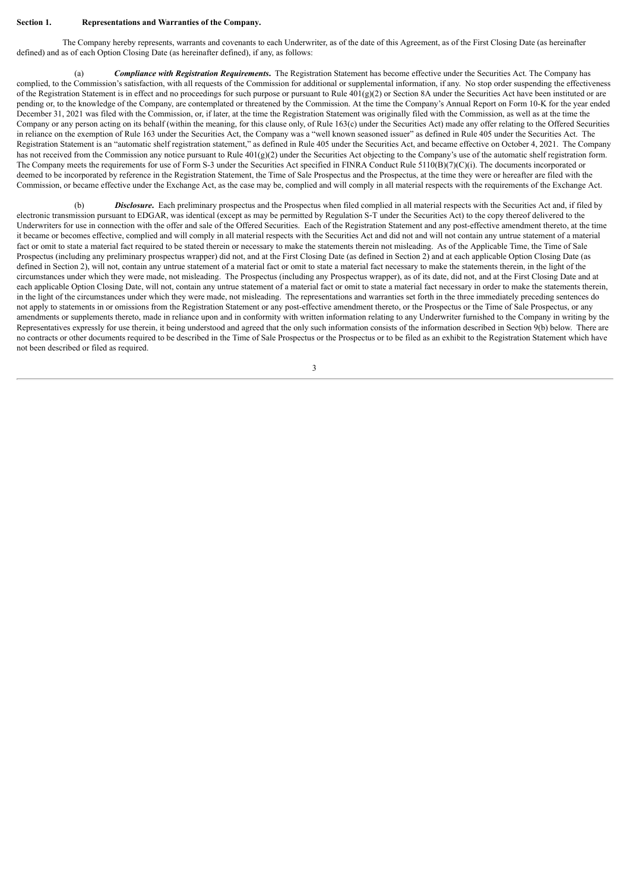**Section 1. Representations and Warranties of the Company.**

The Company hereby represents, warrants and covenants to each Underwriter, as of the date of this Agreement, as of the First Closing Date (as hereinafter defined) and as of each Option Closing Date (as hereinafter defined), if any, as follows:

(a) ***Compliance with Registration Requirements.*** The Registration Statement has become effective under the Securities Act. The Company has complied, to the Commission's satisfaction, with all requests of the Commission for additional or supplemental information, if any. No stop order suspending the effectiveness of the Registration Statement is in effect and no proceedings for such purpose or pursuant to Rule 401(g)(2) or Section 8A under the Securities Act have been instituted or are pending or, to the knowledge of the Company, are contemplated or threatened by the Commission. At the time the Company's Annual Report on Form 10-K for the year ended December 31, 2021 was filed with the Commission, or, if later, at the time the Registration Statement was originally filed with the Commission, as well as at the time the Company or any person acting on its behalf (within the meaning, for this clause only, of Rule 163(c) under the Securities Act) made any offer relating to the Offered Securities in reliance on the exemption of Rule 163 under the Securities Act, the Company was a "well known seasoned issuer" as defined in Rule 405 under the Securities Act. The Registration Statement is an "automatic shelf registration statement," as defined in Rule 405 under the Securities Act, and became effective on October 4, 2021. The Company has not received from the Commission any notice pursuant to Rule 401(g)(2) under the Securities Act objecting to the Company's use of the automatic shelf registration form. The Company meets the requirements for use of Form S-3 under the Securities Act specified in FINRA Conduct Rule 5110(B)(7)(C)(i). The documents incorporated or deemed to be incorporated by reference in the Registration Statement, the Time of Sale Prospectus and the Prospectus, at the time they were or hereafter are filed with the Commission, or became effective under the Exchange Act, as the case may be, complied and will comply in all material respects with the requirements of the Exchange Act.

(b) ***Disclosure.*** Each preliminary prospectus and the Prospectus when filed complied in all material respects with the Securities Act and, if filed by electronic transmission pursuant to EDGAR, was identical (except as may be permitted by Regulation S-T under the Securities Act) to the copy thereof delivered to the Underwriters for use in connection with the offer and sale of the Offered Securities. Each of the Registration Statement and any post-effective amendment thereto, at the time it became or becomes effective, complied and will comply in all material respects with the Securities Act and did not and will not contain any untrue statement of a material fact or omit to state a material fact required to be stated therein or necessary to make the statements therein not misleading. As of the Applicable Time, the Time of Sale Prospectus (including any preliminary prospectus wrapper) did not, and at the First Closing Date (as defined in Section 2) and at each applicable Option Closing Date (as defined in Section 2), will not, contain any untrue statement of a material fact or omit to state a material fact necessary to make the statements therein, in the light of the circumstances under which they were made, not misleading. The Prospectus (including any Prospectus wrapper), as of its date, did not, and at the First Closing Date and at each applicable Option Closing Date, will not, contain any untrue statement of a material fact or omit to state a material fact necessary in order to make the statements therein, in the light of the circumstances under which they were made, not misleading. The representations and warranties set forth in the three immediately preceding sentences do not apply to statements in or omissions from the Registration Statement or any post-effective amendment thereto, or the Prospectus or the Time of Sale Prospectus, or any amendments or supplements thereto, made in reliance upon and in conformity with written information relating to any Underwriter furnished to the Company in writing by the Representatives expressly for use therein, it being understood and agreed that the only such information consists of the information described in Section 9(b) below. There are no contracts or other documents required to be described in the Time of Sale Prospectus or the Prospectus or to be filed as an exhibit to the Registration Statement which have not been described or filed as required.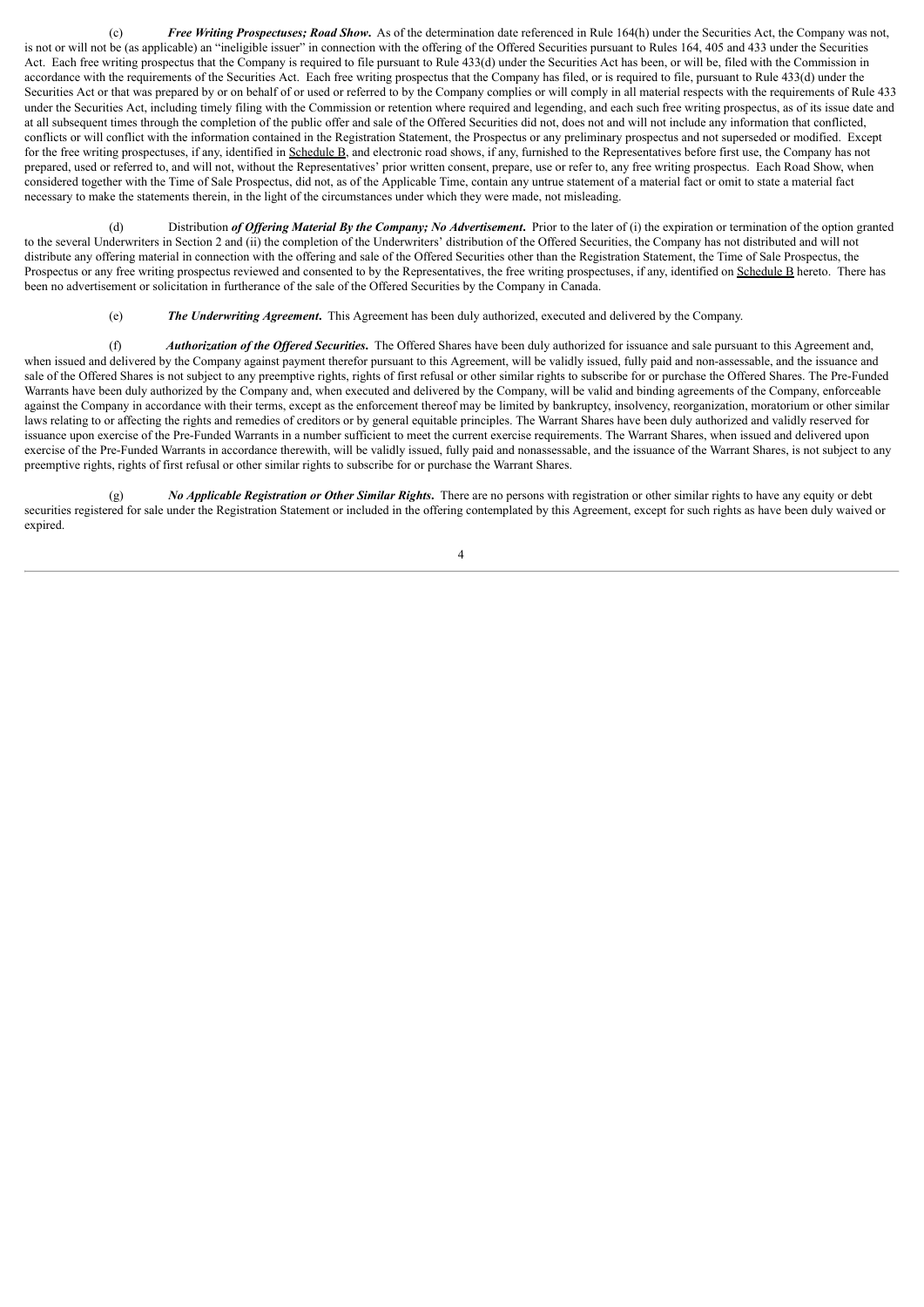(c) ***Free Writing Prospectuses; Road Show***. As of the determination date referenced in Rule 164(h) under the Securities Act, the Company was not, is not or will not be (as applicable) an "ineligible issuer" in connection with the offering of the Offered Securities pursuant to Rules 164, 405 and 433 under the Securities Act. Each free writing prospectus that the Company is required to file pursuant to Rule 433(d) under the Securities Act has been, or will be, filed with the Commission in accordance with the requirements of the Securities Act. Each free writing prospectus that the Company has filed, or is required to file, pursuant to Rule 433(d) under the Securities Act or that was prepared by or on behalf of or used or referred to by the Company complies or will comply in all material respects with the requirements of Rule 433 under the Securities Act, including timely filing with the Commission or retention where required and legending, and each such free writing prospectus, as of its issue date and at all subsequent times through the completion of the public offer and sale of the Offered Securities did not, does not and will not include any information that conflicted, conflicts or will conflict with the information contained in the Registration Statement, the Prospectus or any preliminary prospectus and not superseded or modified. Except for the free writing prospectuses, if any, identified in Schedule B, and electronic road shows, if any, furnished to the Representatives before first use, the Company has not prepared, used or referred to, and will not, without the Representatives' prior written consent, prepare, use or refer to, any free writing prospectus. Each Road Show, when considered together with the Time of Sale Prospectus, did not, as of the Applicable Time, contain any untrue statement of a material fact or omit to state a material fact necessary to make the statements therein, in the light of the circumstances under which they were made, not misleading.

(d) Distribution ***of Offering Material By the Company; No Advertisement***. Prior to the later of (i) the expiration or termination of the option granted to the several Underwriters in Section 2 and (ii) the completion of the Underwriters' distribution of the Offered Securities, the Company has not distributed and will not distribute any offering material in connection with the offering and sale of the Offered Securities other than the Registration Statement, the Time of Sale Prospectus, the Prospectus or any free writing prospectus reviewed and consented to by the Representatives, the free writing prospectuses, if any, identified on Schedule B hereto. There has been no advertisement or solicitation in furtherance of the sale of the Offered Securities by the Company in Canada.

(e) ***The Underwriting Agreement***. This Agreement has been duly authorized, executed and delivered by the Company.

(f) ***Authorization of the Offered Securities***. The Offered Shares have been duly authorized for issuance and sale pursuant to this Agreement and, when issued and delivered by the Company against payment therefor pursuant to this Agreement, will be validly issued, fully paid and non-assessable, and the issuance and sale of the Offered Shares is not subject to any preemptive rights, rights of first refusal or other similar rights to subscribe for or purchase the Offered Shares. The Pre-Funded Warrants have been duly authorized by the Company and, when executed and delivered by the Company, will be valid and binding agreements of the Company, enforceable against the Company in accordance with their terms, except as the enforcement thereof may be limited by bankruptcy, insolvency, reorganization, moratorium or other similar laws relating to or affecting the rights and remedies of creditors or by general equitable principles. The Warrant Shares have been duly authorized and validly reserved for issuance upon exercise of the Pre-Funded Warrants in a number sufficient to meet the current exercise requirements. The Warrant Shares, when issued and delivered upon exercise of the Pre-Funded Warrants in accordance therewith, will be validly issued, fully paid and nonassessable, and the issuance of the Warrant Shares, is not subject to any preemptive rights, rights of first refusal or other similar rights to subscribe for or purchase the Warrant Shares.

(g) ***No Applicable Registration or Other Similar Rights***. There are no persons with registration or other similar rights to have any equity or debt securities registered for sale under the Registration Statement or included in the offering contemplated by this Agreement, except for such rights as have been duly waived or expired.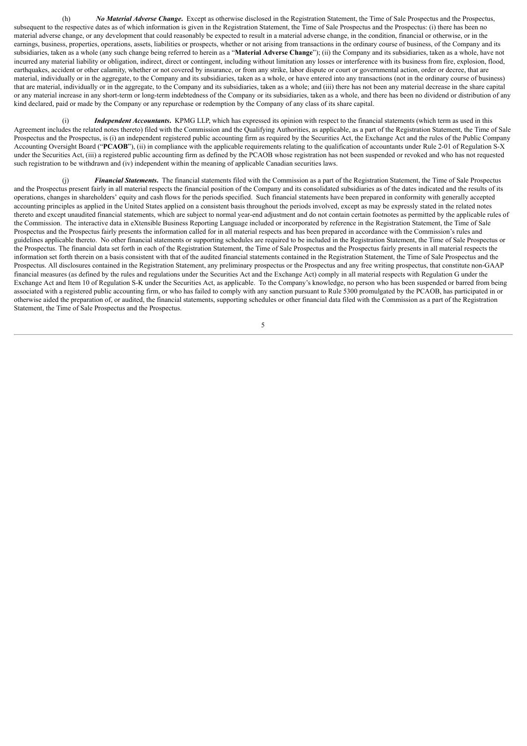(h) ***No Material Adverse Change*.** Except as otherwise disclosed in the Registration Statement, the Time of Sale Prospectus and the Prospectus, subsequent to the respective dates as of which information is given in the Registration Statement, the Time of Sale Prospectus and the Prospectus: (i) there has been no material adverse change, or any development that could reasonably be expected to result in a material adverse change, in the condition, financial or otherwise, or in the earnings, business, properties, operations, assets, liabilities or prospects, whether or not arising from transactions in the ordinary course of business, of the Company and its subsidiaries, taken as a whole (any such change being referred to herein as a "**Material Adverse Change**"); (ii) the Company and its subsidiaries, taken as a whole, have not incurred any material liability or obligation, indirect, direct or contingent, including without limitation any losses or interference with its business from fire, explosion, flood, earthquakes, accident or other calamity, whether or not covered by insurance, or from any strike, labor dispute or court or governmental action, order or decree, that are material, individually or in the aggregate, to the Company and its subsidiaries, taken as a whole, or have entered into any transactions (not in the ordinary course of business) that are material, individually or in the aggregate, to the Company and its subsidiaries, taken as a whole; and (iii) there has not been any material decrease in the share capital or any material increase in any short-term or long-term indebtedness of the Company or its subsidiaries, taken as a whole, and there has been no dividend or distribution of any kind declared, paid or made by the Company or any repurchase or redemption by the Company of any class of its share capital.

(i) ***Independent Accountants*.** KPMG LLP, which has expressed its opinion with respect to the financial statements (which term as used in this Agreement includes the related notes thereto) filed with the Commission and the Qualifying Authorities, as applicable, as a part of the Registration Statement, the Time of Sale Prospectus and the Prospectus, is (i) an independent registered public accounting firm as required by the Securities Act, the Exchange Act and the rules of the Public Company Accounting Oversight Board ("**PCAOB**"), (ii) in compliance with the applicable requirements relating to the qualification of accountants under Rule 2-01 of Regulation S-X under the Securities Act, (iii) a registered public accounting firm as defined by the PCAOB whose registration has not been suspended or revoked and who has not requested such registration to be withdrawn and (iv) independent within the meaning of applicable Canadian securities laws.

(j) ***Financial Statements*.** The financial statements filed with the Commission as a part of the Registration Statement, the Time of Sale Prospectus and the Prospectus present fairly in all material respects the financial position of the Company and its consolidated subsidiaries as of the dates indicated and the results of its operations, changes in shareholders' equity and cash flows for the periods specified. Such financial statements have been prepared in conformity with generally accepted accounting principles as applied in the United States applied on a consistent basis throughout the periods involved, except as may be expressly stated in the related notes thereto and except unaudited financial statements, which are subject to normal year-end adjustment and do not contain certain footnotes as permitted by the applicable rules of the Commission. The interactive data in eXtensible Business Reporting Language included or incorporated by reference in the Registration Statement, the Time of Sale Prospectus and the Prospectus fairly presents the information called for in all material respects and has been prepared in accordance with the Commission's rules and guidelines applicable thereto. No other financial statements or supporting schedules are required to be included in the Registration Statement, the Time of Sale Prospectus or the Prospectus. The financial data set forth in each of the Registration Statement, the Time of Sale Prospectus and the Prospectus fairly presents in all material respects the information set forth therein on a basis consistent with that of the audited financial statements contained in the Registration Statement, the Time of Sale Prospectus and the Prospectus. All disclosures contained in the Registration Statement, any preliminary prospectus or the Prospectus and any free writing prospectus, that constitute non-GAAP financial measures (as defined by the rules and regulations under the Securities Act and the Exchange Act) comply in all material respects with Regulation G under the Exchange Act and Item 10 of Regulation S-K under the Securities Act, as applicable. To the Company's knowledge, no person who has been suspended or barred from being associated with a registered public accounting firm, or who has failed to comply with any sanction pursuant to Rule 5300 promulgated by the PCAOB, has participated in or otherwise aided the preparation of, or audited, the financial statements, supporting schedules or other financial data filed with the Commission as a part of the Registration Statement, the Time of Sale Prospectus and the Prospectus.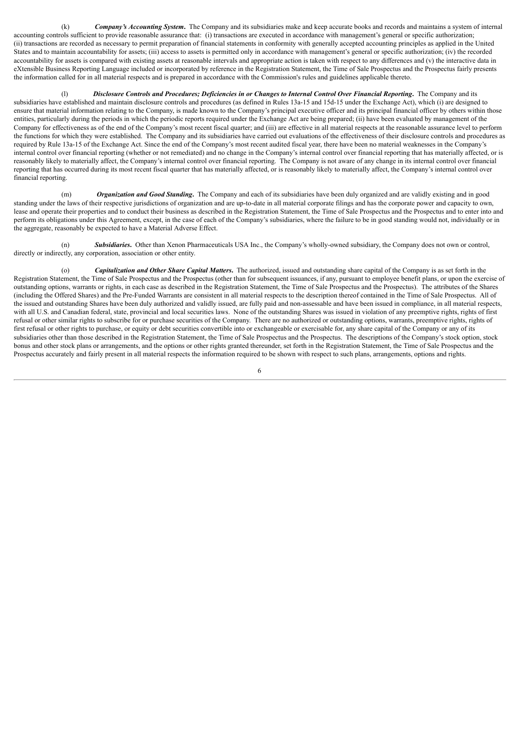(k) ***Company's Accounting System***. The Company and its subsidiaries make and keep accurate books and records and maintains a system of internal accounting controls sufficient to provide reasonable assurance that: (i) transactions are executed in accordance with management's general or specific authorization; (ii) transactions are recorded as necessary to permit preparation of financial statements in conformity with generally accepted accounting principles as applied in the United States and to maintain accountability for assets; (iii) access to assets is permitted only in accordance with management's general or specific authorization; (iv) the recorded accountability for assets is compared with existing assets at reasonable intervals and appropriate action is taken with respect to any differences and (v) the interactive data in eXtensible Business Reporting Language included or incorporated by reference in the Registration Statement, the Time of Sale Prospectus and the Prospectus fairly presents the information called for in all material respects and is prepared in accordance with the Commission's rules and guidelines applicable thereto.

(l) ***Disclosure Controls and Procedures; Deficiencies in or Changes to Internal Control Over Financial Reporting***. The Company and its subsidiaries have established and maintain disclosure controls and procedures (as defined in Rules 13a-15 and 15d-15 under the Exchange Act), which (i) are designed to ensure that material information relating to the Company, is made known to the Company's principal executive officer and its principal financial officer by others within those entities, particularly during the periods in which the periodic reports required under the Exchange Act are being prepared; (ii) have been evaluated by management of the Company for effectiveness as of the end of the Company's most recent fiscal quarter; and (iii) are effective in all material respects at the reasonable assurance level to perform the functions for which they were established. The Company and its subsidiaries have carried out evaluations of the effectiveness of their disclosure controls and procedures as required by Rule 13a-15 of the Exchange Act. Since the end of the Company's most recent audited fiscal year, there have been no material weaknesses in the Company's internal control over financial reporting (whether or not remediated) and no change in the Company's internal control over financial reporting that has materially affected, or is reasonably likely to materially affect, the Company's internal control over financial reporting. The Company is not aware of any change in its internal control over financial reporting that has occurred during its most recent fiscal quarter that has materially affected, or is reasonably likely to materially affect, the Company's internal control over financial reporting.

(m) ***Organization and Good Standing***. The Company and each of its subsidiaries have been duly organized and are validly existing and in good standing under the laws of their respective jurisdictions of organization and are up-to-date in all material corporate filings and has the corporate power and capacity to own, lease and operate their properties and to conduct their business as described in the Registration Statement, the Time of Sale Prospectus and the Prospectus and to enter into and perform its obligations under this Agreement, except, in the case of each of the Company's subsidiaries, where the failure to be in good standing would not, individually or in the aggregate, reasonably be expected to have a Material Adverse Effect.

(n) ***Subsidiaries***. Other than Xenon Pharmaceuticals USA Inc., the Company's wholly-owned subsidiary, the Company does not own or control, directly or indirectly, any corporation, association or other entity.

(o) ***Capitalization and Other Share Capital Matters***. The authorized, issued and outstanding share capital of the Company is as set forth in the Registration Statement, the Time of Sale Prospectus and the Prospectus (other than for subsequent issuances, if any, pursuant to employee benefit plans, or upon the exercise of outstanding options, warrants or rights, in each case as described in the Registration Statement, the Time of Sale Prospectus and the Prospectus). The attributes of the Shares (including the Offered Shares) and the Pre-Funded Warrants are consistent in all material respects to the description thereof contained in the Time of Sale Prospectus. All of the issued and outstanding Shares have been duly authorized and validly issued, are fully paid and non-assessable and have been issued in compliance, in all material respects, with all U.S. and Canadian federal, state, provincial and local securities laws. None of the outstanding Shares was issued in violation of any preemptive rights, rights of first refusal or other similar rights to subscribe for or purchase securities of the Company. There are no authorized or outstanding options, warrants, preemptive rights, rights of first refusal or other rights to purchase, or equity or debt securities convertible into or exchangeable or exercisable for, any share capital of the Company or any of its subsidiaries other than those described in the Registration Statement, the Time of Sale Prospectus and the Prospectus. The descriptions of the Company's stock option, stock bonus and other stock plans or arrangements, and the options or other rights granted thereunder, set forth in the Registration Statement, the Time of Sale Prospectus and the Prospectus accurately and fairly present in all material respects the information required to be shown with respect to such plans, arrangements, options and rights.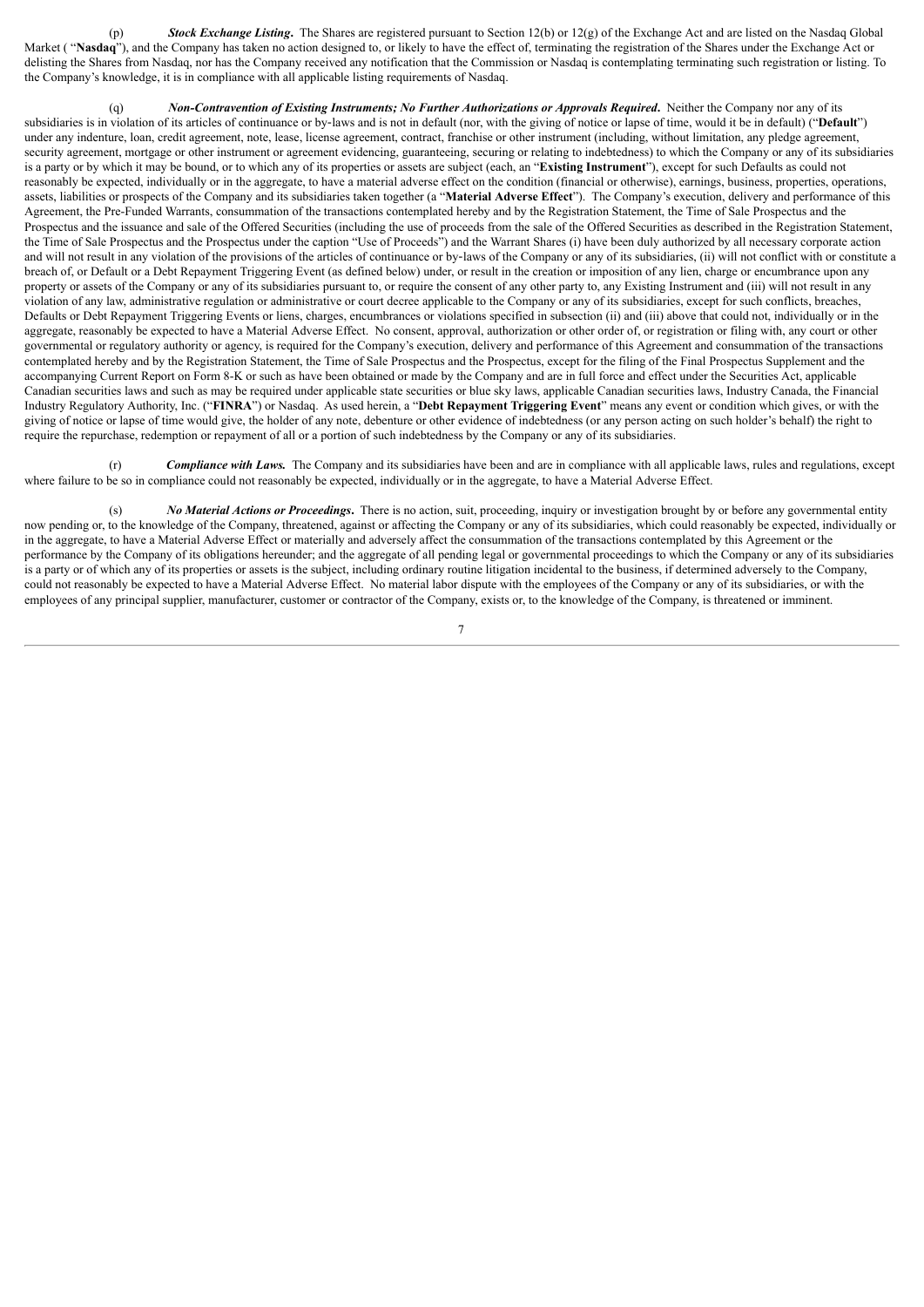(p) ***Stock Exchange Listing***. The Shares are registered pursuant to Section 12(b) or 12(g) of the Exchange Act and are listed on the Nasdaq Global Market ( "**Nasdaq**"), and the Company has taken no action designed to, or likely to have the effect of, terminating the registration of the Shares under the Exchange Act or delisting the Shares from Nasdaq, nor has the Company received any notification that the Commission or Nasdaq is contemplating terminating such registration or listing. To the Company's knowledge, it is in compliance with all applicable listing requirements of Nasdaq.

(q) ***Non-Contravention of Existing Instruments; No Further Authorizations or Approvals Required***. Neither the Company nor any of its subsidiaries is in violation of its articles of continuance or by-laws and is not in default (nor, with the giving of notice or lapse of time, would it be in default) ("**Default**") under any indenture, loan, credit agreement, note, lease, license agreement, contract, franchise or other instrument (including, without limitation, any pledge agreement, security agreement, mortgage or other instrument or agreement evidencing, guaranteeing, securing or relating to indebtedness) to which the Company or any of its subsidiaries is a party or by which it may be bound, or to which any of its properties or assets are subject (each, an "**Existing Instrument**"), except for such Defaults as could not reasonably be expected, individually or in the aggregate, to have a material adverse effect on the condition (financial or otherwise), earnings, business, properties, operations, assets, liabilities or prospects of the Company and its subsidiaries taken together (a "**Material Adverse Effect**"). The Company's execution, delivery and performance of this Agreement, the Pre-Funded Warrants, consummation of the transactions contemplated hereby and by the Registration Statement, the Time of Sale Prospectus and the Prospectus and the issuance and sale of the Offered Securities (including the use of proceeds from the sale of the Offered Securities as described in the Registration Statement, the Time of Sale Prospectus and the Prospectus under the caption "Use of Proceeds") and the Warrant Shares (i) have been duly authorized by all necessary corporate action and will not result in any violation of the provisions of the articles of continuance or by-laws of the Company or any of its subsidiaries, (ii) will not conflict with or constitute a breach of, or Default or a Debt Repayment Triggering Event (as defined below) under, or result in the creation or imposition of any lien, charge or encumbrance upon any property or assets of the Company or any of its subsidiaries pursuant to, or require the consent of any other party to, any Existing Instrument and (iii) will not result in any violation of any law, administrative regulation or administrative or court decree applicable to the Company or any of its subsidiaries, except for such conflicts, breaches, Defaults or Debt Repayment Triggering Events or liens, charges, encumbrances or violations specified in subsection (ii) and (iii) above that could not, individually or in the aggregate, reasonably be expected to have a Material Adverse Effect. No consent, approval, authorization or other order of, or registration or filing with, any court or other governmental or regulatory authority or agency, is required for the Company's execution, delivery and performance of this Agreement and consummation of the transactions contemplated hereby and by the Registration Statement, the Time of Sale Prospectus and the Prospectus, except for the filing of the Final Prospectus Supplement and the accompanying Current Report on Form 8-K or such as have been obtained or made by the Company and are in full force and effect under the Securities Act, applicable Canadian securities laws and such as may be required under applicable state securities or blue sky laws, applicable Canadian securities laws, Industry Canada, the Financial Industry Regulatory Authority, Inc. ("**FINRA**") or Nasdaq. As used herein, a "**Debt Repayment Triggering Event**" means any event or condition which gives, or with the giving of notice or lapse of time would give, the holder of any note, debenture or other evidence of indebtedness (or any person acting on such holder's behalf) the right to require the repurchase, redemption or repayment of all or a portion of such indebtedness by the Company or any of its subsidiaries.

(r) ***Compliance with Laws.*** The Company and its subsidiaries have been and are in compliance with all applicable laws, rules and regulations, except where failure to be so in compliance could not reasonably be expected, individually or in the aggregate, to have a Material Adverse Effect.

(s) ***No Material Actions or Proceedings***. There is no action, suit, proceeding, inquiry or investigation brought by or before any governmental entity now pending or, to the knowledge of the Company, threatened, against or affecting the Company or any of its subsidiaries, which could reasonably be expected, individually or in the aggregate, to have a Material Adverse Effect or materially and adversely affect the consummation of the transactions contemplated by this Agreement or the performance by the Company of its obligations hereunder; and the aggregate of all pending legal or governmental proceedings to which the Company or any of its subsidiaries is a party or of which any of its properties or assets is the subject, including ordinary routine litigation incidental to the business, if determined adversely to the Company, could not reasonably be expected to have a Material Adverse Effect. No material labor dispute with the employees of the Company or any of its subsidiaries, or with the employees of any principal supplier, manufacturer, customer or contractor of the Company, exists or, to the knowledge of the Company, is threatened or imminent.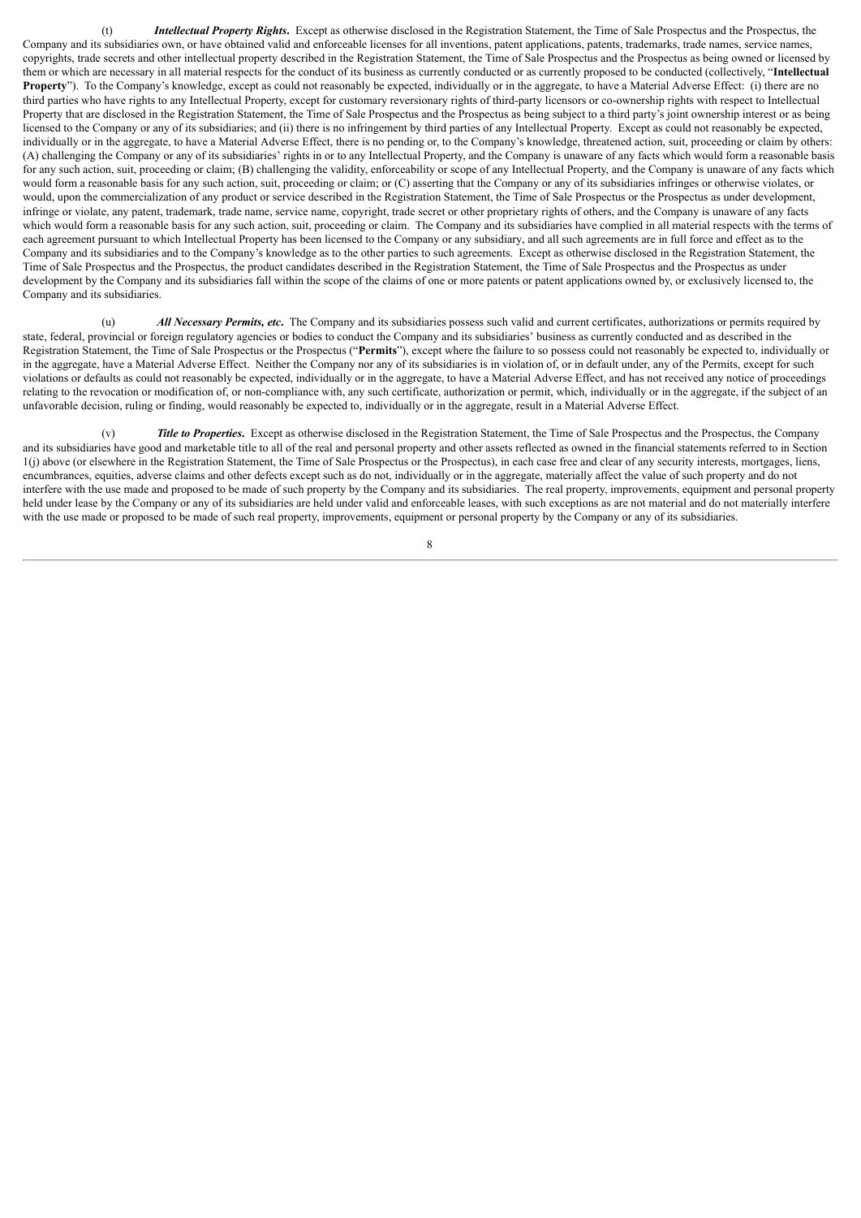(t) ***Intellectual Property Rights***. Except as otherwise disclosed in the Registration Statement, the Time of Sale Prospectus and the Prospectus, the Company and its subsidiaries own, or have obtained valid and enforceable licenses for all inventions, patent applications, patents, trademarks, trade names, service names, copyrights, trade secrets and other intellectual property described in the Registration Statement, the Time of Sale Prospectus and the Prospectus as being owned or licensed by them or which are necessary in all material respects for the conduct of its business as currently conducted or as currently proposed to be conducted (collectively, "**Intellectual Property**"). To the Company's knowledge, except as could not reasonably be expected, individually or in the aggregate, to have a Material Adverse Effect: (i) there are no third parties who have rights to any Intellectual Property, except for customary reversionary rights of third-party licensors or co-ownership rights with respect to Intellectual Property that are disclosed in the Registration Statement, the Time of Sale Prospectus and the Prospectus as being subject to a third party's joint ownership interest or as being licensed to the Company or any of its subsidiaries; and (ii) there is no infringement by third parties of any Intellectual Property. Except as could not reasonably be expected, individually or in the aggregate, to have a Material Adverse Effect, there is no pending or, to the Company's knowledge, threatened action, suit, proceeding or claim by others: (A) challenging the Company or any of its subsidiaries' rights in or to any Intellectual Property, and the Company is unaware of any facts which would form a reasonable basis for any such action, suit, proceeding or claim; (B) challenging the validity, enforceability or scope of any Intellectual Property, and the Company is unaware of any facts which would form a reasonable basis for any such action, suit, proceeding or claim; or (C) asserting that the Company or any of its subsidiaries infringes or otherwise violates, or would, upon the commercialization of any product or service described in the Registration Statement, the Time of Sale Prospectus or the Prospectus as under development, infringe or violate, any patent, trademark, trade name, service name, copyright, trade secret or other proprietary rights of others, and the Company is unaware of any facts which would form a reasonable basis for any such action, suit, proceeding or claim. The Company and its subsidiaries have complied in all material respects with the terms of each agreement pursuant to which Intellectual Property has been licensed to the Company or any subsidiary, and all such agreements are in full force and effect as to the Company and its subsidiaries and to the Company's knowledge as to the other parties to such agreements. Except as otherwise disclosed in the Registration Statement, the Time of Sale Prospectus and the Prospectus, the product candidates described in the Registration Statement, the Time of Sale Prospectus and the Prospectus as under development by the Company and its subsidiaries fall within the scope of the claims of one or more patents or patent applications owned by, or exclusively licensed to, the Company and its subsidiaries.

(u) ***All Necessary Permits, etc***. The Company and its subsidiaries possess such valid and current certificates, authorizations or permits required by state, federal, provincial or foreign regulatory agencies or bodies to conduct the Company and its subsidiaries' business as currently conducted and as described in the Registration Statement, the Time of Sale Prospectus or the Prospectus ("**Permits**"), except where the failure to so possess could not reasonably be expected to, individually or in the aggregate, have a Material Adverse Effect. Neither the Company nor any of its subsidiaries is in violation of, or in default under, any of the Permits, except for such violations or defaults as could not reasonably be expected, individually or in the aggregate, to have a Material Adverse Effect, and has not received any notice of proceedings relating to the revocation or modification of, or non-compliance with, any such certificate, authorization or permit, which, individually or in the aggregate, if the subject of an unfavorable decision, ruling or finding, would reasonably be expected to, individually or in the aggregate, result in a Material Adverse Effect.

(v) ***Title to Properties***. Except as otherwise disclosed in the Registration Statement, the Time of Sale Prospectus and the Prospectus, the Company and its subsidiaries have good and marketable title to all of the real and personal property and other assets reflected as owned in the financial statements referred to in Section 1(j) above (or elsewhere in the Registration Statement, the Time of Sale Prospectus or the Prospectus), in each case free and clear of any security interests, mortgages, liens, encumbrances, equities, adverse claims and other defects except such as do not, individually or in the aggregate, materially affect the value of such property and do not interfere with the use made and proposed to be made of such property by the Company and its subsidiaries. The real property, improvements, equipment and personal property held under lease by the Company or any of its subsidiaries are held under valid and enforceable leases, with such exceptions as are not material and do not materially interfere with the use made or proposed to be made of such real property, improvements, equipment or personal property by the Company or any of its subsidiaries.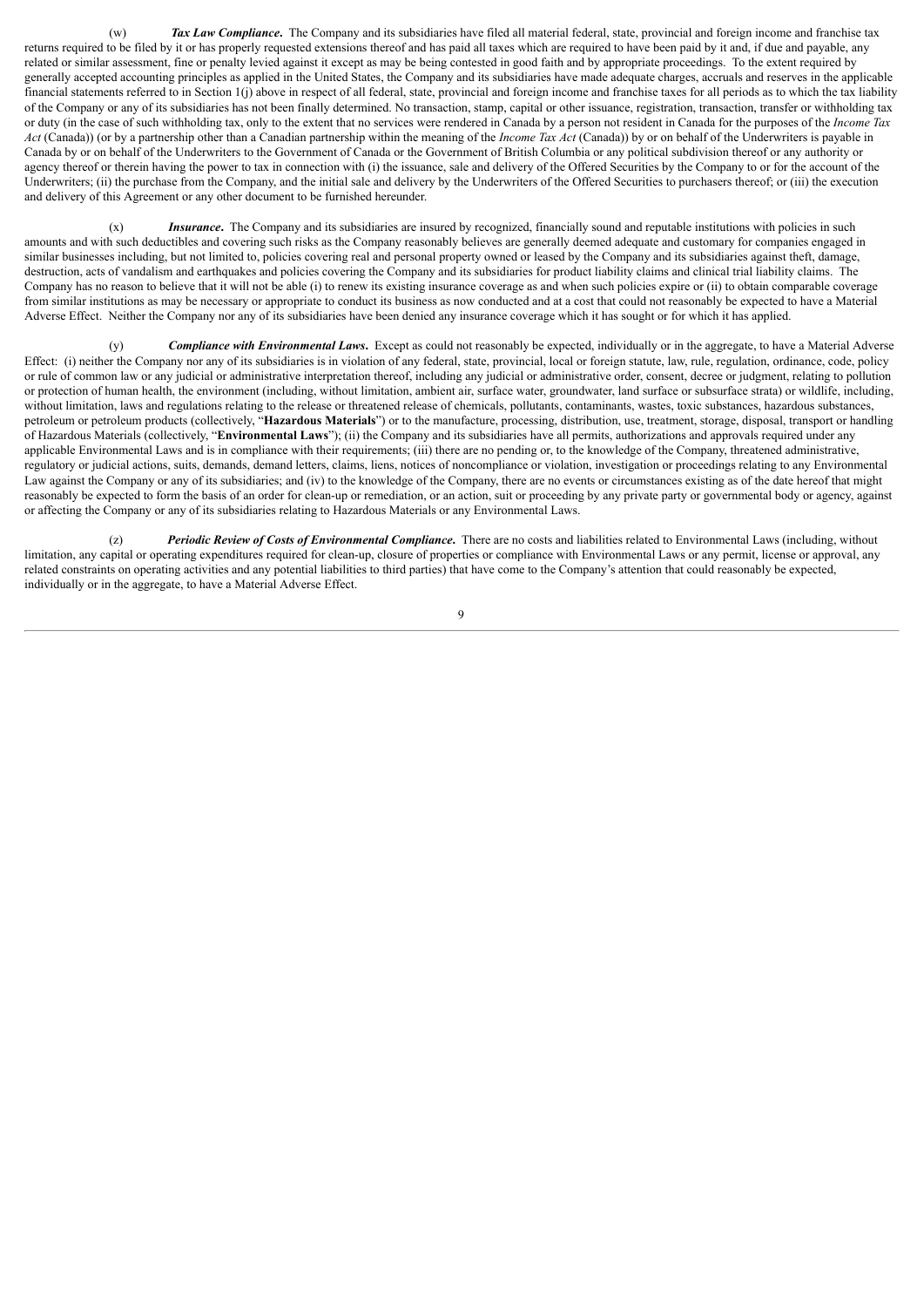(w) ***Tax Law Compliance***. The Company and its subsidiaries have filed all material federal, state, provincial and foreign income and franchise tax returns required to be filed by it or has properly requested extensions thereof and has paid all taxes which are required to have been paid by it and, if due and payable, any related or similar assessment, fine or penalty levied against it except as may be being contested in good faith and by appropriate proceedings. To the extent required by generally accepted accounting principles as applied in the United States, the Company and its subsidiaries have made adequate charges, accruals and reserves in the applicable financial statements referred to in Section 1(j) above in respect of all federal, state, provincial and foreign income and franchise taxes for all periods as to which the tax liability of the Company or any of its subsidiaries has not been finally determined. No transaction, stamp, capital or other issuance, registration, transaction, transfer or withholding tax or duty (in the case of such withholding tax, only to the extent that no services were rendered in Canada by a person not resident in Canada for the purposes of the *Income Tax Act* (Canada)) (or by a partnership other than a Canadian partnership within the meaning of the *Income Tax Act* (Canada)) by or on behalf of the Underwriters is payable in Canada by or on behalf of the Underwriters to the Government of Canada or the Government of British Columbia or any political subdivision thereof or any authority or agency thereof or therein having the power to tax in connection with (i) the issuance, sale and delivery of the Offered Securities by the Company to or for the account of the Underwriters; (ii) the purchase from the Company, and the initial sale and delivery by the Underwriters of the Offered Securities to purchasers thereof; or (iii) the execution and delivery of this Agreement or any other document to be furnished hereunder.

(x) ***Insurance***. The Company and its subsidiaries are insured by recognized, financially sound and reputable institutions with policies in such amounts and with such deductibles and covering such risks as the Company reasonably believes are generally deemed adequate and customary for companies engaged in similar businesses including, but not limited to, policies covering real and personal property owned or leased by the Company and its subsidiaries against theft, damage, destruction, acts of vandalism and earthquakes and policies covering the Company and its subsidiaries for product liability claims and clinical trial liability claims. The Company has no reason to believe that it will not be able (i) to renew its existing insurance coverage as and when such policies expire or (ii) to obtain comparable coverage from similar institutions as may be necessary or appropriate to conduct its business as now conducted and at a cost that could not reasonably be expected to have a Material Adverse Effect. Neither the Company nor any of its subsidiaries have been denied any insurance coverage which it has sought or for which it has applied.

(y) ***Compliance with Environmental Laws***. Except as could not reasonably be expected, individually or in the aggregate, to have a Material Adverse Effect: (i) neither the Company nor any of its subsidiaries is in violation of any federal, state, provincial, local or foreign statute, law, rule, regulation, ordinance, code, policy or rule of common law or any judicial or administrative interpretation thereof, including any judicial or administrative order, consent, decree or judgment, relating to pollution or protection of human health, the environment (including, without limitation, ambient air, surface water, groundwater, land surface or subsurface strata) or wildlife, including, without limitation, laws and regulations relating to the release or threatened release of chemicals, pollutants, contaminants, wastes, toxic substances, hazardous substances, petroleum or petroleum products (collectively, "**Hazardous Materials**") or to the manufacture, processing, distribution, use, treatment, storage, disposal, transport or handling of Hazardous Materials (collectively, "**Environmental Laws**"); (ii) the Company and its subsidiaries have all permits, authorizations and approvals required under any applicable Environmental Laws and is in compliance with their requirements; (iii) there are no pending or, to the knowledge of the Company, threatened administrative, regulatory or judicial actions, suits, demands, demand letters, claims, liens, notices of noncompliance or violation, investigation or proceedings relating to any Environmental Law against the Company or any of its subsidiaries; and (iv) to the knowledge of the Company, there are no events or circumstances existing as of the date hereof that might reasonably be expected to form the basis of an order for clean-up or remediation, or an action, suit or proceeding by any private party or governmental body or agency, against or affecting the Company or any of its subsidiaries relating to Hazardous Materials or any Environmental Laws.

(z) ***Periodic Review of Costs of Environmental Compliance***. There are no costs and liabilities related to Environmental Laws (including, without limitation, any capital or operating expenditures required for clean-up, closure of properties or compliance with Environmental Laws or any permit, license or approval, any related constraints on operating activities and any potential liabilities to third parties) that have come to the Company's attention that could reasonably be expected, individually or in the aggregate, to have a Material Adverse Effect.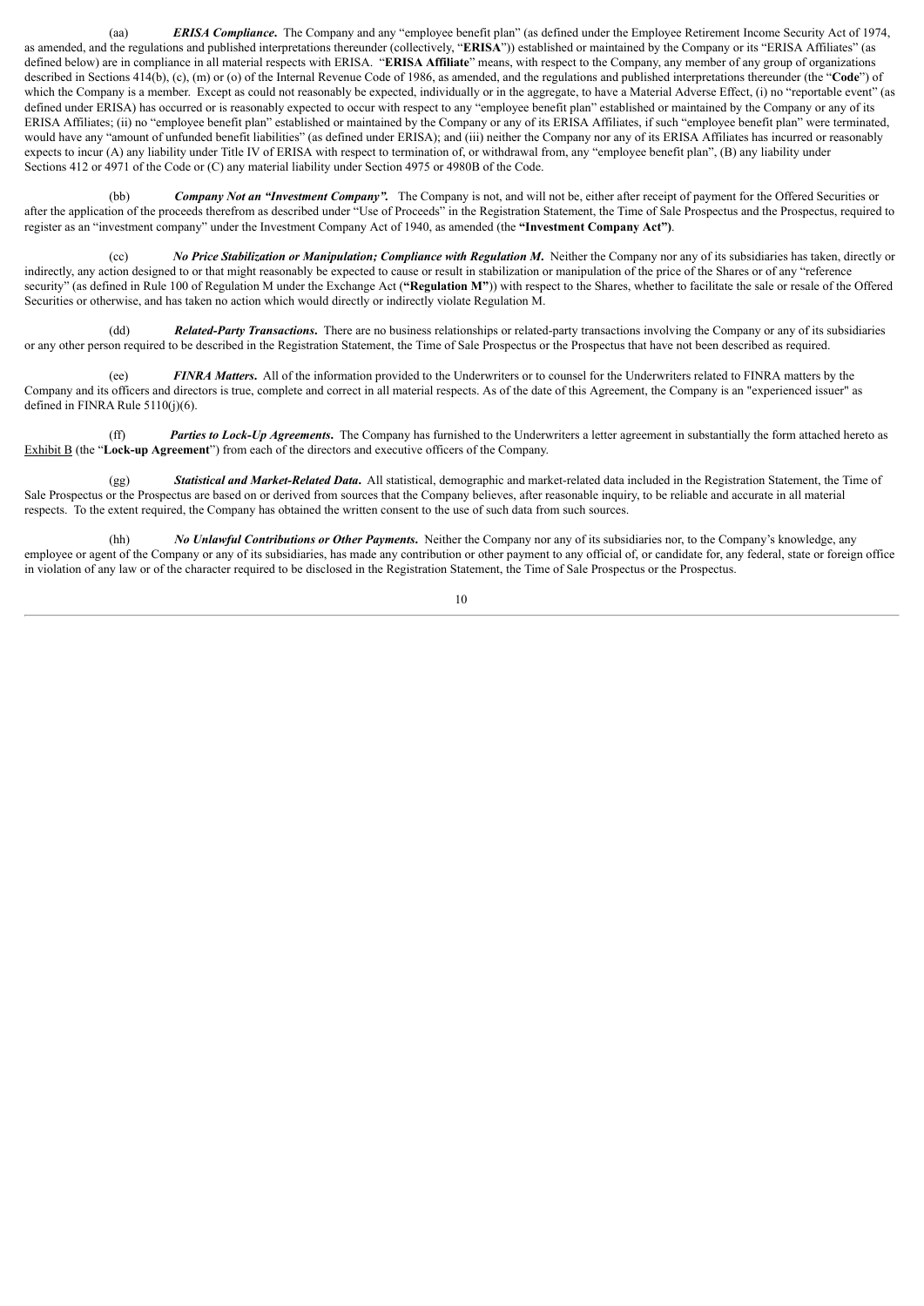(aa) ***ERISA Compliance***. The Company and any "employee benefit plan" (as defined under the Employee Retirement Income Security Act of 1974, as amended, and the regulations and published interpretations thereunder (collectively, "**ERISA**")) established or maintained by the Company or its "ERISA Affiliates" (as defined below) are in compliance in all material respects with ERISA. "**ERISA Affiliate**" means, with respect to the Company, any member of any group of organizations described in Sections 414(b), (c), (m) or (o) of the Internal Revenue Code of 1986, as amended, and the regulations and published interpretations thereunder (the "**Code**") of which the Company is a member. Except as could not reasonably be expected, individually or in the aggregate, to have a Material Adverse Effect, (i) no "reportable event" (as defined under ERISA) has occurred or is reasonably expected to occur with respect to any "employee benefit plan" established or maintained by the Company or any of its ERISA Affiliates; (ii) no "employee benefit plan" established or maintained by the Company or any of its ERISA Affiliates, if such "employee benefit plan" were terminated, would have any "amount of unfunded benefit liabilities" (as defined under ERISA); and (iii) neither the Company nor any of its ERISA Affiliates has incurred or reasonably expects to incur (A) any liability under Title IV of ERISA with respect to termination of, or withdrawal from, any "employee benefit plan", (B) any liability under Sections 412 or 4971 of the Code or (C) any material liability under Section 4975 or 4980B of the Code.

(bb) ***Company Not an "Investment Company".*** The Company is not, and will not be, either after receipt of payment for the Offered Securities or after the application of the proceeds therefrom as described under "Use of Proceeds" in the Registration Statement, the Time of Sale Prospectus and the Prospectus, required to register as an "investment company" under the Investment Company Act of 1940, as amended (the **"Investment Company Act")**.

(cc) ***No Price Stabilization or Manipulation; Compliance with Regulation M***. Neither the Company nor any of its subsidiaries has taken, directly or indirectly, any action designed to or that might reasonably be expected to cause or result in stabilization or manipulation of the price of the Shares or of any "reference security" (as defined in Rule 100 of Regulation M under the Exchange Act (**"Regulation M"**)) with respect to the Shares, whether to facilitate the sale or resale of the Offered Securities or otherwise, and has taken no action which would directly or indirectly violate Regulation M.

(dd) ***Related-Party Transactions***. There are no business relationships or related-party transactions involving the Company or any of its subsidiaries or any other person required to be described in the Registration Statement, the Time of Sale Prospectus or the Prospectus that have not been described as required.

(ee) ***FINRA Matters***. All of the information provided to the Underwriters or to counsel for the Underwriters related to FINRA matters by the Company and its officers and directors is true, complete and correct in all material respects. As of the date of this Agreement, the Company is an "experienced issuer" as defined in FINRA Rule 5110(j)(6).

(ff) ***Parties to Lock-Up Agreements***. The Company has furnished to the Underwriters a letter agreement in substantially the form attached hereto as Exhibit B (the "**Lock-up Agreement**") from each of the directors and executive officers of the Company.

(gg) ***Statistical and Market-Related Data***. All statistical, demographic and market-related data included in the Registration Statement, the Time of Sale Prospectus or the Prospectus are based on or derived from sources that the Company believes, after reasonable inquiry, to be reliable and accurate in all material respects. To the extent required, the Company has obtained the written consent to the use of such data from such sources.

(hh) ***No Unlawful Contributions or Other Payments***. Neither the Company nor any of its subsidiaries nor, to the Company's knowledge, any employee or agent of the Company or any of its subsidiaries, has made any contribution or other payment to any official of, or candidate for, any federal, state or foreign office in violation of any law or of the character required to be disclosed in the Registration Statement, the Time of Sale Prospectus or the Prospectus.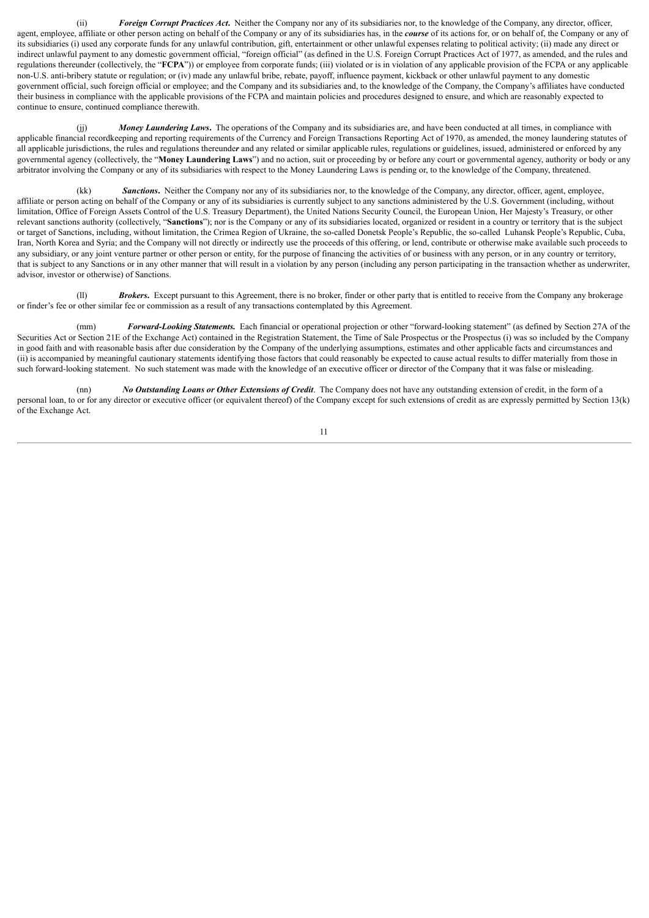(ii) ***Foreign Corrupt Practices Act*.** Neither the Company nor any of its subsidiaries nor, to the knowledge of the Company, any director, officer, agent, employee, affiliate or other person acting on behalf of the Company or any of its subsidiaries has, in the ***course*** of its actions for, or on behalf of, the Company or any of its subsidiaries (i) used any corporate funds for any unlawful contribution, gift, entertainment or other unlawful expenses relating to political activity; (ii) made any direct or indirect unlawful payment to any domestic government official, "foreign official" (as defined in the U.S. Foreign Corrupt Practices Act of 1977, as amended, and the rules and regulations thereunder (collectively, the "**FCPA**")) or employee from corporate funds; (iii) violated or is in violation of any applicable provision of the FCPA or any applicable non-U.S. anti-bribery statute or regulation; or (iv) made any unlawful bribe, rebate, payoff, influence payment, kickback or other unlawful payment to any domestic government official, such foreign official or employee; and the Company and its subsidiaries and, to the knowledge of the Company, the Company's affiliates have conducted their business in compliance with the applicable provisions of the FCPA and maintain policies and procedures designed to ensure, and which are reasonably expected to continue to ensure, continued compliance therewith.

(jj) ***Money Laundering Laws*.** The operations of the Company and its subsidiaries are, and have been conducted at all times, in compliance with applicable financial recordkeeping and reporting requirements of the Currency and Foreign Transactions Reporting Act of 1970, as amended, the money laundering statutes of all applicable jurisdictions, the rules and regulations thereunder and any related or similar applicable rules, regulations or guidelines, issued, administered or enforced by any governmental agency (collectively, the "**Money Laundering Laws**") and no action, suit or proceeding by or before any court or governmental agency, authority or body or any arbitrator involving the Company or any of its subsidiaries with respect to the Money Laundering Laws is pending or, to the knowledge of the Company, threatened.

(kk) ***Sanctions*.** Neither the Company nor any of its subsidiaries nor, to the knowledge of the Company, any director, officer, agent, employee, affiliate or person acting on behalf of the Company or any of its subsidiaries is currently subject to any sanctions administered by the U.S. Government (including, without limitation, Office of Foreign Assets Control of the U.S. Treasury Department), the United Nations Security Council, the European Union, Her Majesty's Treasury, or other relevant sanctions authority (collectively, "**Sanctions**"); nor is the Company or any of its subsidiaries located, organized or resident in a country or territory that is the subject or target of Sanctions, including, without limitation, the Crimea Region of Ukraine, the so-called Donetsk People's Republic, the so-called Luhansk People's Republic, Cuba, Iran, North Korea and Syria; and the Company will not directly or indirectly use the proceeds of this offering, or lend, contribute or otherwise make available such proceeds to any subsidiary, or any joint venture partner or other person or entity, for the purpose of financing the activities of or business with any person, or in any country or territory, that is subject to any Sanctions or in any other manner that will result in a violation by any person (including any person participating in the transaction whether as underwriter, advisor, investor or otherwise) of Sanctions.

(ll) ***Brokers*.** Except pursuant to this Agreement, there is no broker, finder or other party that is entitled to receive from the Company any brokerage or finder's fee or other similar fee or commission as a result of any transactions contemplated by this Agreement.

(mm) ***Forward-Looking Statements.*** Each financial or operational projection or other "forward-looking statement" (as defined by Section 27A of the Securities Act or Section 21E of the Exchange Act) contained in the Registration Statement, the Time of Sale Prospectus or the Prospectus (i) was so included by the Company in good faith and with reasonable basis after due consideration by the Company of the underlying assumptions, estimates and other applicable facts and circumstances and (ii) is accompanied by meaningful cautionary statements identifying those factors that could reasonably be expected to cause actual results to differ materially from those in such forward-looking statement. No such statement was made with the knowledge of an executive officer or director of the Company that it was false or misleading.

(nn) ***No Outstanding Loans or Other Extensions of Credit*.** The Company does not have any outstanding extension of credit, in the form of a personal loan, to or for any director or executive officer (or equivalent thereof) of the Company except for such extensions of credit as are expressly permitted by Section 13(k) of the Exchange Act.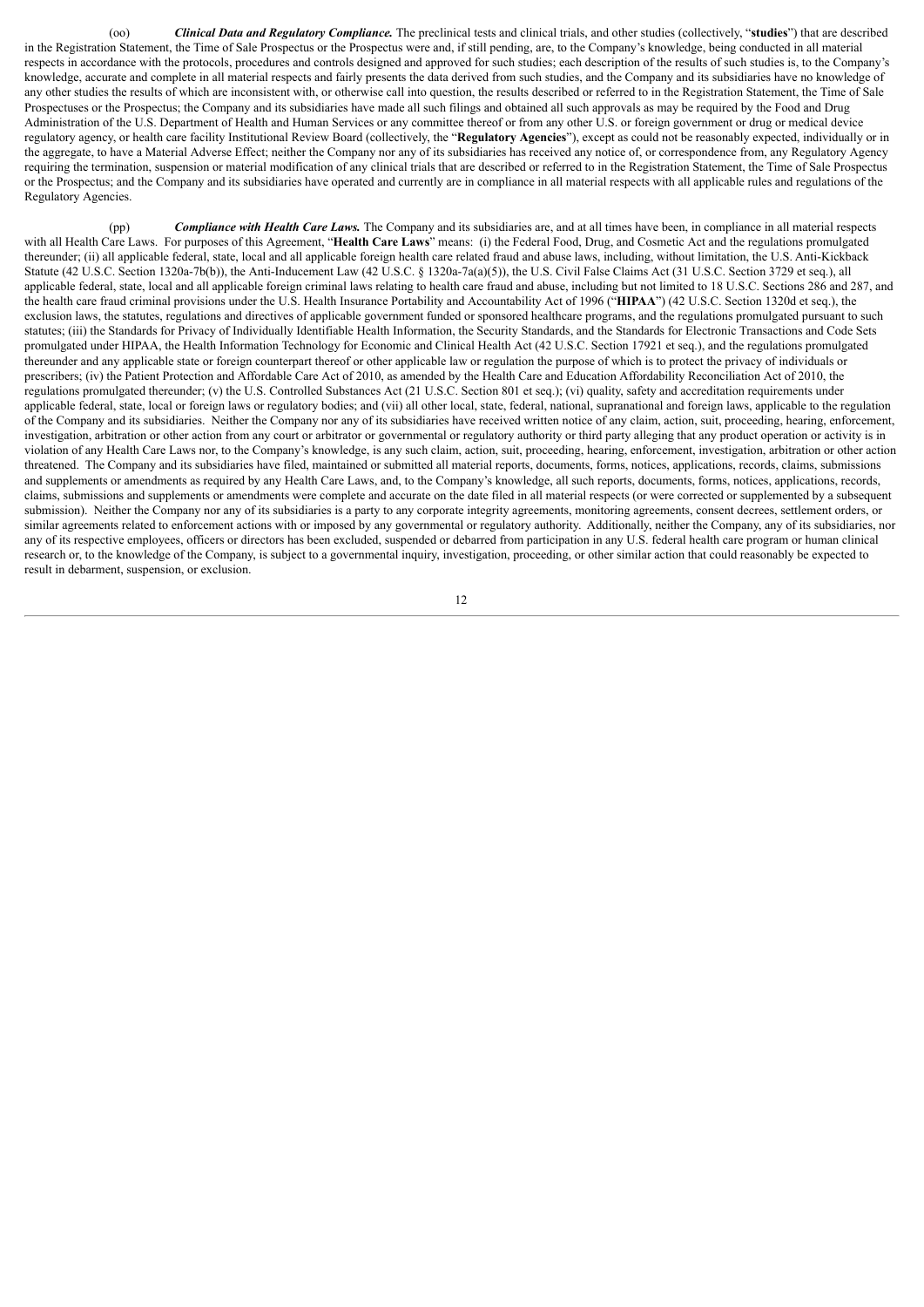(oo) ***Clinical Data and Regulatory Compliance.*** The preclinical tests and clinical trials, and other studies (collectively, "**studies**") that are described in the Registration Statement, the Time of Sale Prospectus or the Prospectus were and, if still pending, are, to the Company's knowledge, being conducted in all material respects in accordance with the protocols, procedures and controls designed and approved for such studies; each description of the results of such studies is, to the Company's knowledge, accurate and complete in all material respects and fairly presents the data derived from such studies, and the Company and its subsidiaries have no knowledge of any other studies the results of which are inconsistent with, or otherwise call into question, the results described or referred to in the Registration Statement, the Time of Sale Prospectuses or the Prospectus; the Company and its subsidiaries have made all such filings and obtained all such approvals as may be required by the Food and Drug Administration of the U.S. Department of Health and Human Services or any committee thereof or from any other U.S. or foreign government or drug or medical device regulatory agency, or health care facility Institutional Review Board (collectively, the "**Regulatory Agencies**"), except as could not be reasonably expected, individually or in the aggregate, to have a Material Adverse Effect; neither the Company nor any of its subsidiaries has received any notice of, or correspondence from, any Regulatory Agency requiring the termination, suspension or material modification of any clinical trials that are described or referred to in the Registration Statement, the Time of Sale Prospectus or the Prospectus; and the Company and its subsidiaries have operated and currently are in compliance in all material respects with all applicable rules and regulations of the Regulatory Agencies.

(pp) ***Compliance with Health Care Laws.*** The Company and its subsidiaries are, and at all times have been, in compliance in all material respects with all Health Care Laws. For purposes of this Agreement, "**Health Care Laws**" means: (i) the Federal Food, Drug, and Cosmetic Act and the regulations promulgated thereunder; (ii) all applicable federal, state, local and all applicable foreign health care related fraud and abuse laws, including, without limitation, the U.S. Anti-Kickback Statute (42 U.S.C. Section 1320a-7b(b)), the Anti-Inducement Law (42 U.S.C. § 1320a-7a(a)(5)), the U.S. Civil False Claims Act (31 U.S.C. Section 3729 et seq.), all applicable federal, state, local and all applicable foreign criminal laws relating to health care fraud and abuse, including but not limited to 18 U.S.C. Sections 286 and 287, and the health care fraud criminal provisions under the U.S. Health Insurance Portability and Accountability Act of 1996 ("**HIPAA**") (42 U.S.C. Section 1320d et seq.), the exclusion laws, the statutes, regulations and directives of applicable government funded or sponsored healthcare programs, and the regulations promulgated pursuant to such statutes; (iii) the Standards for Privacy of Individually Identifiable Health Information, the Security Standards, and the Standards for Electronic Transactions and Code Sets promulgated under HIPAA, the Health Information Technology for Economic and Clinical Health Act (42 U.S.C. Section 17921 et seq.), and the regulations promulgated thereunder and any applicable state or foreign counterpart thereof or other applicable law or regulation the purpose of which is to protect the privacy of individuals or prescribers; (iv) the Patient Protection and Affordable Care Act of 2010, as amended by the Health Care and Education Affordability Reconciliation Act of 2010, the regulations promulgated thereunder; (v) the U.S. Controlled Substances Act (21 U.S.C. Section 801 et seq.); (vi) quality, safety and accreditation requirements under applicable federal, state, local or foreign laws or regulatory bodies; and (vii) all other local, state, federal, national, supranational and foreign laws, applicable to the regulation of the Company and its subsidiaries. Neither the Company nor any of its subsidiaries have received written notice of any claim, action, suit, proceeding, hearing, enforcement, investigation, arbitration or other action from any court or arbitrator or governmental or regulatory authority or third party alleging that any product operation or activity is in violation of any Health Care Laws nor, to the Company's knowledge, is any such claim, action, suit, proceeding, hearing, enforcement, investigation, arbitration or other action threatened. The Company and its subsidiaries have filed, maintained or submitted all material reports, documents, forms, notices, applications, records, claims, submissions and supplements or amendments as required by any Health Care Laws, and, to the Company's knowledge, all such reports, documents, forms, notices, applications, records, claims, submissions and supplements or amendments were complete and accurate on the date filed in all material respects (or were corrected or supplemented by a subsequent submission). Neither the Company nor any of its subsidiaries is a party to any corporate integrity agreements, monitoring agreements, consent decrees, settlement orders, or similar agreements related to enforcement actions with or imposed by any governmental or regulatory authority. Additionally, neither the Company, any of its subsidiaries, nor any of its respective employees, officers or directors has been excluded, suspended or debarred from participation in any U.S. federal health care program or human clinical research or, to the knowledge of the Company, is subject to a governmental inquiry, investigation, proceeding, or other similar action that could reasonably be expected to result in debarment, suspension, or exclusion.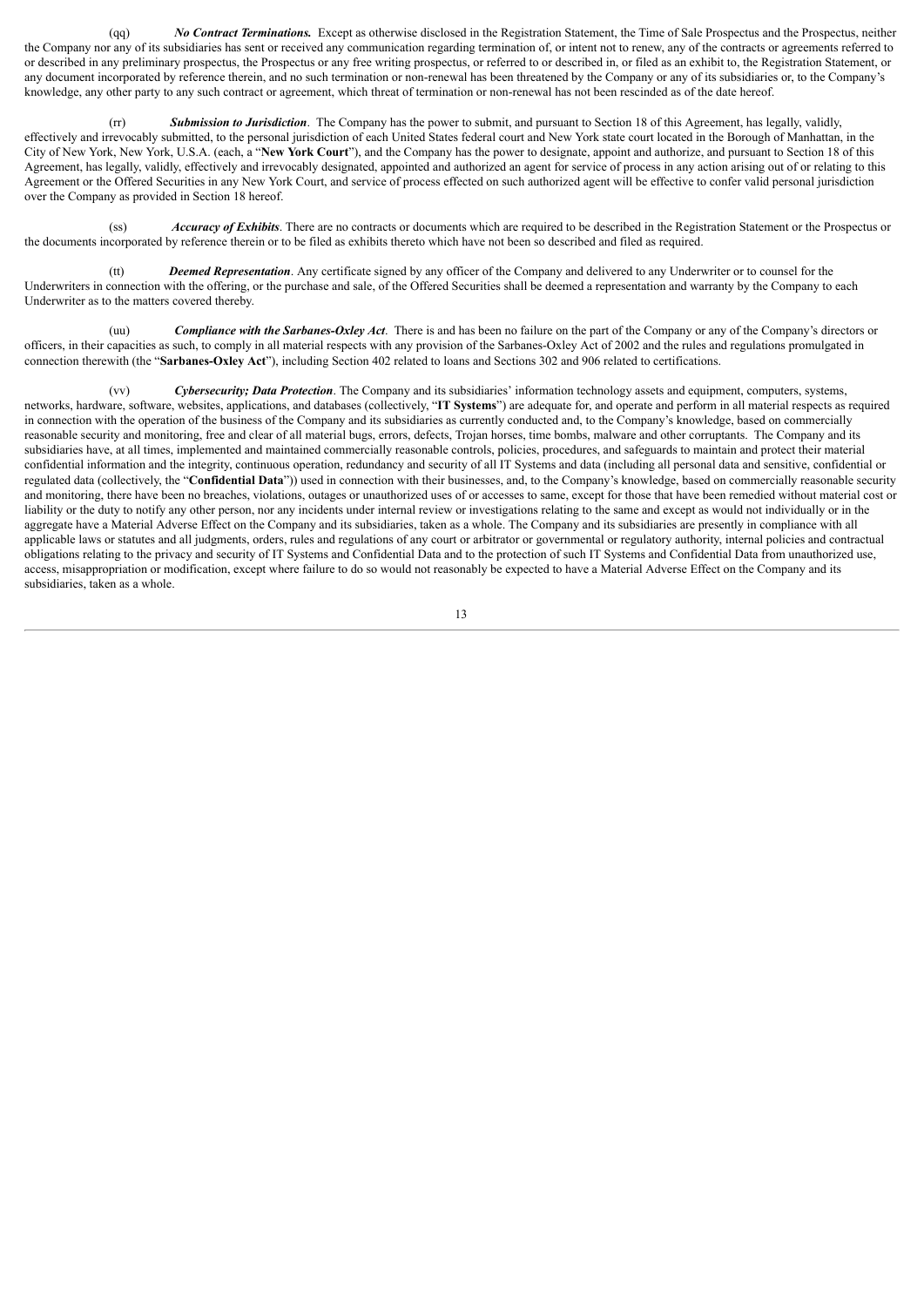(qq) ***No Contract Terminations.*** Except as otherwise disclosed in the Registration Statement, the Time of Sale Prospectus and the Prospectus, neither the Company nor any of its subsidiaries has sent or received any communication regarding termination of, or intent not to renew, any of the contracts or agreements referred to or described in any preliminary prospectus, the Prospectus or any free writing prospectus, or referred to or described in, or filed as an exhibit to, the Registration Statement, or any document incorporated by reference therein, and no such termination or non-renewal has been threatened by the Company or any of its subsidiaries or, to the Company's knowledge, any other party to any such contract or agreement, which threat of termination or non-renewal has not been rescinded as of the date hereof.

(rr) ***Submission to Jurisdiction***. The Company has the power to submit, and pursuant to Section 18 of this Agreement, has legally, validly, effectively and irrevocably submitted, to the personal jurisdiction of each United States federal court and New York state court located in the Borough of Manhattan, in the City of New York, New York, U.S.A. (each, a "**New York Court**"), and the Company has the power to designate, appoint and authorize, and pursuant to Section 18 of this Agreement, has legally, validly, effectively and irrevocably designated, appointed and authorized an agent for service of process in any action arising out of or relating to this Agreement or the Offered Securities in any New York Court, and service of process effected on such authorized agent will be effective to confer valid personal jurisdiction over the Company as provided in Section 18 hereof.

(ss) ***Accuracy of Exhibits***. There are no contracts or documents which are required to be described in the Registration Statement or the Prospectus or the documents incorporated by reference therein or to be filed as exhibits thereto which have not been so described and filed as required.

(tt) ***Deemed Representation***. Any certificate signed by any officer of the Company and delivered to any Underwriter or to counsel for the Underwriters in connection with the offering, or the purchase and sale, of the Offered Securities shall be deemed a representation and warranty by the Company to each Underwriter as to the matters covered thereby.

(uu) ***Compliance with the Sarbanes-Oxley Act***. There is and has been no failure on the part of the Company or any of the Company's directors or officers, in their capacities as such, to comply in all material respects with any provision of the Sarbanes-Oxley Act of 2002 and the rules and regulations promulgated in connection therewith (the "**Sarbanes-Oxley Act**"), including Section 402 related to loans and Sections 302 and 906 related to certifications.

(vv) ***Cybersecurity; Data Protection***. The Company and its subsidiaries' information technology assets and equipment, computers, systems, networks, hardware, software, websites, applications, and databases (collectively, "**IT Systems**") are adequate for, and operate and perform in all material respects as required in connection with the operation of the business of the Company and its subsidiaries as currently conducted and, to the Company's knowledge, based on commercially reasonable security and monitoring, free and clear of all material bugs, errors, defects, Trojan horses, time bombs, malware and other corruptants. The Company and its subsidiaries have, at all times, implemented and maintained commercially reasonable controls, policies, procedures, and safeguards to maintain and protect their material confidential information and the integrity, continuous operation, redundancy and security of all IT Systems and data (including all personal data and sensitive, confidential or regulated data (collectively, the "**Confidential Data**")) used in connection with their businesses, and, to the Company's knowledge, based on commercially reasonable security and monitoring, there have been no breaches, violations, outages or unauthorized uses of or accesses to same, except for those that have been remedied without material cost or liability or the duty to notify any other person, nor any incidents under internal review or investigations relating to the same and except as would not individually or in the aggregate have a Material Adverse Effect on the Company and its subsidiaries, taken as a whole. The Company and its subsidiaries are presently in compliance with all applicable laws or statutes and all judgments, orders, rules and regulations of any court or arbitrator or governmental or regulatory authority, internal policies and contractual obligations relating to the privacy and security of IT Systems and Confidential Data and to the protection of such IT Systems and Confidential Data from unauthorized use, access, misappropriation or modification, except where failure to do so would not reasonably be expected to have a Material Adverse Effect on the Company and its subsidiaries, taken as a whole.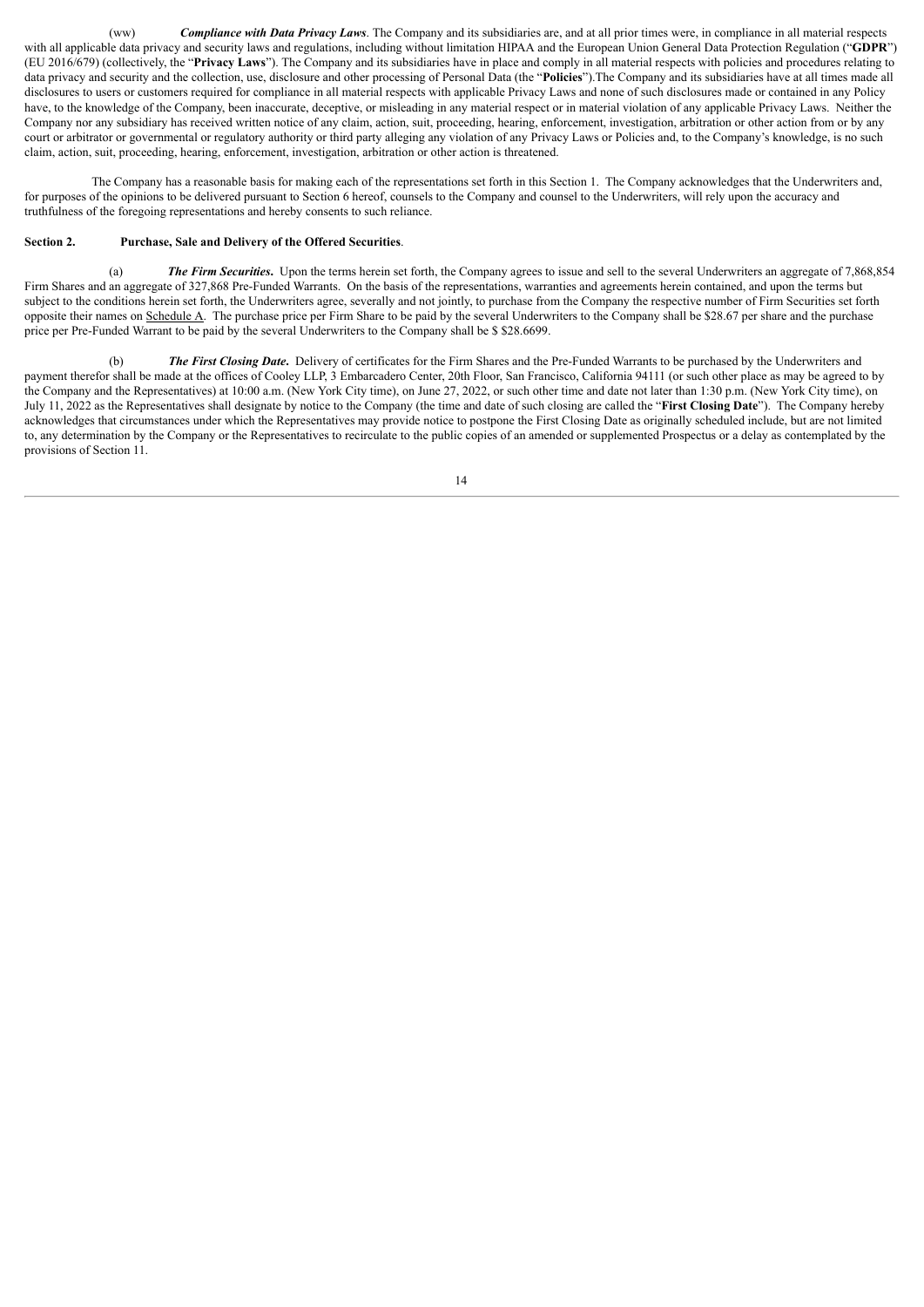(ww) ***Compliance with Data Privacy Laws***. The Company and its subsidiaries are, and at all prior times were, in compliance in all material respects with all applicable data privacy and security laws and regulations, including without limitation HIPAA and the European Union General Data Protection Regulation ("**GDPR**") (EU 2016/679) (collectively, the "**Privacy Laws**"). The Company and its subsidiaries have in place and comply in all material respects with policies and procedures relating to data privacy and security and the collection, use, disclosure and other processing of Personal Data (the "**Policies**").The Company and its subsidiaries have at all times made all disclosures to users or customers required for compliance in all material respects with applicable Privacy Laws and none of such disclosures made or contained in any Policy have, to the knowledge of the Company, been inaccurate, deceptive, or misleading in any material respect or in material violation of any applicable Privacy Laws. Neither the Company nor any subsidiary has received written notice of any claim, action, suit, proceeding, hearing, enforcement, investigation, arbitration or other action from or by any court or arbitrator or governmental or regulatory authority or third party alleging any violation of any Privacy Laws or Policies and, to the Company's knowledge, is no such claim, action, suit, proceeding, hearing, enforcement, investigation, arbitration or other action is threatened.

The Company has a reasonable basis for making each of the representations set forth in this Section 1. The Company acknowledges that the Underwriters and, for purposes of the opinions to be delivered pursuant to Section 6 hereof, counsels to the Company and counsel to the Underwriters, will rely upon the accuracy and truthfulness of the foregoing representations and hereby consents to such reliance.

**Section 2. Purchase, Sale and Delivery of the Offered Securities**.

(a) ***The Firm Securities*.** Upon the terms herein set forth, the Company agrees to issue and sell to the several Underwriters an aggregate of 7,868,854 Firm Shares and an aggregate of 327,868 Pre-Funded Warrants. On the basis of the representations, warranties and agreements herein contained, and upon the terms but subject to the conditions herein set forth, the Underwriters agree, severally and not jointly, to purchase from the Company the respective number of Firm Securities set forth opposite their names on Schedule A. The purchase price per Firm Share to be paid by the several Underwriters to the Company shall be $28.67 per share and the purchase price per Pre-Funded Warrant to be paid by the several Underwriters to the Company shall be $ $28.6699.

(b) ***The First Closing Date*.** Delivery of certificates for the Firm Shares and the Pre-Funded Warrants to be purchased by the Underwriters and payment therefor shall be made at the offices of Cooley LLP, 3 Embarcadero Center, 20th Floor, San Francisco, California 94111 (or such other place as may be agreed to by the Company and the Representatives) at 10:00 a.m. (New York City time), on June 27, 2022, or such other time and date not later than 1:30 p.m. (New York City time), on July 11, 2022 as the Representatives shall designate by notice to the Company (the time and date of such closing are called the "**First Closing Date**"). The Company hereby acknowledges that circumstances under which the Representatives may provide notice to postpone the First Closing Date as originally scheduled include, but are not limited to, any determination by the Company or the Representatives to recirculate to the public copies of an amended or supplemented Prospectus or a delay as contemplated by the provisions of Section 11.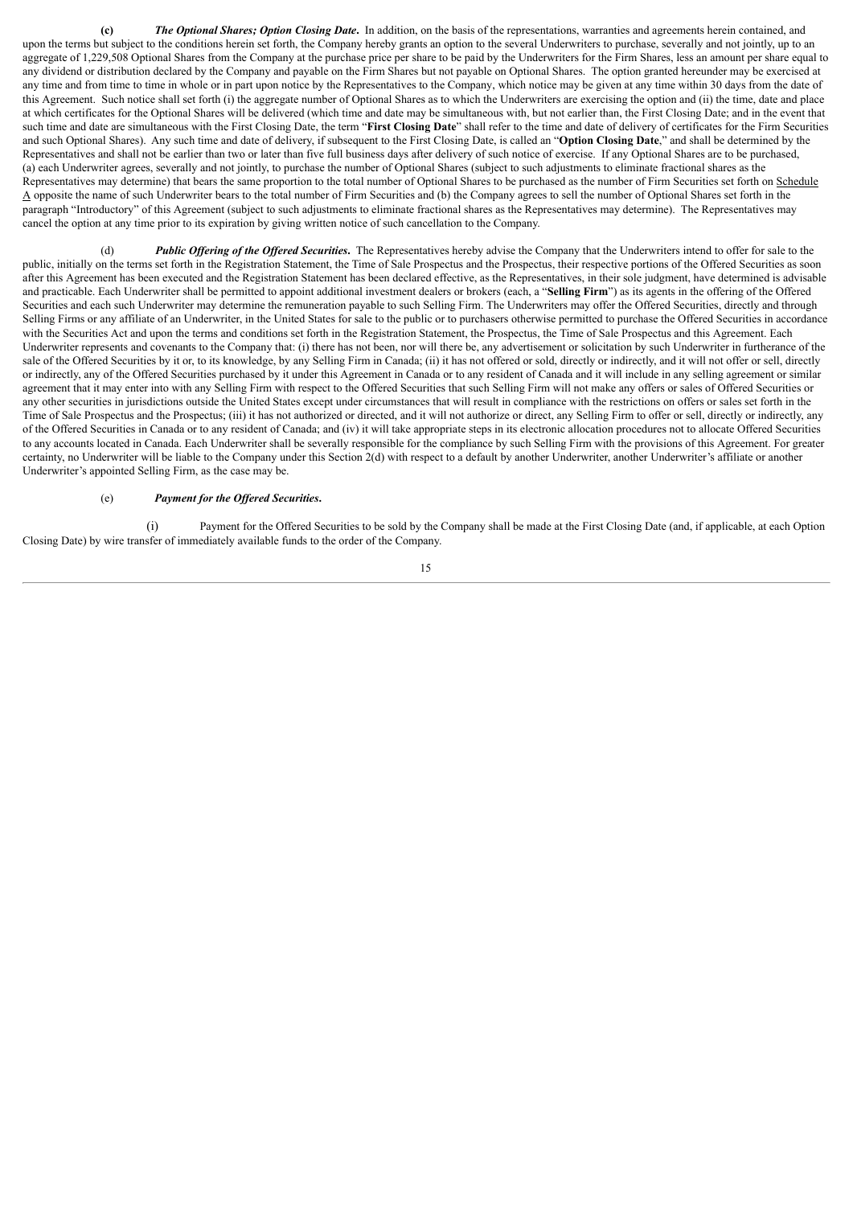**(c)** ***The Optional Shares; Option Closing Date***. In addition, on the basis of the representations, warranties and agreements herein contained, and upon the terms but subject to the conditions herein set forth, the Company hereby grants an option to the several Underwriters to purchase, severally and not jointly, up to an aggregate of 1,229,508 Optional Shares from the Company at the purchase price per share to be paid by the Underwriters for the Firm Shares, less an amount per share equal to any dividend or distribution declared by the Company and payable on the Firm Shares but not payable on Optional Shares. The option granted hereunder may be exercised at any time and from time to time in whole or in part upon notice by the Representatives to the Company, which notice may be given at any time within 30 days from the date of this Agreement. Such notice shall set forth (i) the aggregate number of Optional Shares as to which the Underwriters are exercising the option and (ii) the time, date and place at which certificates for the Optional Shares will be delivered (which time and date may be simultaneous with, but not earlier than, the First Closing Date; and in the event that such time and date are simultaneous with the First Closing Date, the term "**First Closing Date**" shall refer to the time and date of delivery of certificates for the Firm Securities and such Optional Shares). Any such time and date of delivery, if subsequent to the First Closing Date, is called an "**Option Closing Date**," and shall be determined by the Representatives and shall not be earlier than two or later than five full business days after delivery of such notice of exercise. If any Optional Shares are to be purchased, (a) each Underwriter agrees, severally and not jointly, to purchase the number of Optional Shares (subject to such adjustments to eliminate fractional shares as the Representatives may determine) that bears the same proportion to the total number of Optional Shares to be purchased as the number of Firm Securities set forth on Schedule A opposite the name of such Underwriter bears to the total number of Firm Securities and (b) the Company agrees to sell the number of Optional Shares set forth in the paragraph "Introductory" of this Agreement (subject to such adjustments to eliminate fractional shares as the Representatives may determine). The Representatives may cancel the option at any time prior to its expiration by giving written notice of such cancellation to the Company.

(d) ***Public Offering of the Offered Securities***. The Representatives hereby advise the Company that the Underwriters intend to offer for sale to the public, initially on the terms set forth in the Registration Statement, the Time of Sale Prospectus and the Prospectus, their respective portions of the Offered Securities as soon after this Agreement has been executed and the Registration Statement has been declared effective, as the Representatives, in their sole judgment, have determined is advisable and practicable. Each Underwriter shall be permitted to appoint additional investment dealers or brokers (each, a "**Selling Firm**") as its agents in the offering of the Offered Securities and each such Underwriter may determine the remuneration payable to such Selling Firm. The Underwriters may offer the Offered Securities, directly and through Selling Firms or any affiliate of an Underwriter, in the United States for sale to the public or to purchasers otherwise permitted to purchase the Offered Securities in accordance with the Securities Act and upon the terms and conditions set forth in the Registration Statement, the Prospectus, the Time of Sale Prospectus and this Agreement. Each Underwriter represents and covenants to the Company that: (i) there has not been, nor will there be, any advertisement or solicitation by such Underwriter in furtherance of the sale of the Offered Securities by it or, to its knowledge, by any Selling Firm in Canada; (ii) it has not offered or sold, directly or indirectly, and it will not offer or sell, directly or indirectly, any of the Offered Securities purchased by it under this Agreement in Canada or to any resident of Canada and it will include in any selling agreement or similar agreement that it may enter into with any Selling Firm with respect to the Offered Securities that such Selling Firm will not make any offers or sales of Offered Securities or any other securities in jurisdictions outside the United States except under circumstances that will result in compliance with the restrictions on offers or sales set forth in the Time of Sale Prospectus and the Prospectus; (iii) it has not authorized or directed, and it will not authorize or direct, any Selling Firm to offer or sell, directly or indirectly, any of the Offered Securities in Canada or to any resident of Canada; and (iv) it will take appropriate steps in its electronic allocation procedures not to allocate Offered Securities to any accounts located in Canada. Each Underwriter shall be severally responsible for the compliance by such Selling Firm with the provisions of this Agreement. For greater certainty, no Underwriter will be liable to the Company under this Section 2(d) with respect to a default by another Underwriter, another Underwriter's affiliate or another Underwriter's appointed Selling Firm, as the case may be.

(e) ***Payment for the Offered Securities***.

(i) Payment for the Offered Securities to be sold by the Company shall be made at the First Closing Date (and, if applicable, at each Option Closing Date) by wire transfer of immediately available funds to the order of the Company.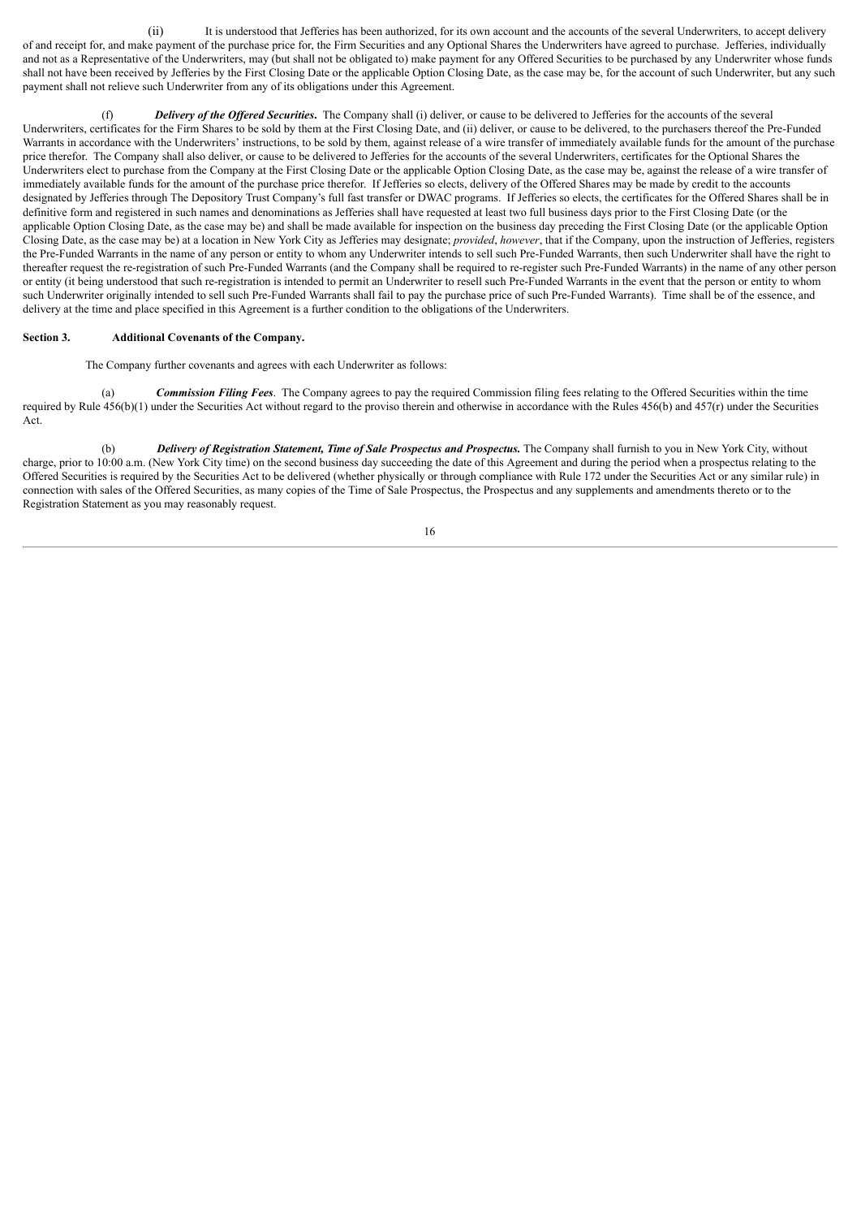(ii) It is understood that Jefferies has been authorized, for its own account and the accounts of the several Underwriters, to accept delivery of and receipt for, and make payment of the purchase price for, the Firm Securities and any Optional Shares the Underwriters have agreed to purchase. Jefferies, individually and not as a Representative of the Underwriters, may (but shall not be obligated to) make payment for any Offered Securities to be purchased by any Underwriter whose funds shall not have been received by Jefferies by the First Closing Date or the applicable Option Closing Date, as the case may be, for the account of such Underwriter, but any such payment shall not relieve such Underwriter from any of its obligations under this Agreement.

(f) ***Delivery of the Offered Securities***. The Company shall (i) deliver, or cause to be delivered to Jefferies for the accounts of the several Underwriters, certificates for the Firm Shares to be sold by them at the First Closing Date, and (ii) deliver, or cause to be delivered, to the purchasers thereof the Pre-Funded Warrants in accordance with the Underwriters' instructions, to be sold by them, against release of a wire transfer of immediately available funds for the amount of the purchase price therefor. The Company shall also deliver, or cause to be delivered to Jefferies for the accounts of the several Underwriters, certificates for the Optional Shares the Underwriters elect to purchase from the Company at the First Closing Date or the applicable Option Closing Date, as the case may be, against the release of a wire transfer of immediately available funds for the amount of the purchase price therefor. If Jefferies so elects, delivery of the Offered Shares may be made by credit to the accounts designated by Jefferies through The Depository Trust Company's full fast transfer or DWAC programs. If Jefferies so elects, the certificates for the Offered Shares shall be in definitive form and registered in such names and denominations as Jefferies shall have requested at least two full business days prior to the First Closing Date (or the applicable Option Closing Date, as the case may be) and shall be made available for inspection on the business day preceding the First Closing Date (or the applicable Option Closing Date, as the case may be) at a location in New York City as Jefferies may designate; *provided*, *however*, that if the Company, upon the instruction of Jefferies, registers the Pre-Funded Warrants in the name of any person or entity to whom any Underwriter intends to sell such Pre-Funded Warrants, then such Underwriter shall have the right to thereafter request the re-registration of such Pre-Funded Warrants (and the Company shall be required to re-register such Pre-Funded Warrants) in the name of any other person or entity (it being understood that such re-registration is intended to permit an Underwriter to resell such Pre-Funded Warrants in the event that the person or entity to whom such Underwriter originally intended to sell such Pre-Funded Warrants shall fail to pay the purchase price of such Pre-Funded Warrants). Time shall be of the essence, and delivery at the time and place specified in this Agreement is a further condition to the obligations of the Underwriters.

**Section 3. Additional Covenants of the Company.**

The Company further covenants and agrees with each Underwriter as follows:

(a) ***Commission Filing Fees***. The Company agrees to pay the required Commission filing fees relating to the Offered Securities within the time required by Rule 456(b)(1) under the Securities Act without regard to the proviso therein and otherwise in accordance with the Rules 456(b) and 457(r) under the Securities Act.

(b) ***Delivery of Registration Statement, Time of Sale Prospectus and Prospectus.*** The Company shall furnish to you in New York City, without charge, prior to 10:00 a.m. (New York City time) on the second business day succeeding the date of this Agreement and during the period when a prospectus relating to the Offered Securities is required by the Securities Act to be delivered (whether physically or through compliance with Rule 172 under the Securities Act or any similar rule) in connection with sales of the Offered Securities, as many copies of the Time of Sale Prospectus, the Prospectus and any supplements and amendments thereto or to the Registration Statement as you may reasonably request.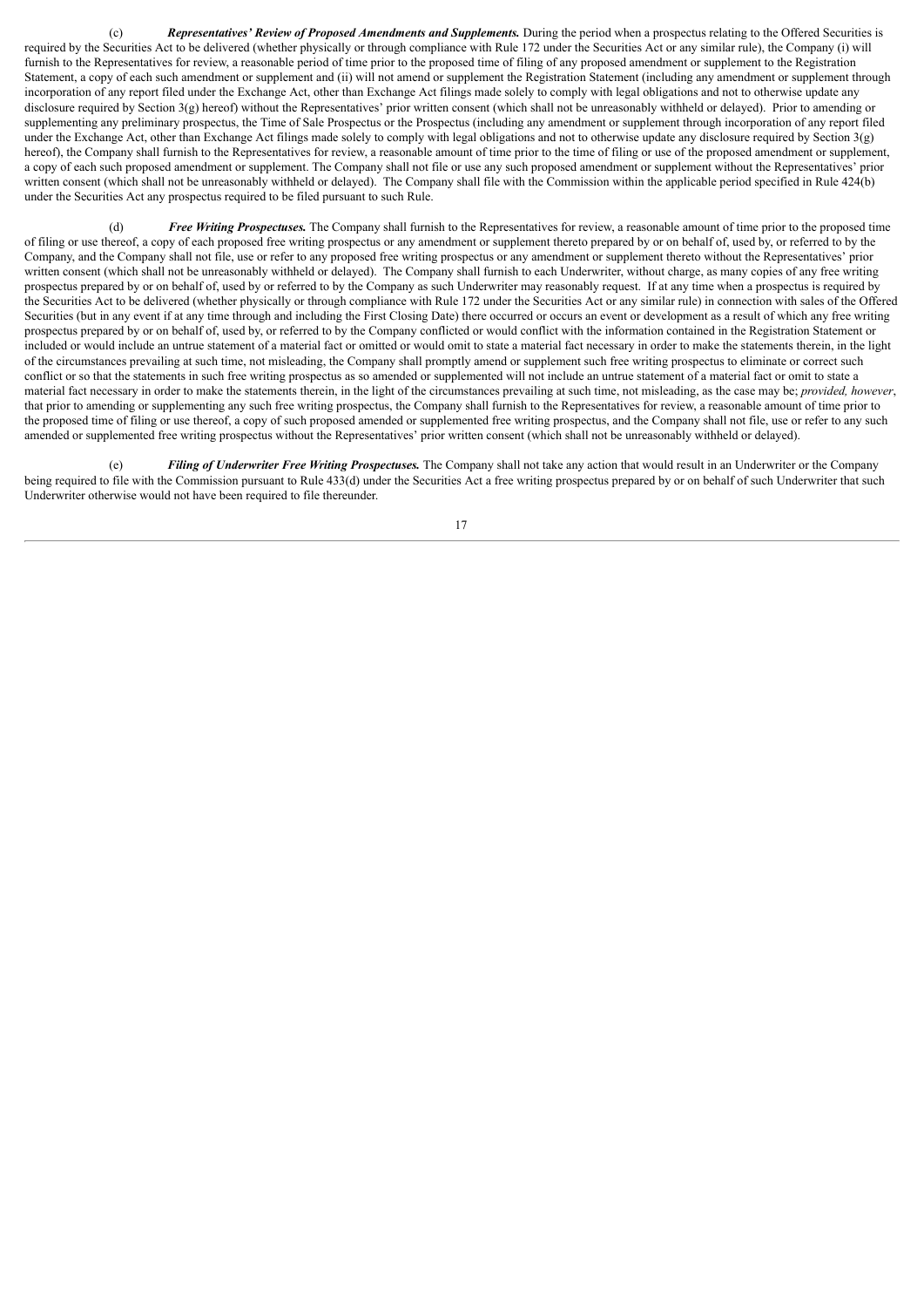(c) ***Representatives' Review of Proposed Amendments and Supplements.*** During the period when a prospectus relating to the Offered Securities is required by the Securities Act to be delivered (whether physically or through compliance with Rule 172 under the Securities Act or any similar rule), the Company (i) will furnish to the Representatives for review, a reasonable period of time prior to the proposed time of filing of any proposed amendment or supplement to the Registration Statement, a copy of each such amendment or supplement and (ii) will not amend or supplement the Registration Statement (including any amendment or supplement through incorporation of any report filed under the Exchange Act, other than Exchange Act filings made solely to comply with legal obligations and not to otherwise update any disclosure required by Section 3(g) hereof) without the Representatives' prior written consent (which shall not be unreasonably withheld or delayed). Prior to amending or supplementing any preliminary prospectus, the Time of Sale Prospectus or the Prospectus (including any amendment or supplement through incorporation of any report filed under the Exchange Act, other than Exchange Act filings made solely to comply with legal obligations and not to otherwise update any disclosure required by Section 3(g) hereof), the Company shall furnish to the Representatives for review, a reasonable amount of time prior to the time of filing or use of the proposed amendment or supplement, a copy of each such proposed amendment or supplement. The Company shall not file or use any such proposed amendment or supplement without the Representatives' prior written consent (which shall not be unreasonably withheld or delayed). The Company shall file with the Commission within the applicable period specified in Rule 424(b) under the Securities Act any prospectus required to be filed pursuant to such Rule.

(d) ***Free Writing Prospectuses.*** The Company shall furnish to the Representatives for review, a reasonable amount of time prior to the proposed time of filing or use thereof, a copy of each proposed free writing prospectus or any amendment or supplement thereto prepared by or on behalf of, used by, or referred to by the Company, and the Company shall not file, use or refer to any proposed free writing prospectus or any amendment or supplement thereto without the Representatives' prior written consent (which shall not be unreasonably withheld or delayed). The Company shall furnish to each Underwriter, without charge, as many copies of any free writing prospectus prepared by or on behalf of, used by or referred to by the Company as such Underwriter may reasonably request. If at any time when a prospectus is required by the Securities Act to be delivered (whether physically or through compliance with Rule 172 under the Securities Act or any similar rule) in connection with sales of the Offered Securities (but in any event if at any time through and including the First Closing Date) there occurred or occurs an event or development as a result of which any free writing prospectus prepared by or on behalf of, used by, or referred to by the Company conflicted or would conflict with the information contained in the Registration Statement or included or would include an untrue statement of a material fact or omitted or would omit to state a material fact necessary in order to make the statements therein, in the light of the circumstances prevailing at such time, not misleading, the Company shall promptly amend or supplement such free writing prospectus to eliminate or correct such conflict or so that the statements in such free writing prospectus as so amended or supplemented will not include an untrue statement of a material fact or omit to state a material fact necessary in order to make the statements therein, in the light of the circumstances prevailing at such time, not misleading, as the case may be; *provided, however*, that prior to amending or supplementing any such free writing prospectus, the Company shall furnish to the Representatives for review, a reasonable amount of time prior to the proposed time of filing or use thereof, a copy of such proposed amended or supplemented free writing prospectus, and the Company shall not file, use or refer to any such amended or supplemented free writing prospectus without the Representatives' prior written consent (which shall not be unreasonably withheld or delayed).

(e) ***Filing of Underwriter Free Writing Prospectuses.*** The Company shall not take any action that would result in an Underwriter or the Company being required to file with the Commission pursuant to Rule 433(d) under the Securities Act a free writing prospectus prepared by or on behalf of such Underwriter that such Underwriter otherwise would not have been required to file thereunder.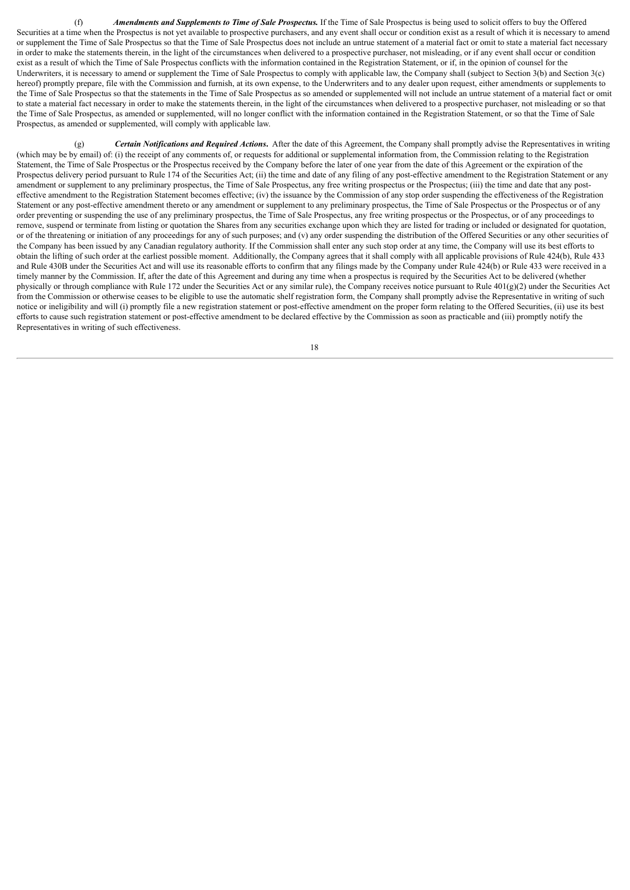(f) ***Amendments and Supplements to Time of Sale Prospectus.*** If the Time of Sale Prospectus is being used to solicit offers to buy the Offered Securities at a time when the Prospectus is not yet available to prospective purchasers, and any event shall occur or condition exist as a result of which it is necessary to amend or supplement the Time of Sale Prospectus so that the Time of Sale Prospectus does not include an untrue statement of a material fact or omit to state a material fact necessary in order to make the statements therein, in the light of the circumstances when delivered to a prospective purchaser, not misleading, or if any event shall occur or condition exist as a result of which the Time of Sale Prospectus conflicts with the information contained in the Registration Statement, or if, in the opinion of counsel for the Underwriters, it is necessary to amend or supplement the Time of Sale Prospectus to comply with applicable law, the Company shall (subject to Section 3(b) and Section 3(c) hereof) promptly prepare, file with the Commission and furnish, at its own expense, to the Underwriters and to any dealer upon request, either amendments or supplements to the Time of Sale Prospectus so that the statements in the Time of Sale Prospectus as so amended or supplemented will not include an untrue statement of a material fact or omit to state a material fact necessary in order to make the statements therein, in the light of the circumstances when delivered to a prospective purchaser, not misleading or so that the Time of Sale Prospectus, as amended or supplemented, will no longer conflict with the information contained in the Registration Statement, or so that the Time of Sale Prospectus, as amended or supplemented, will comply with applicable law.

(g) ***Certain Notifications and Required Actions***. After the date of this Agreement, the Company shall promptly advise the Representatives in writing (which may be by email) of: (i) the receipt of any comments of, or requests for additional or supplemental information from, the Commission relating to the Registration Statement, the Time of Sale Prospectus or the Prospectus received by the Company before the later of one year from the date of this Agreement or the expiration of the Prospectus delivery period pursuant to Rule 174 of the Securities Act; (ii) the time and date of any filing of any post-effective amendment to the Registration Statement or any amendment or supplement to any preliminary prospectus, the Time of Sale Prospectus, any free writing prospectus or the Prospectus; (iii) the time and date that any post-effective amendment to the Registration Statement becomes effective; (iv) the issuance by the Commission of any stop order suspending the effectiveness of the Registration Statement or any post-effective amendment thereto or any amendment or supplement to any preliminary prospectus, the Time of Sale Prospectus or the Prospectus or of any order preventing or suspending the use of any preliminary prospectus, the Time of Sale Prospectus, any free writing prospectus or the Prospectus, or of any proceedings to remove, suspend or terminate from listing or quotation the Shares from any securities exchange upon which they are listed for trading or included or designated for quotation, or of the threatening or initiation of any proceedings for any of such purposes; and (v) any order suspending the distribution of the Offered Securities or any other securities of the Company has been issued by any Canadian regulatory authority. If the Commission shall enter any such stop order at any time, the Company will use its best efforts to obtain the lifting of such order at the earliest possible moment. Additionally, the Company agrees that it shall comply with all applicable provisions of Rule 424(b), Rule 433 and Rule 430B under the Securities Act and will use its reasonable efforts to confirm that any filings made by the Company under Rule 424(b) or Rule 433 were received in a timely manner by the Commission. If, after the date of this Agreement and during any time when a prospectus is required by the Securities Act to be delivered (whether physically or through compliance with Rule 172 under the Securities Act or any similar rule), the Company receives notice pursuant to Rule 401(g)(2) under the Securities Act from the Commission or otherwise ceases to be eligible to use the automatic shelf registration form, the Company shall promptly advise the Representative in writing of such notice or ineligibility and will (i) promptly file a new registration statement or post-effective amendment on the proper form relating to the Offered Securities, (ii) use its best efforts to cause such registration statement or post-effective amendment to be declared effective by the Commission as soon as practicable and (iii) promptly notify the Representatives in writing of such effectiveness.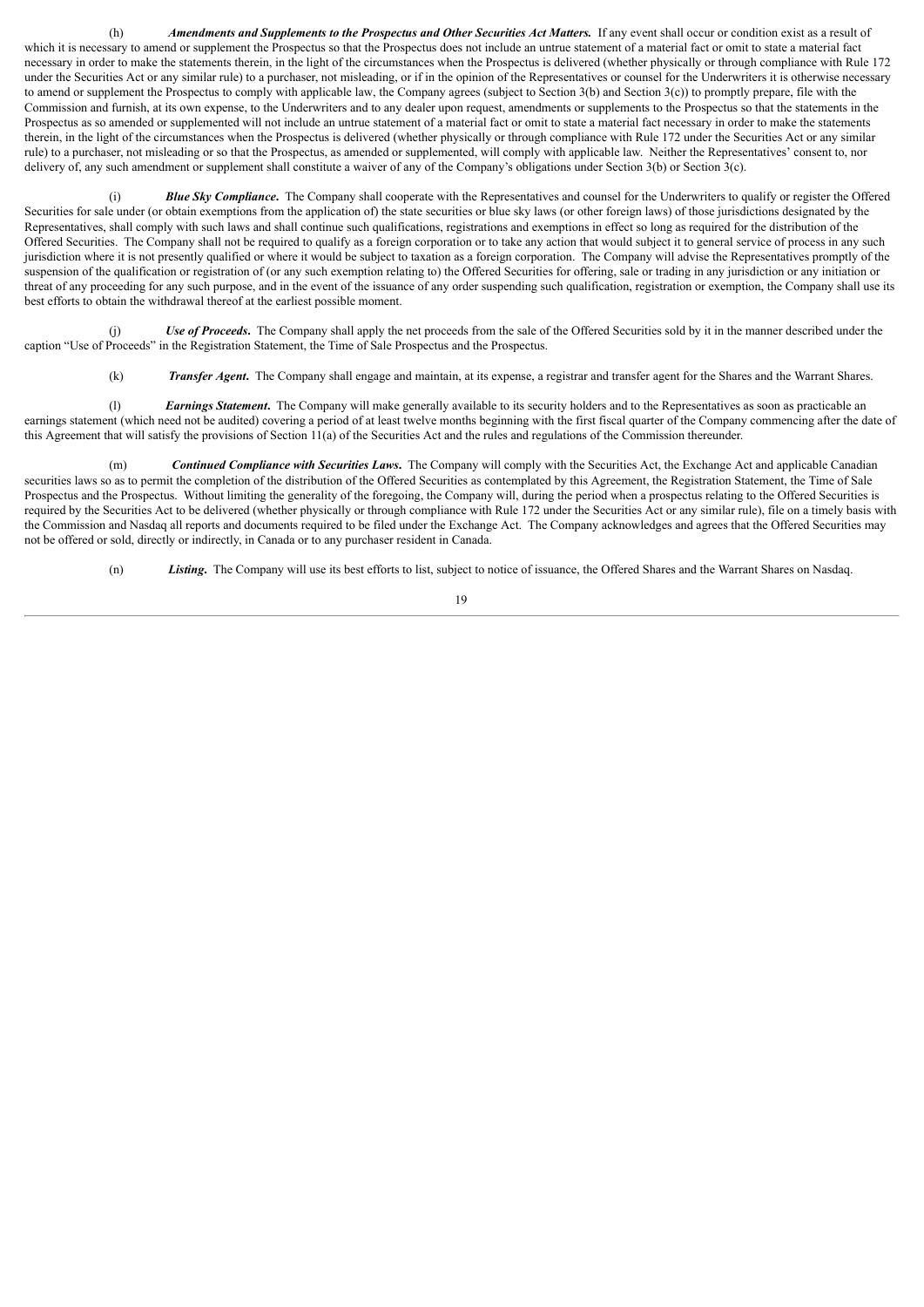(h) ***Amendments and Supplements to the Prospectus and Other Securities Act Matters.*** If any event shall occur or condition exist as a result of which it is necessary to amend or supplement the Prospectus so that the Prospectus does not include an untrue statement of a material fact or omit to state a material fact necessary in order to make the statements therein, in the light of the circumstances when the Prospectus is delivered (whether physically or through compliance with Rule 172 under the Securities Act or any similar rule) to a purchaser, not misleading, or if in the opinion of the Representatives or counsel for the Underwriters it is otherwise necessary to amend or supplement the Prospectus to comply with applicable law, the Company agrees (subject to Section 3(b) and Section 3(c)) to promptly prepare, file with the Commission and furnish, at its own expense, to the Underwriters and to any dealer upon request, amendments or supplements to the Prospectus so that the statements in the Prospectus as so amended or supplemented will not include an untrue statement of a material fact or omit to state a material fact necessary in order to make the statements therein, in the light of the circumstances when the Prospectus is delivered (whether physically or through compliance with Rule 172 under the Securities Act or any similar rule) to a purchaser, not misleading or so that the Prospectus, as amended or supplemented, will comply with applicable law. Neither the Representatives' consent to, nor delivery of, any such amendment or supplement shall constitute a waiver of any of the Company's obligations under Section 3(b) or Section 3(c).

(i) ***Blue Sky Compliance.*** The Company shall cooperate with the Representatives and counsel for the Underwriters to qualify or register the Offered Securities for sale under (or obtain exemptions from the application of) the state securities or blue sky laws (or other foreign laws) of those jurisdictions designated by the Representatives, shall comply with such laws and shall continue such qualifications, registrations and exemptions in effect so long as required for the distribution of the Offered Securities. The Company shall not be required to qualify as a foreign corporation or to take any action that would subject it to general service of process in any such jurisdiction where it is not presently qualified or where it would be subject to taxation as a foreign corporation. The Company will advise the Representatives promptly of the suspension of the qualification or registration of (or any such exemption relating to) the Offered Securities for offering, sale or trading in any jurisdiction or any initiation or threat of any proceeding for any such purpose, and in the event of the issuance of any order suspending such qualification, registration or exemption, the Company shall use its best efforts to obtain the withdrawal thereof at the earliest possible moment.

(j) ***Use of Proceeds.*** The Company shall apply the net proceeds from the sale of the Offered Securities sold by it in the manner described under the caption "Use of Proceeds" in the Registration Statement, the Time of Sale Prospectus and the Prospectus.

(k) ***Transfer Agent.*** The Company shall engage and maintain, at its expense, a registrar and transfer agent for the Shares and the Warrant Shares.

(l) ***Earnings Statement.*** The Company will make generally available to its security holders and to the Representatives as soon as practicable an earnings statement (which need not be audited) covering a period of at least twelve months beginning with the first fiscal quarter of the Company commencing after the date of this Agreement that will satisfy the provisions of Section 11(a) of the Securities Act and the rules and regulations of the Commission thereunder.

(m) ***Continued Compliance with Securities Laws.*** The Company will comply with the Securities Act, the Exchange Act and applicable Canadian securities laws so as to permit the completion of the distribution of the Offered Securities as contemplated by this Agreement, the Registration Statement, the Time of Sale Prospectus and the Prospectus. Without limiting the generality of the foregoing, the Company will, during the period when a prospectus relating to the Offered Securities is required by the Securities Act to be delivered (whether physically or through compliance with Rule 172 under the Securities Act or any similar rule), file on a timely basis with the Commission and Nasdaq all reports and documents required to be filed under the Exchange Act. The Company acknowledges and agrees that the Offered Securities may not be offered or sold, directly or indirectly, in Canada or to any purchaser resident in Canada.

(n) ***Listing.*** The Company will use its best efforts to list, subject to notice of issuance, the Offered Shares and the Warrant Shares on Nasdaq.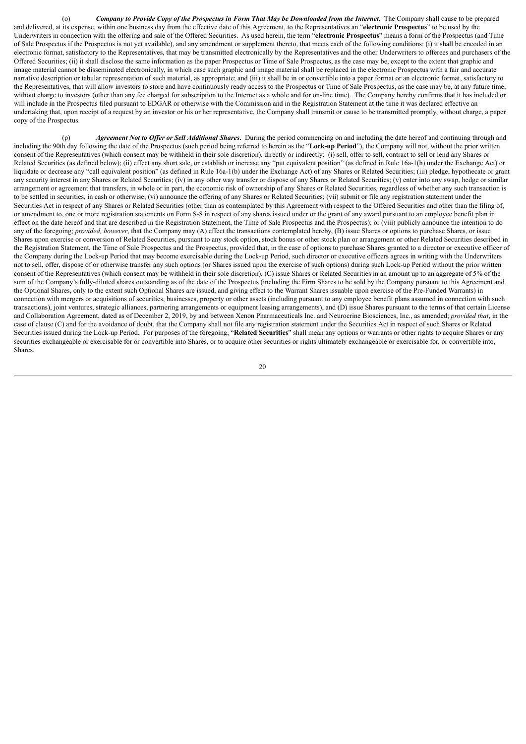(o) ***Company to Provide Copy of the Prospectus in Form That May be Downloaded from the Internet.*** The Company shall cause to be prepared and delivered, at its expense, within one business day from the effective date of this Agreement, to the Representatives an "**electronic Prospectus**" to be used by the Underwriters in connection with the offering and sale of the Offered Securities. As used herein, the term "**electronic Prospectus**" means a form of the Prospectus (and Time of Sale Prospectus if the Prospectus is not yet available), and any amendment or supplement thereto, that meets each of the following conditions: (i) it shall be encoded in an electronic format, satisfactory to the Representatives, that may be transmitted electronically by the Representatives and the other Underwriters to offerees and purchasers of the Offered Securities; (ii) it shall disclose the same information as the paper Prospectus or Time of Sale Prospectus, as the case may be, except to the extent that graphic and image material cannot be disseminated electronically, in which case such graphic and image material shall be replaced in the electronic Prospectus with a fair and accurate narrative description or tabular representation of such material, as appropriate; and (iii) it shall be in or convertible into a paper format or an electronic format, satisfactory to the Representatives, that will allow investors to store and have continuously ready access to the Prospectus or Time of Sale Prospectus, as the case may be, at any future time, without charge to investors (other than any fee charged for subscription to the Internet as a whole and for on-line time). The Company hereby confirms that it has included or will include in the Prospectus filed pursuant to EDGAR or otherwise with the Commission and in the Registration Statement at the time it was declared effective an undertaking that, upon receipt of a request by an investor or his or her representative, the Company shall transmit or cause to be transmitted promptly, without charge, a paper copy of the Prospectus.

(p) ***Agreement Not to Offer or Sell Additional Shares.*** During the period commencing on and including the date hereof and continuing through and including the 90th day following the date of the Prospectus (such period being referred to herein as the "**Lock-up Period**"), the Company will not, without the prior written consent of the Representatives (which consent may be withheld in their sole discretion), directly or indirectly: (i) sell, offer to sell, contract to sell or lend any Shares or Related Securities (as defined below); (ii) effect any short sale, or establish or increase any "put equivalent position" (as defined in Rule 16a-1(h) under the Exchange Act) or liquidate or decrease any "call equivalent position" (as defined in Rule 16a-1(b) under the Exchange Act) of any Shares or Related Securities; (iii) pledge, hypothecate or grant any security interest in any Shares or Related Securities; (iv) in any other way transfer or dispose of any Shares or Related Securities; (v) enter into any swap, hedge or similar arrangement or agreement that transfers, in whole or in part, the economic risk of ownership of any Shares or Related Securities, regardless of whether any such transaction is to be settled in securities, in cash or otherwise; (vi) announce the offering of any Shares or Related Securities; (vii) submit or file any registration statement under the Securities Act in respect of any Shares or Related Securities (other than as contemplated by this Agreement with respect to the Offered Securities and other than the filing of, or amendment to, one or more registration statements on Form S-8 in respect of any shares issued under or the grant of any award pursuant to an employee benefit plan in effect on the date hereof and that are described in the Registration Statement, the Time of Sale Prospectus and the Prospectus); or (viii) publicly announce the intention to do any of the foregoing; *provided, however*, that the Company may (A) effect the transactions contemplated hereby, (B) issue Shares or options to purchase Shares, or issue Shares upon exercise or conversion of Related Securities, pursuant to any stock option, stock bonus or other stock plan or arrangement or other Related Securities described in the Registration Statement, the Time of Sale Prospectus and the Prospectus, provided that, in the case of options to purchase Shares granted to a director or executive officer of the Company during the Lock-up Period that may become exercisable during the Lock-up Period, such director or executive officers agrees in writing with the Underwriters not to sell, offer, dispose of or otherwise transfer any such options (or Shares issued upon the exercise of such options) during such Lock-up Period without the prior written consent of the Representatives (which consent may be withheld in their sole discretion), (C) issue Shares or Related Securities in an amount up to an aggregate of 5% of the sum of the Company's fully-diluted shares outstanding as of the date of the Prospectus (including the Firm Shares to be sold by the Company pursuant to this Agreement and the Optional Shares, only to the extent such Optional Shares are issued, and giving effect to the Warrant Shares issuable upon exercise of the Pre-Funded Warrants) in connection with mergers or acquisitions of securities, businesses, property or other assets (including pursuant to any employee benefit plans assumed in connection with such transactions), joint ventures, strategic alliances, partnering arrangements or equipment leasing arrangements), and (D) issue Shares pursuant to the terms of that certain License and Collaboration Agreement, dated as of December 2, 2019, by and between Xenon Pharmaceuticals Inc. and Neurocrine Biosciences, Inc., as amended; *provided that*, in the case of clause (C) and for the avoidance of doubt, that the Company shall not file any registration statement under the Securities Act in respect of such Shares or Related Securities issued during the Lock-up Period. For purposes of the foregoing, "**Related Securities**" shall mean any options or warrants or other rights to acquire Shares or any securities exchangeable or exercisable for or convertible into Shares, or to acquire other securities or rights ultimately exchangeable or exercisable for, or convertible into, Shares.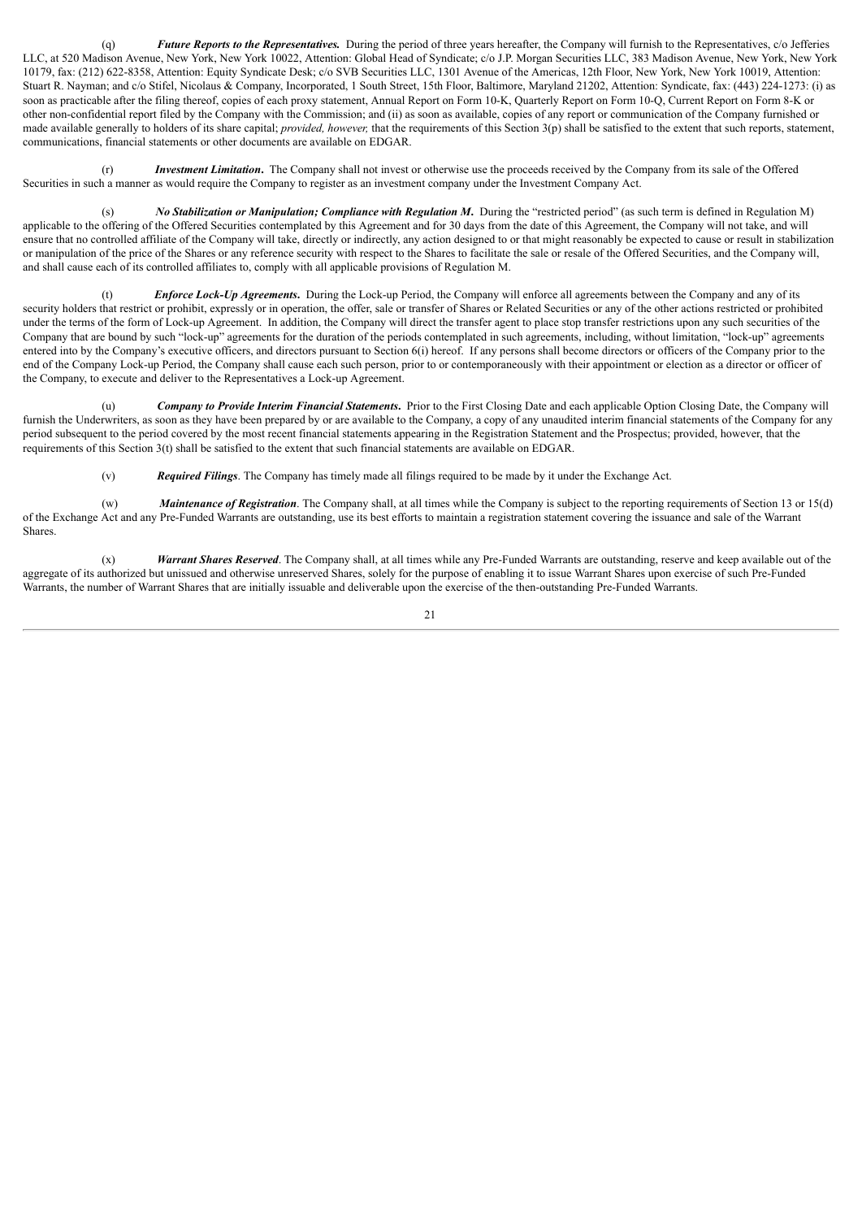(q) ***Future Reports to the Representatives.*** During the period of three years hereafter, the Company will furnish to the Representatives, c/o Jefferies LLC, at 520 Madison Avenue, New York, New York 10022, Attention: Global Head of Syndicate; c/o J.P. Morgan Securities LLC, 383 Madison Avenue, New York, New York 10179, fax: (212) 622-8358, Attention: Equity Syndicate Desk; c/o SVB Securities LLC, 1301 Avenue of the Americas, 12th Floor, New York, New York 10019, Attention: Stuart R. Nayman; and c/o Stifel, Nicolaus & Company, Incorporated, 1 South Street, 15th Floor, Baltimore, Maryland 21202, Attention: Syndicate, fax: (443) 224-1273: (i) as soon as practicable after the filing thereof, copies of each proxy statement, Annual Report on Form 10-K, Quarterly Report on Form 10-Q, Current Report on Form 8-K or other non-confidential report filed by the Company with the Commission; and (ii) as soon as available, copies of any report or communication of the Company furnished or made available generally to holders of its share capital; *provided, however,* that the requirements of this Section 3(p) shall be satisfied to the extent that such reports, statement, communications, financial statements or other documents are available on EDGAR.

(r) ***Investment Limitation***. The Company shall not invest or otherwise use the proceeds received by the Company from its sale of the Offered Securities in such a manner as would require the Company to register as an investment company under the Investment Company Act.

(s) ***No Stabilization or Manipulation; Compliance with Regulation M***. During the "restricted period" (as such term is defined in Regulation M) applicable to the offering of the Offered Securities contemplated by this Agreement and for 30 days from the date of this Agreement, the Company will not take, and will ensure that no controlled affiliate of the Company will take, directly or indirectly, any action designed to or that might reasonably be expected to cause or result in stabilization or manipulation of the price of the Shares or any reference security with respect to the Shares to facilitate the sale or resale of the Offered Securities, and the Company will, and shall cause each of its controlled affiliates to, comply with all applicable provisions of Regulation M.

(t) ***Enforce Lock-Up Agreements***. During the Lock-up Period, the Company will enforce all agreements between the Company and any of its security holders that restrict or prohibit, expressly or in operation, the offer, sale or transfer of Shares or Related Securities or any of the other actions restricted or prohibited under the terms of the form of Lock-up Agreement. In addition, the Company will direct the transfer agent to place stop transfer restrictions upon any such securities of the Company that are bound by such "lock-up" agreements for the duration of the periods contemplated in such agreements, including, without limitation, "lock-up" agreements entered into by the Company's executive officers, and directors pursuant to Section 6(i) hereof. If any persons shall become directors or officers of the Company prior to the end of the Company Lock-up Period, the Company shall cause each such person, prior to or contemporaneously with their appointment or election as a director or officer of the Company, to execute and deliver to the Representatives a Lock-up Agreement.

(u) ***Company to Provide Interim Financial Statements***. Prior to the First Closing Date and each applicable Option Closing Date, the Company will furnish the Underwriters, as soon as they have been prepared by or are available to the Company, a copy of any unaudited interim financial statements of the Company for any period subsequent to the period covered by the most recent financial statements appearing in the Registration Statement and the Prospectus; provided, however, that the requirements of this Section 3(t) shall be satisfied to the extent that such financial statements are available on EDGAR.

(v) ***Required Filings***. The Company has timely made all filings required to be made by it under the Exchange Act.

(w) ***Maintenance of Registration***. The Company shall, at all times while the Company is subject to the reporting requirements of Section 13 or 15(d) of the Exchange Act and any Pre-Funded Warrants are outstanding, use its best efforts to maintain a registration statement covering the issuance and sale of the Warrant Shares.

(x) ***Warrant Shares Reserved***. The Company shall, at all times while any Pre-Funded Warrants are outstanding, reserve and keep available out of the aggregate of its authorized but unissued and otherwise unreserved Shares, solely for the purpose of enabling it to issue Warrant Shares upon exercise of such Pre-Funded Warrants, the number of Warrant Shares that are initially issuable and deliverable upon the exercise of the then-outstanding Pre-Funded Warrants.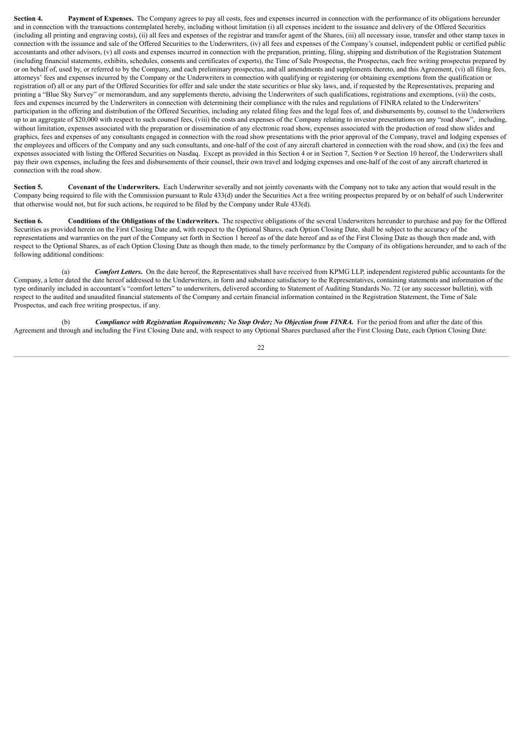**Section 4. Payment of Expenses.** The Company agrees to pay all costs, fees and expenses incurred in connection with the performance of its obligations hereunder and in connection with the transactions contemplated hereby, including without limitation (i) all expenses incident to the issuance and delivery of the Offered Securities (including all printing and engraving costs), (ii) all fees and expenses of the registrar and transfer agent of the Shares, (iii) all necessary issue, transfer and other stamp taxes in connection with the issuance and sale of the Offered Securities to the Underwriters, (iv) all fees and expenses of the Company's counsel, independent public or certified public accountants and other advisors, (v) all costs and expenses incurred in connection with the preparation, printing, filing, shipping and distribution of the Registration Statement (including financial statements, exhibits, schedules, consents and certificates of experts), the Time of Sale Prospectus, the Prospectus, each free writing prospectus prepared by or on behalf of, used by, or referred to by the Company, and each preliminary prospectus, and all amendments and supplements thereto, and this Agreement, (vi) all filing fees, attorneys' fees and expenses incurred by the Company or the Underwriters in connection with qualifying or registering (or obtaining exemptions from the qualification or registration of) all or any part of the Offered Securities for offer and sale under the state securities or blue sky laws, and, if requested by the Representatives, preparing and printing a "Blue Sky Survey" or memorandum, and any supplements thereto, advising the Underwriters of such qualifications, registrations and exemptions, (vii) the costs, fees and expenses incurred by the Underwriters in connection with determining their compliance with the rules and regulations of FINRA related to the Underwriters' participation in the offering and distribution of the Offered Securities, including any related filing fees and the legal fees of, and disbursements by, counsel to the Underwriters up to an aggregate of $20,000 with respect to such counsel fees, (viii) the costs and expenses of the Company relating to investor presentations on any "road show", including, without limitation, expenses associated with the preparation or dissemination of any electronic road show, expenses associated with the production of road show slides and graphics, fees and expenses of any consultants engaged in connection with the road show presentations with the prior approval of the Company, travel and lodging expenses of the employees and officers of the Company and any such consultants, and one-half of the cost of any aircraft chartered in connection with the road show, and (ix) the fees and expenses associated with listing the Offered Securities on Nasdaq. Except as provided in this Section 4 or in Section 7, Section 9 or Section 10 hereof, the Underwriters shall pay their own expenses, including the fees and disbursements of their counsel, their own travel and lodging expenses and one-half of the cost of any aircraft chartered in connection with the road show.

**Section 5. Covenant of the Underwriters.** Each Underwriter severally and not jointly covenants with the Company not to take any action that would result in the Company being required to file with the Commission pursuant to Rule 433(d) under the Securities Act a free writing prospectus prepared by or on behalf of such Underwriter that otherwise would not, but for such actions, be required to be filed by the Company under Rule 433(d).

**Section 6. Conditions of the Obligations of the Underwriters.** The respective obligations of the several Underwriters hereunder to purchase and pay for the Offered Securities as provided herein on the First Closing Date and, with respect to the Optional Shares, each Option Closing Date, shall be subject to the accuracy of the representations and warranties on the part of the Company set forth in Section 1 hereof as of the date hereof and as of the First Closing Date as though then made and, with respect to the Optional Shares, as of each Option Closing Date as though then made, to the timely performance by the Company of its obligations hereunder, and to each of the following additional conditions:

(a) ***Comfort Letters***. On the date hereof, the Representatives shall have received from KPMG LLP, independent registered public accountants for the Company, a letter dated the date hereof addressed to the Underwriters, in form and substance satisfactory to the Representatives, containing statements and information of the type ordinarily included in accountant's "comfort letters" to underwriters, delivered according to Statement of Auditing Standards No. 72 (or any successor bulletin), with respect to the audited and unaudited financial statements of the Company and certain financial information contained in the Registration Statement, the Time of Sale Prospectus, and each free writing prospectus, if any.

(b) ***Compliance with Registration Requirements; No Stop Order; No Objection from FINRA.*** For the period from and after the date of this Agreement and through and including the First Closing Date and, with respect to any Optional Shares purchased after the First Closing Date, each Option Closing Date: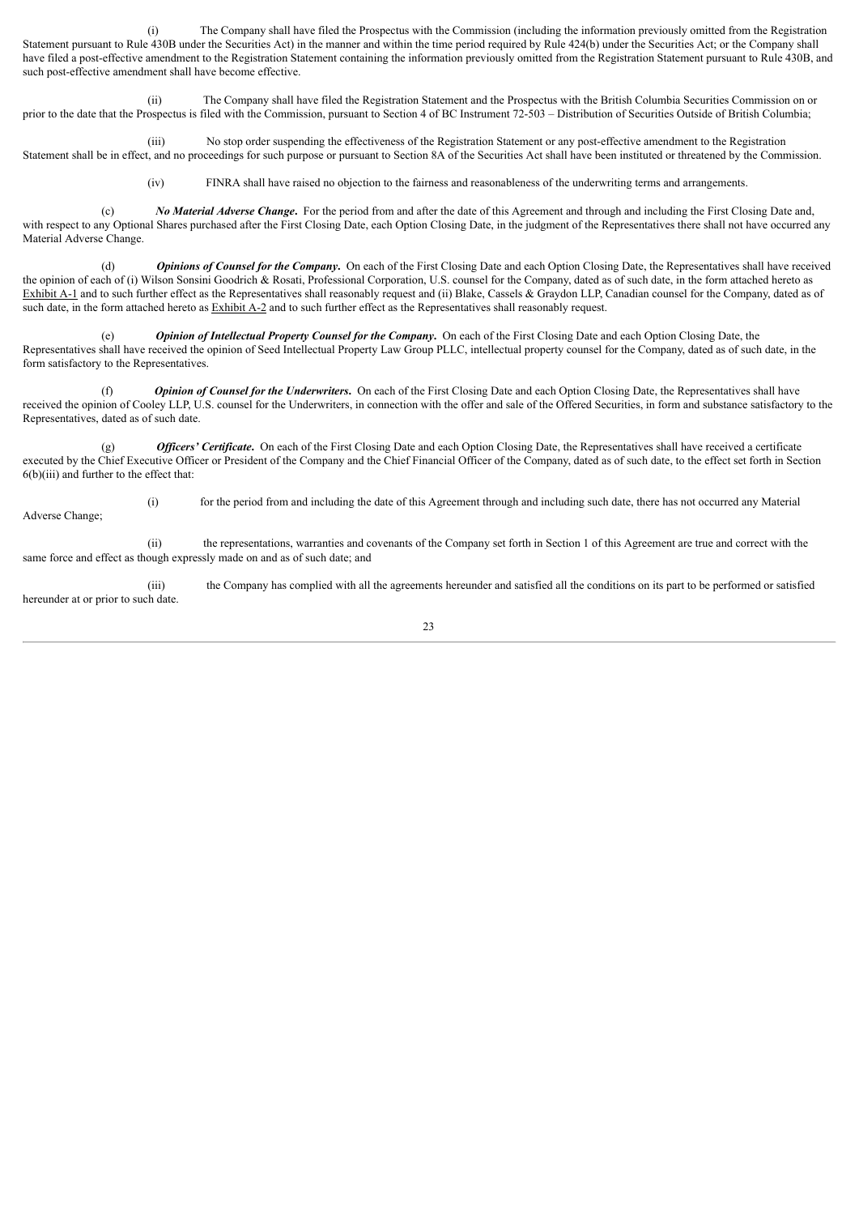(i) The Company shall have filed the Prospectus with the Commission (including the information previously omitted from the Registration Statement pursuant to Rule 430B under the Securities Act) in the manner and within the time period required by Rule 424(b) under the Securities Act; or the Company shall have filed a post-effective amendment to the Registration Statement containing the information previously omitted from the Registration Statement pursuant to Rule 430B, and such post-effective amendment shall have become effective.

(ii) The Company shall have filed the Registration Statement and the Prospectus with the British Columbia Securities Commission on or prior to the date that the Prospectus is filed with the Commission, pursuant to Section 4 of BC Instrument 72-503 – Distribution of Securities Outside of British Columbia;

(iii) No stop order suspending the effectiveness of the Registration Statement or any post-effective amendment to the Registration Statement shall be in effect, and no proceedings for such purpose or pursuant to Section 8A of the Securities Act shall have been instituted or threatened by the Commission.

(iv) FINRA shall have raised no objection to the fairness and reasonableness of the underwriting terms and arrangements.

(c) ***No Material Adverse Change***. For the period from and after the date of this Agreement and through and including the First Closing Date and, with respect to any Optional Shares purchased after the First Closing Date, each Option Closing Date, in the judgment of the Representatives there shall not have occurred any Material Adverse Change.

(d) ***Opinions of Counsel for the Company***. On each of the First Closing Date and each Option Closing Date, the Representatives shall have received the opinion of each of (i) Wilson Sonsini Goodrich & Rosati, Professional Corporation, U.S. counsel for the Company, dated as of such date, in the form attached hereto as Exhibit A-1 and to such further effect as the Representatives shall reasonably request and (ii) Blake, Cassels & Graydon LLP, Canadian counsel for the Company, dated as of such date, in the form attached hereto as Exhibit A-2 and to such further effect as the Representatives shall reasonably request.

(e) ***Opinion of Intellectual Property Counsel for the Company***. On each of the First Closing Date and each Option Closing Date, the Representatives shall have received the opinion of Seed Intellectual Property Law Group PLLC, intellectual property counsel for the Company, dated as of such date, in the form satisfactory to the Representatives.

(f) ***Opinion of Counsel for the Underwriters***. On each of the First Closing Date and each Option Closing Date, the Representatives shall have received the opinion of Cooley LLP, U.S. counsel for the Underwriters, in connection with the offer and sale of the Offered Securities, in form and substance satisfactory to the Representatives, dated as of such date.

(g) ***Officers' Certificate***. On each of the First Closing Date and each Option Closing Date, the Representatives shall have received a certificate executed by the Chief Executive Officer or President of the Company and the Chief Financial Officer of the Company, dated as of such date, to the effect set forth in Section 6(b)(iii) and further to the effect that:

(i) for the period from and including the date of this Agreement through and including such date, there has not occurred any Material Adverse Change;

(ii) the representations, warranties and covenants of the Company set forth in Section 1 of this Agreement are true and correct with the same force and effect as though expressly made on and as of such date; and

(iii) the Company has complied with all the agreements hereunder and satisfied all the conditions on its part to be performed or satisfied hereunder at or prior to such date.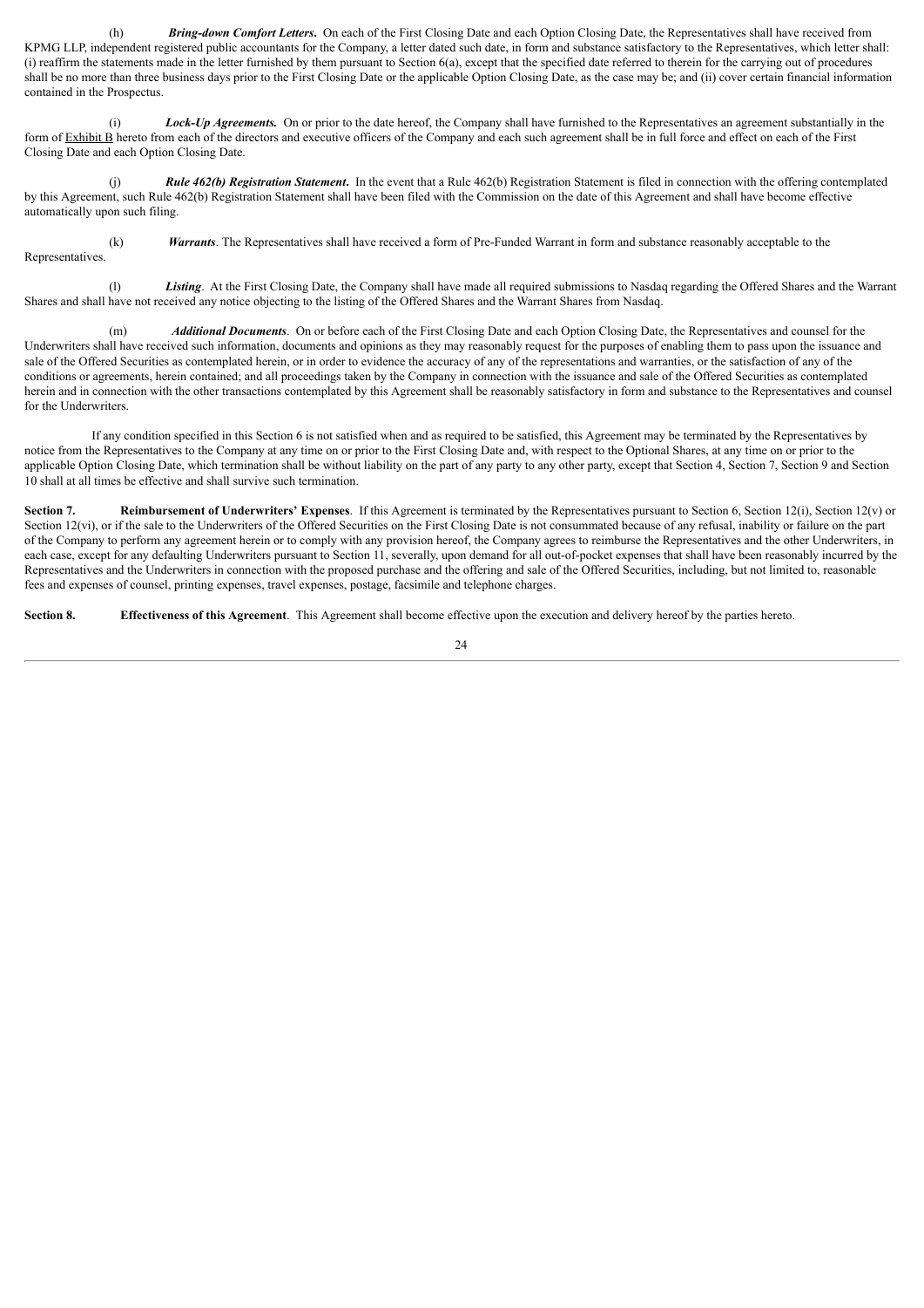(h) ***Bring-down Comfort Letters***. On each of the First Closing Date and each Option Closing Date, the Representatives shall have received from KPMG LLP, independent registered public accountants for the Company, a letter dated such date, in form and substance satisfactory to the Representatives, which letter shall: (i) reaffirm the statements made in the letter furnished by them pursuant to Section 6(a), except that the specified date referred to therein for the carrying out of procedures shall be no more than three business days prior to the First Closing Date or the applicable Option Closing Date, as the case may be; and (ii) cover certain financial information contained in the Prospectus.

(i) ***Lock-Up Agreements.*** On or prior to the date hereof, the Company shall have furnished to the Representatives an agreement substantially in the form of Exhibit B hereto from each of the directors and executive officers of the Company and each such agreement shall be in full force and effect on each of the First Closing Date and each Option Closing Date.

(j) ***Rule 462(b) Registration Statement***. In the event that a Rule 462(b) Registration Statement is filed in connection with the offering contemplated by this Agreement, such Rule 462(b) Registration Statement shall have been filed with the Commission on the date of this Agreement and shall have become effective automatically upon such filing.

(k) ***Warrants***. The Representatives shall have received a form of Pre-Funded Warrant in form and substance reasonably acceptable to the Representatives.

(l) ***Listing***. At the First Closing Date, the Company shall have made all required submissions to Nasdaq regarding the Offered Shares and the Warrant Shares and shall have not received any notice objecting to the listing of the Offered Shares and the Warrant Shares from Nasdaq.

(m) ***Additional Documents***. On or before each of the First Closing Date and each Option Closing Date, the Representatives and counsel for the Underwriters shall have received such information, documents and opinions as they may reasonably request for the purposes of enabling them to pass upon the issuance and sale of the Offered Securities as contemplated herein, or in order to evidence the accuracy of any of the representations and warranties, or the satisfaction of any of the conditions or agreements, herein contained; and all proceedings taken by the Company in connection with the issuance and sale of the Offered Securities as contemplated herein and in connection with the other transactions contemplated by this Agreement shall be reasonably satisfactory in form and substance to the Representatives and counsel for the Underwriters.

If any condition specified in this Section 6 is not satisfied when and as required to be satisfied, this Agreement may be terminated by the Representatives by notice from the Representatives to the Company at any time on or prior to the First Closing Date and, with respect to the Optional Shares, at any time on or prior to the applicable Option Closing Date, which termination shall be without liability on the part of any party to any other party, except that Section 4, Section 7, Section 9 and Section 10 shall at all times be effective and shall survive such termination.

**Section 7. Reimbursement of Underwriters' Expenses**. If this Agreement is terminated by the Representatives pursuant to Section 6, Section 12(i), Section 12(v) or Section 12(vi), or if the sale to the Underwriters of the Offered Securities on the First Closing Date is not consummated because of any refusal, inability or failure on the part of the Company to perform any agreement herein or to comply with any provision hereof, the Company agrees to reimburse the Representatives and the other Underwriters, in each case, except for any defaulting Underwriters pursuant to Section 11, severally, upon demand for all out-of-pocket expenses that shall have been reasonably incurred by the Representatives and the Underwriters in connection with the proposed purchase and the offering and sale of the Offered Securities, including, but not limited to, reasonable fees and expenses of counsel, printing expenses, travel expenses, postage, facsimile and telephone charges.

**Section 8. Effectiveness of this Agreement**. This Agreement shall become effective upon the execution and delivery hereof by the parties hereto.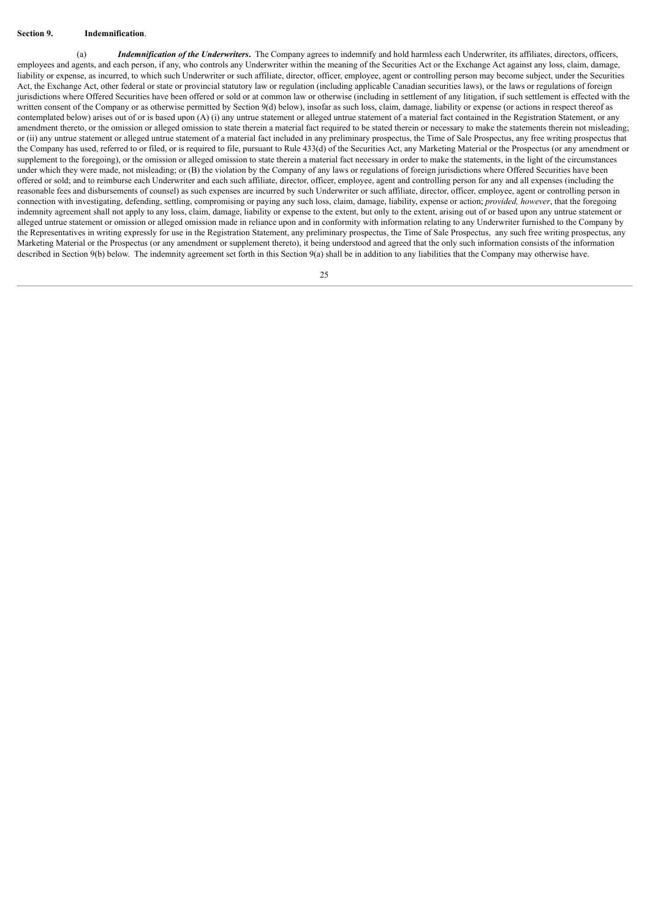**Section 9. Indemnification**.

(a) ***Indemnification of the Underwriters***. The Company agrees to indemnify and hold harmless each Underwriter, its affiliates, directors, officers, employees and agents, and each person, if any, who controls any Underwriter within the meaning of the Securities Act or the Exchange Act against any loss, claim, damage, liability or expense, as incurred, to which such Underwriter or such affiliate, director, officer, employee, agent or controlling person may become subject, under the Securities Act, the Exchange Act, other federal or state or provincial statutory law or regulation (including applicable Canadian securities laws), or the laws or regulations of foreign jurisdictions where Offered Securities have been offered or sold or at common law or otherwise (including in settlement of any litigation, if such settlement is effected with the written consent of the Company or as otherwise permitted by Section 9(d) below), insofar as such loss, claim, damage, liability or expense (or actions in respect thereof as contemplated below) arises out of or is based upon (A) (i) any untrue statement or alleged untrue statement of a material fact contained in the Registration Statement, or any amendment thereto, or the omission or alleged omission to state therein a material fact required to be stated therein or necessary to make the statements therein not misleading; or (ii) any untrue statement or alleged untrue statement of a material fact included in any preliminary prospectus, the Time of Sale Prospectus, any free writing prospectus that the Company has used, referred to or filed, or is required to file, pursuant to Rule 433(d) of the Securities Act, any Marketing Material or the Prospectus (or any amendment or supplement to the foregoing), or the omission or alleged omission to state therein a material fact necessary in order to make the statements, in the light of the circumstances under which they were made, not misleading; or (B) the violation by the Company of any laws or regulations of foreign jurisdictions where Offered Securities have been offered or sold; and to reimburse each Underwriter and each such affiliate, director, officer, employee, agent and controlling person for any and all expenses (including the reasonable fees and disbursements of counsel) as such expenses are incurred by such Underwriter or such affiliate, director, officer, employee, agent or controlling person in connection with investigating, defending, settling, compromising or paying any such loss, claim, damage, liability, expense or action; *provided, however*, that the foregoing indemnity agreement shall not apply to any loss, claim, damage, liability or expense to the extent, but only to the extent, arising out of or based upon any untrue statement or alleged untrue statement or omission or alleged omission made in reliance upon and in conformity with information relating to any Underwriter furnished to the Company by the Representatives in writing expressly for use in the Registration Statement, any preliminary prospectus, the Time of Sale Prospectus, any such free writing prospectus, any Marketing Material or the Prospectus (or any amendment or supplement thereto), it being understood and agreed that the only such information consists of the information described in Section 9(b) below. The indemnity agreement set forth in this Section 9(a) shall be in addition to any liabilities that the Company may otherwise have.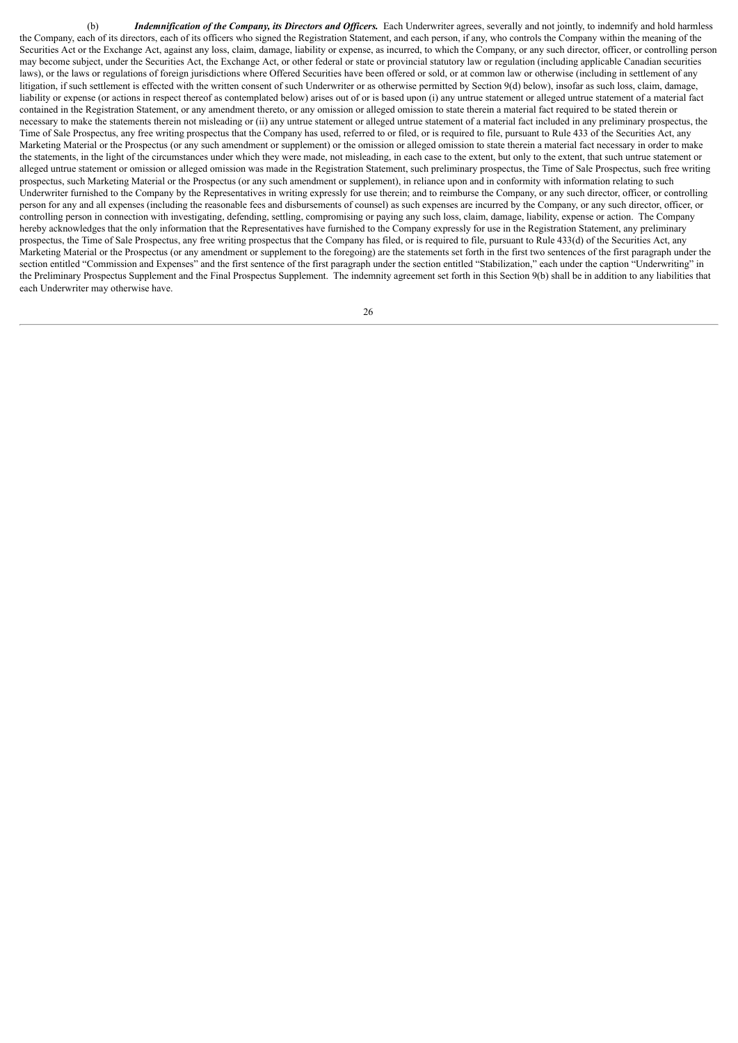(b) ***Indemnification of the Company, its Directors and Officers.*** Each Underwriter agrees, severally and not jointly, to indemnify and hold harmless the Company, each of its directors, each of its officers who signed the Registration Statement, and each person, if any, who controls the Company within the meaning of the Securities Act or the Exchange Act, against any loss, claim, damage, liability or expense, as incurred, to which the Company, or any such director, officer, or controlling person may become subject, under the Securities Act, the Exchange Act, or other federal or state or provincial statutory law or regulation (including applicable Canadian securities laws), or the laws or regulations of foreign jurisdictions where Offered Securities have been offered or sold, or at common law or otherwise (including in settlement of any litigation, if such settlement is effected with the written consent of such Underwriter or as otherwise permitted by Section 9(d) below), insofar as such loss, claim, damage, liability or expense (or actions in respect thereof as contemplated below) arises out of or is based upon (i) any untrue statement or alleged untrue statement of a material fact contained in the Registration Statement, or any amendment thereto, or any omission or alleged omission to state therein a material fact required to be stated therein or necessary to make the statements therein not misleading or (ii) any untrue statement or alleged untrue statement of a material fact included in any preliminary prospectus, the Time of Sale Prospectus, any free writing prospectus that the Company has used, referred to or filed, or is required to file, pursuant to Rule 433 of the Securities Act, any Marketing Material or the Prospectus (or any such amendment or supplement) or the omission or alleged omission to state therein a material fact necessary in order to make the statements, in the light of the circumstances under which they were made, not misleading, in each case to the extent, but only to the extent, that such untrue statement or alleged untrue statement or omission or alleged omission was made in the Registration Statement, such preliminary prospectus, the Time of Sale Prospectus, such free writing prospectus, such Marketing Material or the Prospectus (or any such amendment or supplement), in reliance upon and in conformity with information relating to such Underwriter furnished to the Company by the Representatives in writing expressly for use therein; and to reimburse the Company, or any such director, officer, or controlling person for any and all expenses (including the reasonable fees and disbursements of counsel) as such expenses are incurred by the Company, or any such director, officer, or controlling person in connection with investigating, defending, settling, compromising or paying any such loss, claim, damage, liability, expense or action. The Company hereby acknowledges that the only information that the Representatives have furnished to the Company expressly for use in the Registration Statement, any preliminary prospectus, the Time of Sale Prospectus, any free writing prospectus that the Company has filed, or is required to file, pursuant to Rule 433(d) of the Securities Act, any Marketing Material or the Prospectus (or any amendment or supplement to the foregoing) are the statements set forth in the first two sentences of the first paragraph under the section entitled "Commission and Expenses" and the first sentence of the first paragraph under the section entitled "Stabilization," each under the caption "Underwriting" in the Preliminary Prospectus Supplement and the Final Prospectus Supplement. The indemnity agreement set forth in this Section 9(b) shall be in addition to any liabilities that each Underwriter may otherwise have.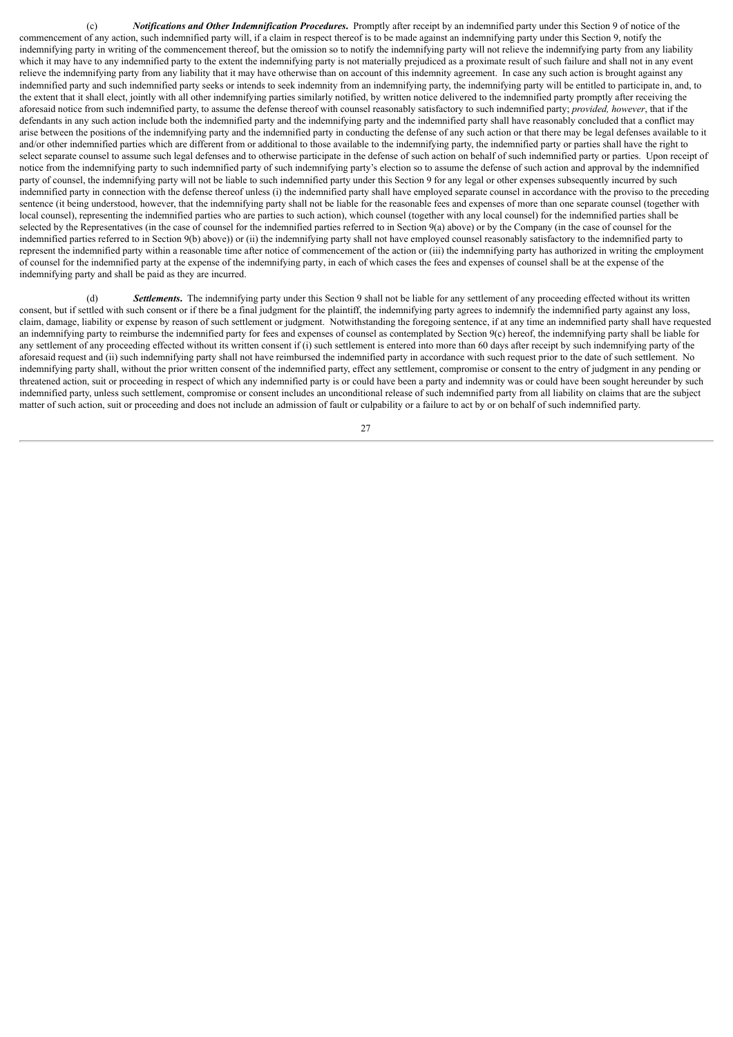(c) ***Notifications and Other Indemnification Procedures*.** Promptly after receipt by an indemnified party under this Section 9 of notice of the commencement of any action, such indemnified party will, if a claim in respect thereof is to be made against an indemnifying party under this Section 9, notify the indemnifying party in writing of the commencement thereof, but the omission so to notify the indemnifying party will not relieve the indemnifying party from any liability which it may have to any indemnified party to the extent the indemnifying party is not materially prejudiced as a proximate result of such failure and shall not in any event relieve the indemnifying party from any liability that it may have otherwise than on account of this indemnity agreement. In case any such action is brought against any indemnified party and such indemnified party seeks or intends to seek indemnity from an indemnifying party, the indemnifying party will be entitled to participate in, and, to the extent that it shall elect, jointly with all other indemnifying parties similarly notified, by written notice delivered to the indemnified party promptly after receiving the aforesaid notice from such indemnified party, to assume the defense thereof with counsel reasonably satisfactory to such indemnified party; *provided, however*, that if the defendants in any such action include both the indemnified party and the indemnifying party and the indemnified party shall have reasonably concluded that a conflict may arise between the positions of the indemnifying party and the indemnified party in conducting the defense of any such action or that there may be legal defenses available to it and/or other indemnified parties which are different from or additional to those available to the indemnifying party, the indemnified party or parties shall have the right to select separate counsel to assume such legal defenses and to otherwise participate in the defense of such action on behalf of such indemnified party or parties. Upon receipt of notice from the indemnifying party to such indemnified party of such indemnifying party's election so to assume the defense of such action and approval by the indemnified party of counsel, the indemnifying party will not be liable to such indemnified party under this Section 9 for any legal or other expenses subsequently incurred by such indemnified party in connection with the defense thereof unless (i) the indemnified party shall have employed separate counsel in accordance with the proviso to the preceding sentence (it being understood, however, that the indemnifying party shall not be liable for the reasonable fees and expenses of more than one separate counsel (together with local counsel), representing the indemnified parties who are parties to such action), which counsel (together with any local counsel) for the indemnified parties shall be selected by the Representatives (in the case of counsel for the indemnified parties referred to in Section 9(a) above) or by the Company (in the case of counsel for the indemnified parties referred to in Section 9(b) above)) or (ii) the indemnifying party shall not have employed counsel reasonably satisfactory to the indemnified party to represent the indemnified party within a reasonable time after notice of commencement of the action or (iii) the indemnifying party has authorized in writing the employment of counsel for the indemnified party at the expense of the indemnifying party, in each of which cases the fees and expenses of counsel shall be at the expense of the indemnifying party and shall be paid as they are incurred.

(d) ***Settlements*.** The indemnifying party under this Section 9 shall not be liable for any settlement of any proceeding effected without its written consent, but if settled with such consent or if there be a final judgment for the plaintiff, the indemnifying party agrees to indemnify the indemnified party against any loss, claim, damage, liability or expense by reason of such settlement or judgment. Notwithstanding the foregoing sentence, if at any time an indemnified party shall have requested an indemnifying party to reimburse the indemnified party for fees and expenses of counsel as contemplated by Section 9(c) hereof, the indemnifying party shall be liable for any settlement of any proceeding effected without its written consent if (i) such settlement is entered into more than 60 days after receipt by such indemnifying party of the aforesaid request and (ii) such indemnifying party shall not have reimbursed the indemnified party in accordance with such request prior to the date of such settlement. No indemnifying party shall, without the prior written consent of the indemnified party, effect any settlement, compromise or consent to the entry of judgment in any pending or threatened action, suit or proceeding in respect of which any indemnified party is or could have been a party and indemnity was or could have been sought hereunder by such indemnified party, unless such settlement, compromise or consent includes an unconditional release of such indemnified party from all liability on claims that are the subject matter of such action, suit or proceeding and does not include an admission of fault or culpability or a failure to act by or on behalf of such indemnified party.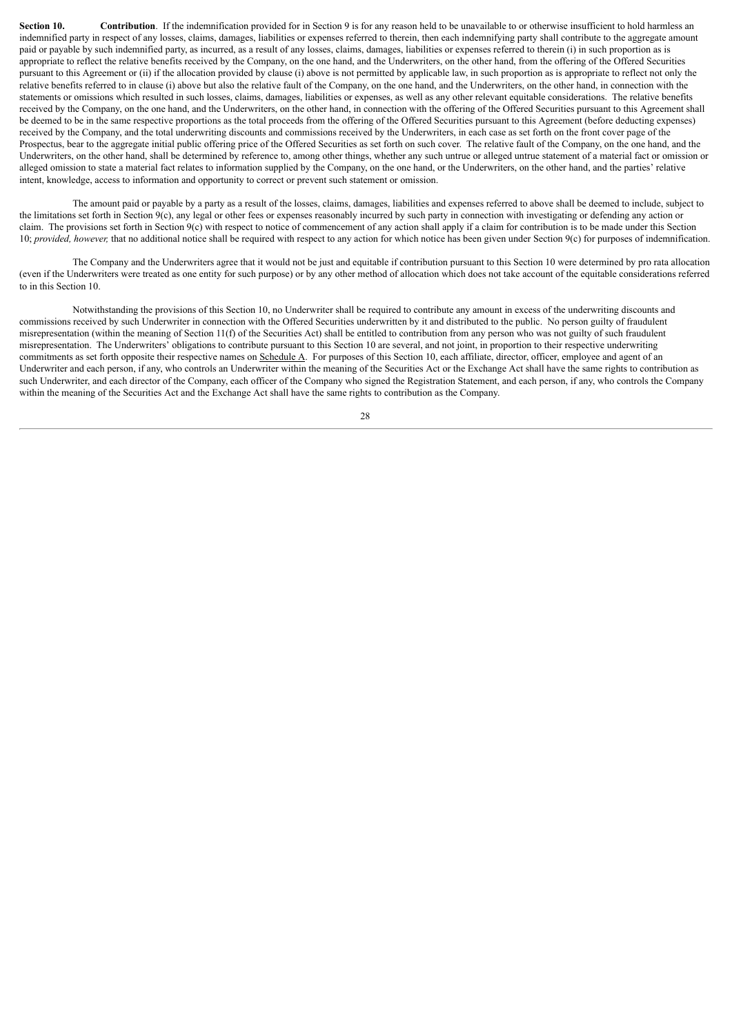**Section 10. Contribution**. If the indemnification provided for in Section 9 is for any reason held to be unavailable to or otherwise insufficient to hold harmless an indemnified party in respect of any losses, claims, damages, liabilities or expenses referred to therein, then each indemnifying party shall contribute to the aggregate amount paid or payable by such indemnified party, as incurred, as a result of any losses, claims, damages, liabilities or expenses referred to therein (i) in such proportion as is appropriate to reflect the relative benefits received by the Company, on the one hand, and the Underwriters, on the other hand, from the offering of the Offered Securities pursuant to this Agreement or (ii) if the allocation provided by clause (i) above is not permitted by applicable law, in such proportion as is appropriate to reflect not only the relative benefits referred to in clause (i) above but also the relative fault of the Company, on the one hand, and the Underwriters, on the other hand, in connection with the statements or omissions which resulted in such losses, claims, damages, liabilities or expenses, as well as any other relevant equitable considerations. The relative benefits received by the Company, on the one hand, and the Underwriters, on the other hand, in connection with the offering of the Offered Securities pursuant to this Agreement shall be deemed to be in the same respective proportions as the total proceeds from the offering of the Offered Securities pursuant to this Agreement (before deducting expenses) received by the Company, and the total underwriting discounts and commissions received by the Underwriters, in each case as set forth on the front cover page of the Prospectus, bear to the aggregate initial public offering price of the Offered Securities as set forth on such cover. The relative fault of the Company, on the one hand, and the Underwriters, on the other hand, shall be determined by reference to, among other things, whether any such untrue or alleged untrue statement of a material fact or omission or alleged omission to state a material fact relates to information supplied by the Company, on the one hand, or the Underwriters, on the other hand, and the parties' relative intent, knowledge, access to information and opportunity to correct or prevent such statement or omission.

The amount paid or payable by a party as a result of the losses, claims, damages, liabilities and expenses referred to above shall be deemed to include, subject to the limitations set forth in Section 9(c), any legal or other fees or expenses reasonably incurred by such party in connection with investigating or defending any action or claim. The provisions set forth in Section 9(c) with respect to notice of commencement of any action shall apply if a claim for contribution is to be made under this Section 10; *provided, however,* that no additional notice shall be required with respect to any action for which notice has been given under Section 9(c) for purposes of indemnification.

The Company and the Underwriters agree that it would not be just and equitable if contribution pursuant to this Section 10 were determined by pro rata allocation (even if the Underwriters were treated as one entity for such purpose) or by any other method of allocation which does not take account of the equitable considerations referred to in this Section 10.

Notwithstanding the provisions of this Section 10, no Underwriter shall be required to contribute any amount in excess of the underwriting discounts and commissions received by such Underwriter in connection with the Offered Securities underwritten by it and distributed to the public. No person guilty of fraudulent misrepresentation (within the meaning of Section 11(f) of the Securities Act) shall be entitled to contribution from any person who was not guilty of such fraudulent misrepresentation. The Underwriters' obligations to contribute pursuant to this Section 10 are several, and not joint, in proportion to their respective underwriting commitments as set forth opposite their respective names on Schedule A. For purposes of this Section 10, each affiliate, director, officer, employee and agent of an Underwriter and each person, if any, who controls an Underwriter within the meaning of the Securities Act or the Exchange Act shall have the same rights to contribution as such Underwriter, and each director of the Company, each officer of the Company who signed the Registration Statement, and each person, if any, who controls the Company within the meaning of the Securities Act and the Exchange Act shall have the same rights to contribution as the Company.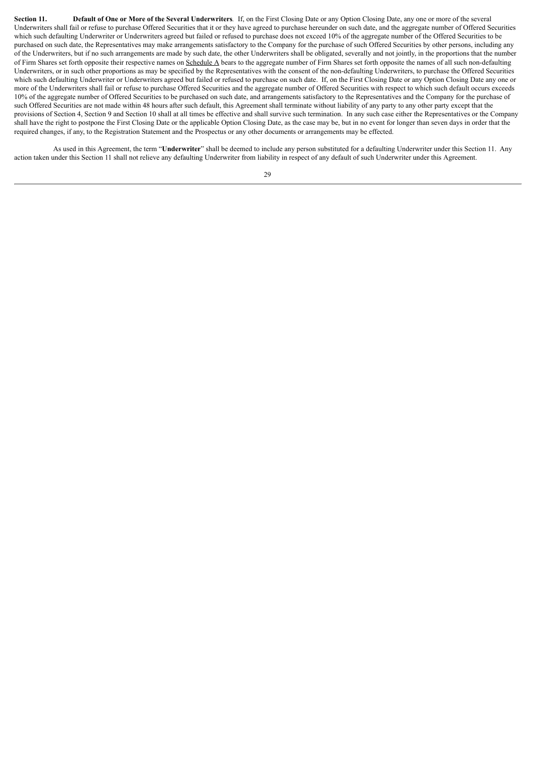**Section 11. Default of One or More of the Several Underwriters**. If, on the First Closing Date or any Option Closing Date, any one or more of the several Underwriters shall fail or refuse to purchase Offered Securities that it or they have agreed to purchase hereunder on such date, and the aggregate number of Offered Securities which such defaulting Underwriter or Underwriters agreed but failed or refused to purchase does not exceed 10% of the aggregate number of the Offered Securities to be purchased on such date, the Representatives may make arrangements satisfactory to the Company for the purchase of such Offered Securities by other persons, including any of the Underwriters, but if no such arrangements are made by such date, the other Underwriters shall be obligated, severally and not jointly, in the proportions that the number of Firm Shares set forth opposite their respective names on Schedule A bears to the aggregate number of Firm Shares set forth opposite the names of all such non-defaulting Underwriters, or in such other proportions as may be specified by the Representatives with the consent of the non-defaulting Underwriters, to purchase the Offered Securities which such defaulting Underwriter or Underwriters agreed but failed or refused to purchase on such date. If, on the First Closing Date or any Option Closing Date any one or more of the Underwriters shall fail or refuse to purchase Offered Securities and the aggregate number of Offered Securities with respect to which such default occurs exceeds 10% of the aggregate number of Offered Securities to be purchased on such date, and arrangements satisfactory to the Representatives and the Company for the purchase of such Offered Securities are not made within 48 hours after such default, this Agreement shall terminate without liability of any party to any other party except that the provisions of Section 4, Section 9 and Section 10 shall at all times be effective and shall survive such termination. In any such case either the Representatives or the Company shall have the right to postpone the First Closing Date or the applicable Option Closing Date, as the case may be, but in no event for longer than seven days in order that the required changes, if any, to the Registration Statement and the Prospectus or any other documents or arrangements may be effected.

As used in this Agreement, the term "**Underwriter**" shall be deemed to include any person substituted for a defaulting Underwriter under this Section 11. Any action taken under this Section 11 shall not relieve any defaulting Underwriter from liability in respect of any default of such Underwriter under this Agreement.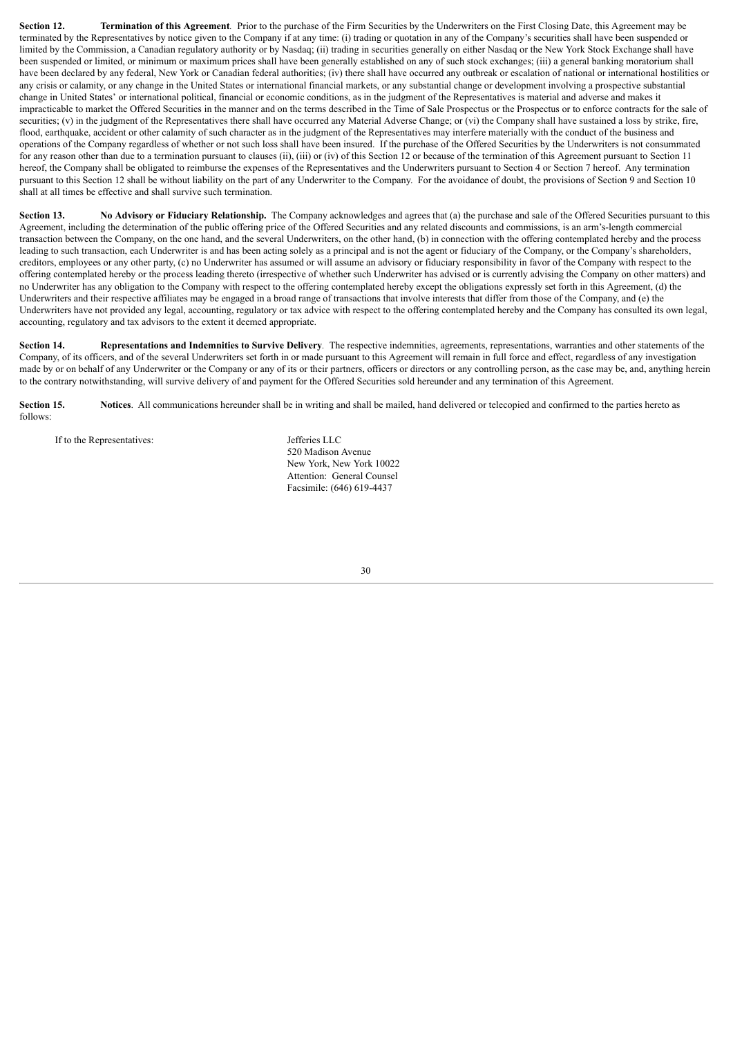**Section 12. Termination of this Agreement**. Prior to the purchase of the Firm Securities by the Underwriters on the First Closing Date, this Agreement may be terminated by the Representatives by notice given to the Company if at any time: (i) trading or quotation in any of the Company's securities shall have been suspended or limited by the Commission, a Canadian regulatory authority or by Nasdaq; (ii) trading in securities generally on either Nasdaq or the New York Stock Exchange shall have been suspended or limited, or minimum or maximum prices shall have been generally established on any of such stock exchanges; (iii) a general banking moratorium shall have been declared by any federal, New York or Canadian federal authorities; (iv) there shall have occurred any outbreak or escalation of national or international hostilities or any crisis or calamity, or any change in the United States or international financial markets, or any substantial change or development involving a prospective substantial change in United States' or international political, financial or economic conditions, as in the judgment of the Representatives is material and adverse and makes it impracticable to market the Offered Securities in the manner and on the terms described in the Time of Sale Prospectus or the Prospectus or to enforce contracts for the sale of securities; (v) in the judgment of the Representatives there shall have occurred any Material Adverse Change; or (vi) the Company shall have sustained a loss by strike, fire, flood, earthquake, accident or other calamity of such character as in the judgment of the Representatives may interfere materially with the conduct of the business and operations of the Company regardless of whether or not such loss shall have been insured. If the purchase of the Offered Securities by the Underwriters is not consummated for any reason other than due to a termination pursuant to clauses (ii), (iii) or (iv) of this Section 12 or because of the termination of this Agreement pursuant to Section 11 hereof, the Company shall be obligated to reimburse the expenses of the Representatives and the Underwriters pursuant to Section 4 or Section 7 hereof. Any termination pursuant to this Section 12 shall be without liability on the part of any Underwriter to the Company. For the avoidance of doubt, the provisions of Section 9 and Section 10 shall at all times be effective and shall survive such termination.

**Section 13. No Advisory or Fiduciary Relationship.** The Company acknowledges and agrees that (a) the purchase and sale of the Offered Securities pursuant to this Agreement, including the determination of the public offering price of the Offered Securities and any related discounts and commissions, is an arm's-length commercial transaction between the Company, on the one hand, and the several Underwriters, on the other hand, (b) in connection with the offering contemplated hereby and the process leading to such transaction, each Underwriter is and has been acting solely as a principal and is not the agent or fiduciary of the Company, or the Company's shareholders, creditors, employees or any other party, (c) no Underwriter has assumed or will assume an advisory or fiduciary responsibility in favor of the Company with respect to the offering contemplated hereby or the process leading thereto (irrespective of whether such Underwriter has advised or is currently advising the Company on other matters) and no Underwriter has any obligation to the Company with respect to the offering contemplated hereby except the obligations expressly set forth in this Agreement, (d) the Underwriters and their respective affiliates may be engaged in a broad range of transactions that involve interests that differ from those of the Company, and (e) the Underwriters have not provided any legal, accounting, regulatory or tax advice with respect to the offering contemplated hereby and the Company has consulted its own legal, accounting, regulatory and tax advisors to the extent it deemed appropriate.

**Section 14. Representations and Indemnities to Survive Delivery**. The respective indemnities, agreements, representations, warranties and other statements of the Company, of its officers, and of the several Underwriters set forth in or made pursuant to this Agreement will remain in full force and effect, regardless of any investigation made by or on behalf of any Underwriter or the Company or any of its or their partners, officers or directors or any controlling person, as the case may be, and, anything herein to the contrary notwithstanding, will survive delivery of and payment for the Offered Securities sold hereunder and any termination of this Agreement.

**Section 15. Notices**. All communications hereunder shall be in writing and shall be mailed, hand delivered or telecopied and confirmed to the parties hereto as follows:

If to the Representatives:

Jefferies LLC
520 Madison Avenue
New York, New York 10022
Attention: General Counsel
Facsimile: (646) 619-4437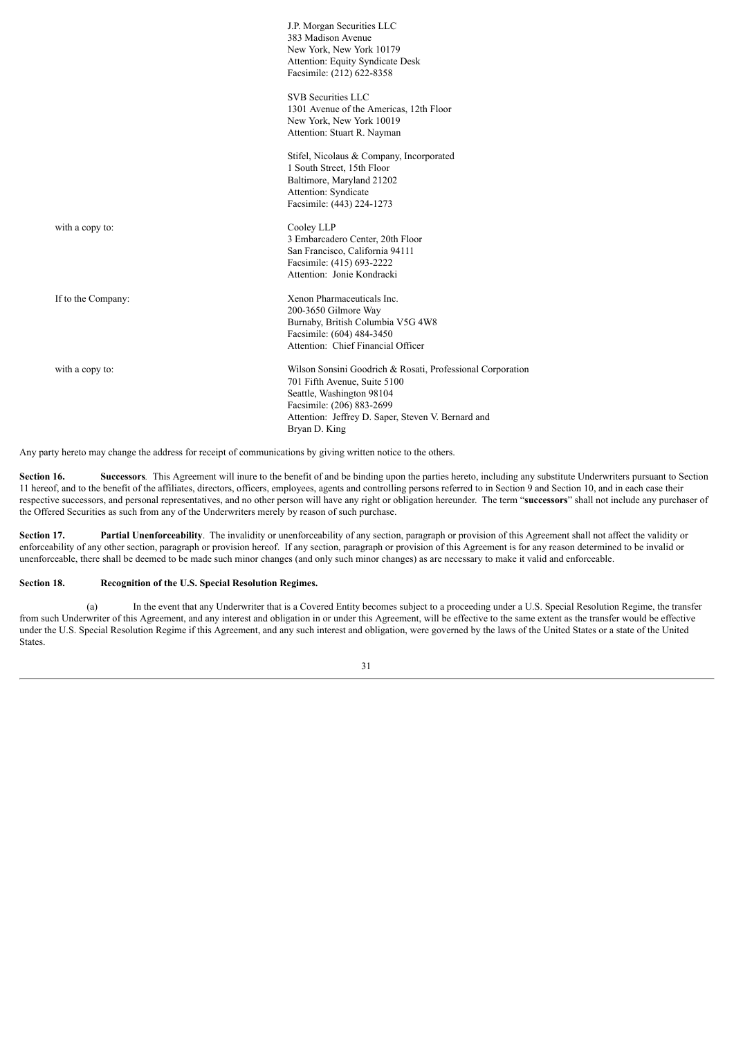J.P. Morgan Securities LLC
383 Madison Avenue
New York, New York 10179
Attention: Equity Syndicate Desk
Facsimile: (212) 622-8358

SVB Securities LLC
1301 Avenue of the Americas, 12th Floor
New York, New York 10019
Attention: Stuart R. Nayman

Stifel, Nicolaus & Company, Incorporated
1 South Street, 15th Floor
Baltimore, Maryland 21202
Attention: Syndicate
Facsimile: (443) 224-1273

with a copy to:

Cooley LLP
3 Embarcadero Center, 20th Floor
San Francisco, California 94111
Facsimile: (415) 693-2222
Attention: Jonie Kondracki

If to the Company:

Xenon Pharmaceuticals Inc.
200-3650 Gilmore Way
Burnaby, British Columbia V5G 4W8
Facsimile: (604) 484-3450
Attention: Chief Financial Officer

with a copy to:

Wilson Sonsini Goodrich & Rosati, Professional Corporation
701 Fifth Avenue, Suite 5100
Seattle, Washington 98104
Facsimile: (206) 883-2699
Attention: Jeffrey D. Saper, Steven V. Bernard and
Bryan D. King

Any party hereto may change the address for receipt of communications by giving written notice to the others.

**Section 16. Successors**. This Agreement will inure to the benefit of and be binding upon the parties hereto, including any substitute Underwriters pursuant to Section 11 hereof, and to the benefit of the affiliates, directors, officers, employees, agents and controlling persons referred to in Section 9 and Section 10, and in each case their respective successors, and personal representatives, and no other person will have any right or obligation hereunder. The term "**successors**" shall not include any purchaser of the Offered Securities as such from any of the Underwriters merely by reason of such purchase.

**Section 17. Partial Unenforceability**. The invalidity or unenforceability of any section, paragraph or provision of this Agreement shall not affect the validity or enforceability of any other section, paragraph or provision hereof. If any section, paragraph or provision of this Agreement is for any reason determined to be invalid or unenforceable, there shall be deemed to be made such minor changes (and only such minor changes) as are necessary to make it valid and enforceable.

**Section 18. Recognition of the U.S. Special Resolution Regimes.**

(a) In the event that any Underwriter that is a Covered Entity becomes subject to a proceeding under a U.S. Special Resolution Regime, the transfer from such Underwriter of this Agreement, and any interest and obligation in or under this Agreement, will be effective to the same extent as the transfer would be effective under the U.S. Special Resolution Regime if this Agreement, and any such interest and obligation, were governed by the laws of the United States or a state of the United States.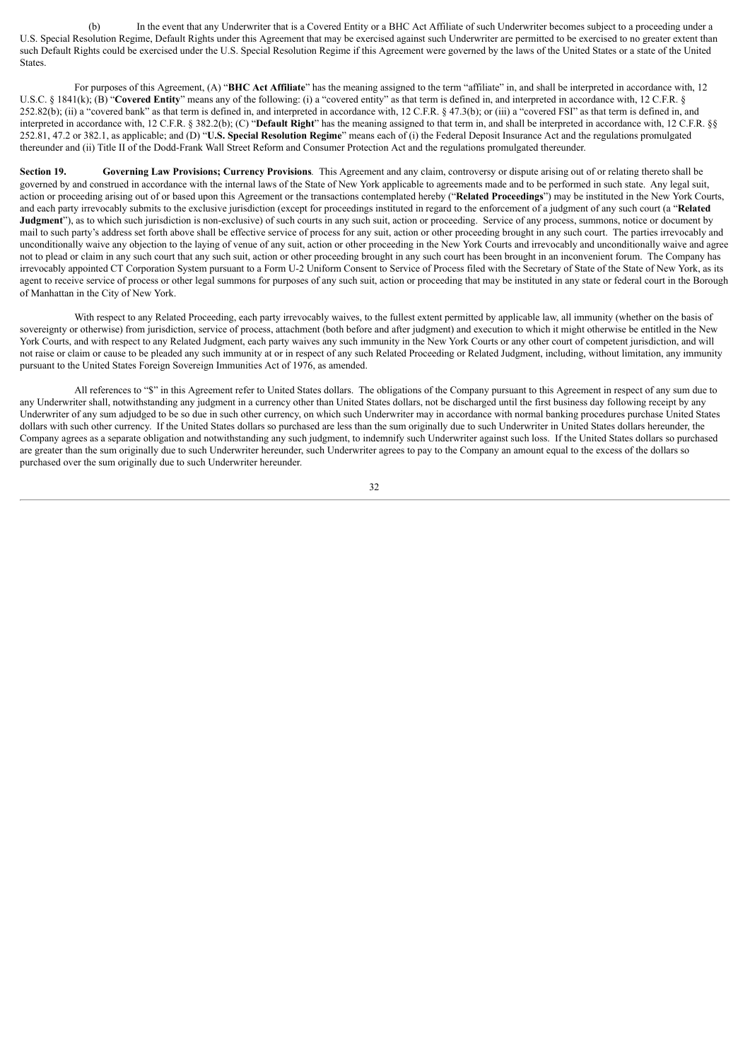(b) In the event that any Underwriter that is a Covered Entity or a BHC Act Affiliate of such Underwriter becomes subject to a proceeding under a U.S. Special Resolution Regime, Default Rights under this Agreement that may be exercised against such Underwriter are permitted to be exercised to no greater extent than such Default Rights could be exercised under the U.S. Special Resolution Regime if this Agreement were governed by the laws of the United States or a state of the United States.

For purposes of this Agreement, (A) "**BHC Act Affiliate**" has the meaning assigned to the term "affiliate" in, and shall be interpreted in accordance with, 12 U.S.C. § 1841(k); (B) "**Covered Entity**" means any of the following: (i) a "covered entity" as that term is defined in, and interpreted in accordance with, 12 C.F.R. § 252.82(b); (ii) a "covered bank" as that term is defined in, and interpreted in accordance with, 12 C.F.R. § 47.3(b); or (iii) a "covered FSI" as that term is defined in, and interpreted in accordance with, 12 C.F.R. § 382.2(b); (C) "**Default Right**" has the meaning assigned to that term in, and shall be interpreted in accordance with, 12 C.F.R. §§ 252.81, 47.2 or 382.1, as applicable; and (D) "**U.S. Special Resolution Regime**" means each of (i) the Federal Deposit Insurance Act and the regulations promulgated thereunder and (ii) Title II of the Dodd-Frank Wall Street Reform and Consumer Protection Act and the regulations promulgated thereunder.

**Section 19. Governing Law Provisions; Currency Provisions**. This Agreement and any claim, controversy or dispute arising out of or relating thereto shall be governed by and construed in accordance with the internal laws of the State of New York applicable to agreements made and to be performed in such state. Any legal suit, action or proceeding arising out of or based upon this Agreement or the transactions contemplated hereby ("**Related Proceedings**") may be instituted in the New York Courts, and each party irrevocably submits to the exclusive jurisdiction (except for proceedings instituted in regard to the enforcement of a judgment of any such court (a "**Related Judgment**"), as to which such jurisdiction is non-exclusive) of such courts in any such suit, action or proceeding. Service of any process, summons, notice or document by mail to such party's address set forth above shall be effective service of process for any suit, action or other proceeding brought in any such court. The parties irrevocably and unconditionally waive any objection to the laying of venue of any suit, action or other proceeding in the New York Courts and irrevocably and unconditionally waive and agree not to plead or claim in any such court that any such suit, action or other proceeding brought in any such court has been brought in an inconvenient forum. The Company has irrevocably appointed CT Corporation System pursuant to a Form U-2 Uniform Consent to Service of Process filed with the Secretary of State of the State of New York, as its agent to receive service of process or other legal summons for purposes of any such suit, action or proceeding that may be instituted in any state or federal court in the Borough of Manhattan in the City of New York.

With respect to any Related Proceeding, each party irrevocably waives, to the fullest extent permitted by applicable law, all immunity (whether on the basis of sovereignty or otherwise) from jurisdiction, service of process, attachment (both before and after judgment) and execution to which it might otherwise be entitled in the New York Courts, and with respect to any Related Judgment, each party waives any such immunity in the New York Courts or any other court of competent jurisdiction, and will not raise or claim or cause to be pleaded any such immunity at or in respect of any such Related Proceeding or Related Judgment, including, without limitation, any immunity pursuant to the United States Foreign Sovereign Immunities Act of 1976, as amended.

All references to "$" in this Agreement refer to United States dollars. The obligations of the Company pursuant to this Agreement in respect of any sum due to any Underwriter shall, notwithstanding any judgment in a currency other than United States dollars, not be discharged until the first business day following receipt by any Underwriter of any sum adjudged to be so due in such other currency, on which such Underwriter may in accordance with normal banking procedures purchase United States dollars with such other currency. If the United States dollars so purchased are less than the sum originally due to such Underwriter in United States dollars hereunder, the Company agrees as a separate obligation and notwithstanding any such judgment, to indemnify such Underwriter against such loss. If the United States dollars so purchased are greater than the sum originally due to such Underwriter hereunder, such Underwriter agrees to pay to the Company an amount equal to the excess of the dollars so purchased over the sum originally due to such Underwriter hereunder.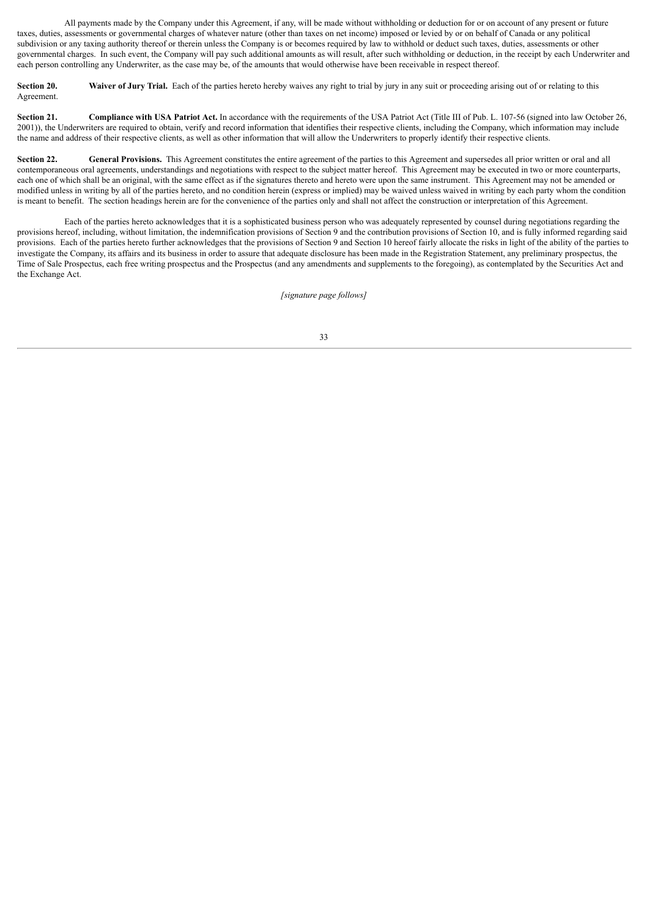All payments made by the Company under this Agreement, if any, will be made without withholding or deduction for or on account of any present or future taxes, duties, assessments or governmental charges of whatever nature (other than taxes on net income) imposed or levied by or on behalf of Canada or any political subdivision or any taxing authority thereof or therein unless the Company is or becomes required by law to withhold or deduct such taxes, duties, assessments or other governmental charges. In such event, the Company will pay such additional amounts as will result, after such withholding or deduction, in the receipt by each Underwriter and each person controlling any Underwriter, as the case may be, of the amounts that would otherwise have been receivable in respect thereof.

**Section 20. Waiver of Jury Trial.** Each of the parties hereto hereby waives any right to trial by jury in any suit or proceeding arising out of or relating to this Agreement.

**Section 21. Compliance with USA Patriot Act.** In accordance with the requirements of the USA Patriot Act (Title III of Pub. L. 107-56 (signed into law October 26, 2001)), the Underwriters are required to obtain, verify and record information that identifies their respective clients, including the Company, which information may include the name and address of their respective clients, as well as other information that will allow the Underwriters to properly identify their respective clients.

**Section 22. General Provisions.** This Agreement constitutes the entire agreement of the parties to this Agreement and supersedes all prior written or oral and all contemporaneous oral agreements, understandings and negotiations with respect to the subject matter hereof. This Agreement may be executed in two or more counterparts, each one of which shall be an original, with the same effect as if the signatures thereto and hereto were upon the same instrument. This Agreement may not be amended or modified unless in writing by all of the parties hereto, and no condition herein (express or implied) may be waived unless waived in writing by each party whom the condition is meant to benefit. The section headings herein are for the convenience of the parties only and shall not affect the construction or interpretation of this Agreement.

Each of the parties hereto acknowledges that it is a sophisticated business person who was adequately represented by counsel during negotiations regarding the provisions hereof, including, without limitation, the indemnification provisions of Section 9 and the contribution provisions of Section 10, and is fully informed regarding said provisions. Each of the parties hereto further acknowledges that the provisions of Section 9 and Section 10 hereof fairly allocate the risks in light of the ability of the parties to investigate the Company, its affairs and its business in order to assure that adequate disclosure has been made in the Registration Statement, any preliminary prospectus, the Time of Sale Prospectus, each free writing prospectus and the Prospectus (and any amendments and supplements to the foregoing), as contemplated by the Securities Act and the Exchange Act.

*[signature page follows]*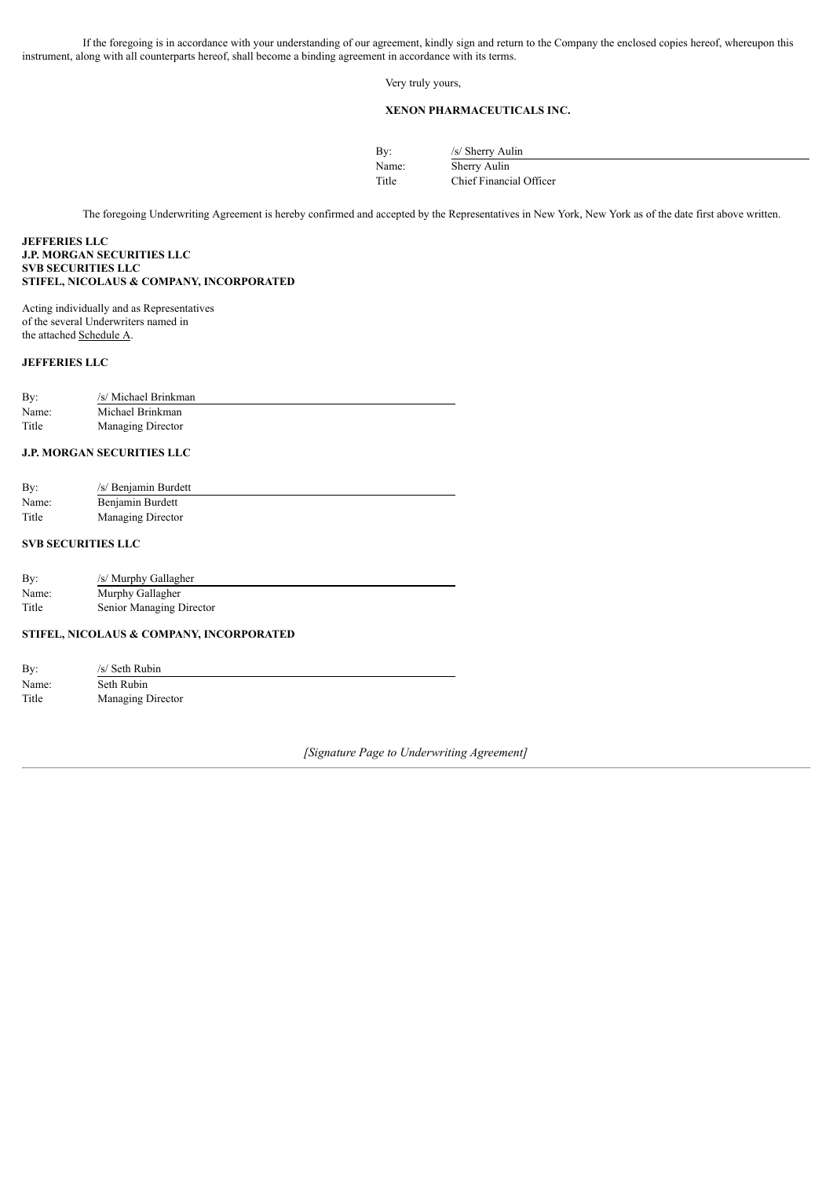If the foregoing is in accordance with your understanding of our agreement, kindly sign and return to the Company the enclosed copies hereof, whereupon this instrument, along with all counterparts hereof, shall become a binding agreement in accordance with its terms.

Very truly yours,

**XENON PHARMACEUTICALS INC.**

By: /s/ Sherry Aulin
Name: Sherry Aulin
Title Chief Financial Officer

The foregoing Underwriting Agreement is hereby confirmed and accepted by the Representatives in New York, New York as of the date first above written.

**JEFFERIES LLC**
**J.P. MORGAN SECURITIES LLC**
**SVB SECURITIES LLC**
**STIFEL, NICOLAUS & COMPANY, INCORPORATED**

Acting individually and as Representatives of the several Underwriters named in the attached Schedule A.

**JEFFERIES LLC**

By: /s/ Michael Brinkman
Name: Michael Brinkman
Title Managing Director

**J.P. MORGAN SECURITIES LLC**

By: /s/ Benjamin Burdett
Name: Benjamin Burdett
Title Managing Director

**SVB SECURITIES LLC**

By: /s/ Murphy Gallagher
Name: Murphy Gallagher
Title Senior Managing Director

**STIFEL, NICOLAUS & COMPANY, INCORPORATED**

By: /s/ Seth Rubin
Name: Seth Rubin
Title Managing Director

*[Signature Page to Underwriting Agreement]*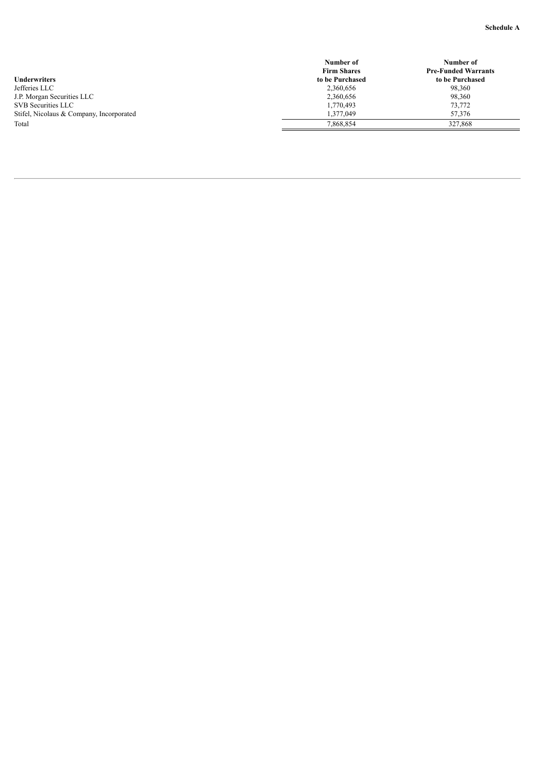**Schedule A**

| Underwriters | Number of Firm Shares to be Purchased | Number of Pre-Funded Warrants to be Purchased |
| --- | --- | --- |
| Jefferies LLC | 2,360,656 | 98,360 |
| J.P. Morgan Securities LLC | 2,360,656 | 98,360 |
| SVB Securities LLC | 1,770,493 | 73,772 |
| Stifel, Nicolaus & Company, Incorporated | 1,377,049 | 57,376 |
| Total | 7,868,854 | 327,868 |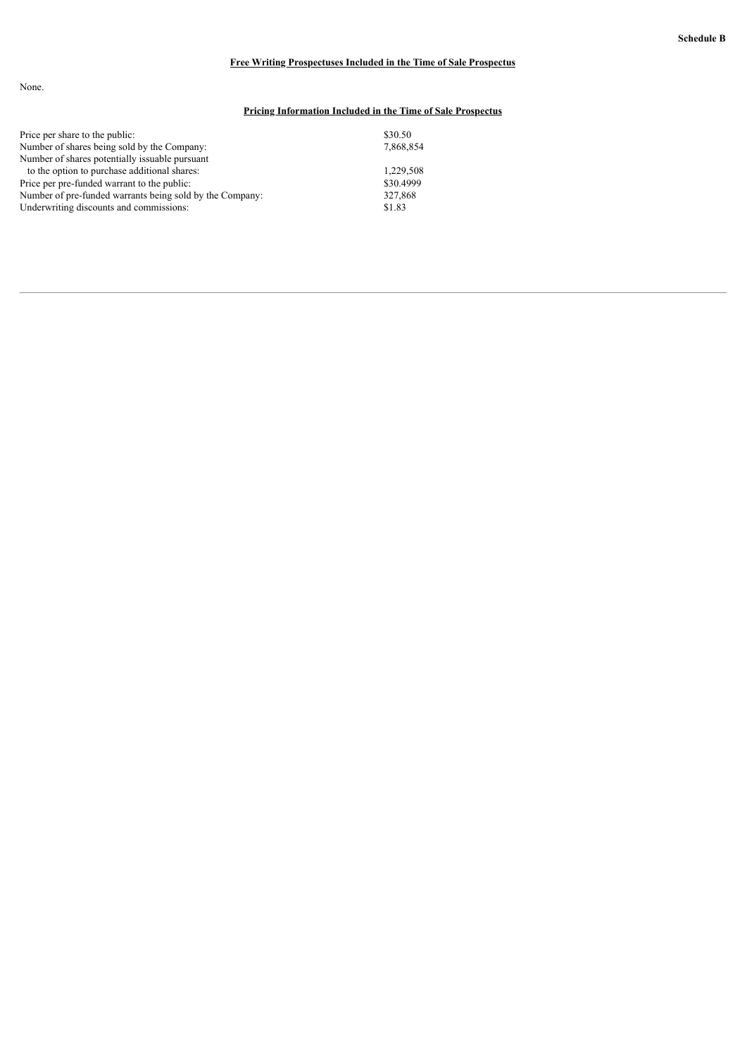**Schedule B**

## Free Writing Prospectuses Included in the Time of Sale Prospectus

None.

## Pricing Information Included in the Time of Sale Prospectus

| | |
|---|---|
| Price per share to the public: | \$30.50 |
| Number of shares being sold by the Company: | 7,868,854 |
| Number of shares potentially issuable pursuant to the option to purchase additional shares: | 1,229,508 |
| Price per pre-funded warrant to the public: | \$30.4999 |
| Number of pre-funded warrants being sold by the Company: | 327,868 |
| Underwriting discounts and commissions: | \$1.83 |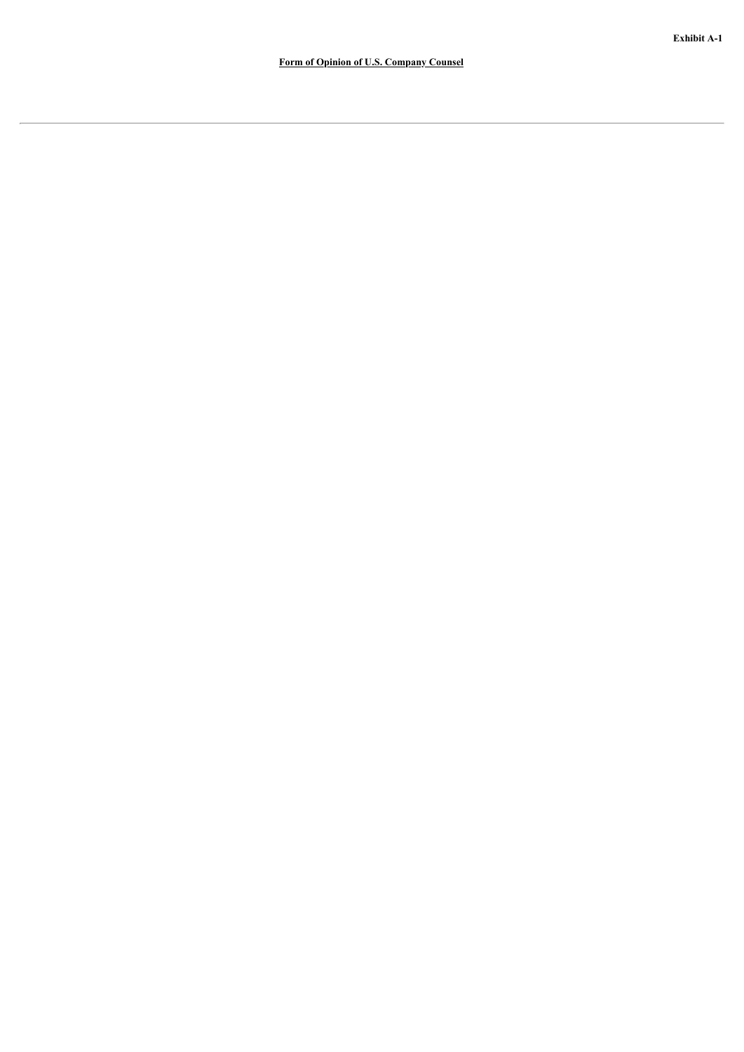**Exhibit A-1**

**Form of Opinion of U.S. Company Counsel**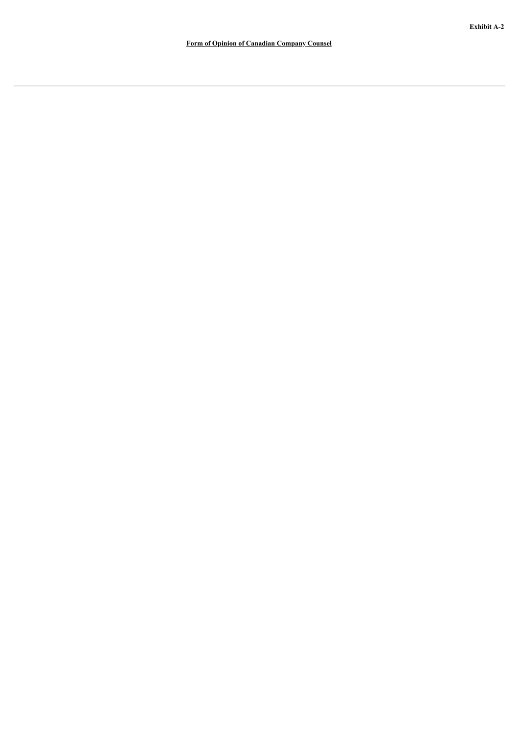Exhibit A-2

**Form of Opinion of Canadian Company Counsel**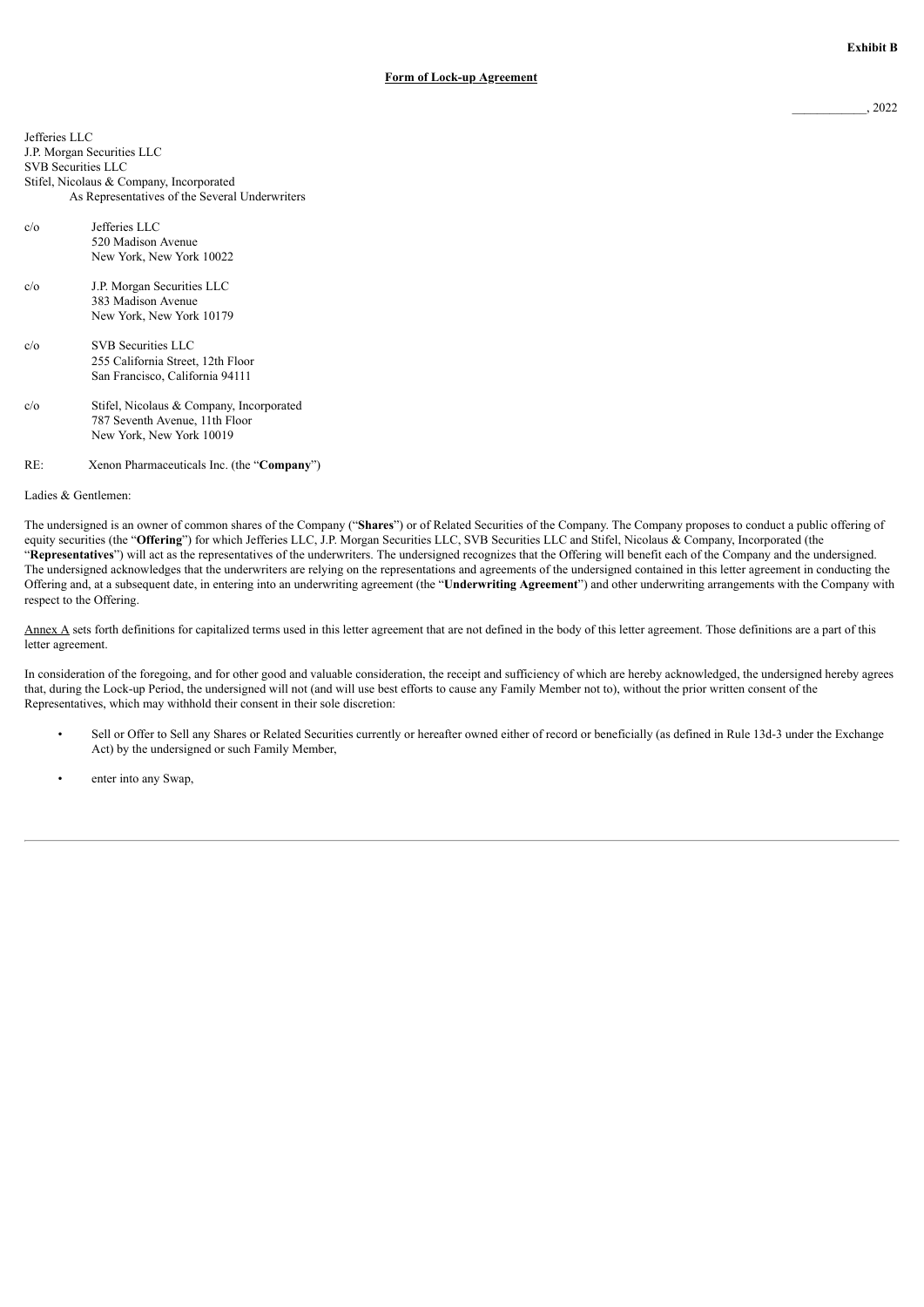**Exhibit B**

**Form of Lock-up Agreement**

\_\_\_\_\_\_\_\_\_\_\_\_, 2022

Jefferies LLC
J.P. Morgan Securities LLC
SVB Securities LLC
Stifel, Nicolaus & Company, Incorporated
As Representatives of the Several Underwriters

c/o Jefferies LLC
520 Madison Avenue
New York, New York 10022

c/o J.P. Morgan Securities LLC
383 Madison Avenue
New York, New York 10179

c/o SVB Securities LLC
255 California Street, 12th Floor
San Francisco, California 94111

c/o Stifel, Nicolaus & Company, Incorporated
787 Seventh Avenue, 11th Floor
New York, New York 10019

RE: Xenon Pharmaceuticals Inc. (the "**Company**")

Ladies & Gentlemen:

The undersigned is an owner of common shares of the Company ("**Shares**") or of Related Securities of the Company. The Company proposes to conduct a public offering of equity securities (the "**Offering**") for which Jefferies LLC, J.P. Morgan Securities LLC, SVB Securities LLC and Stifel, Nicolaus & Company, Incorporated (the "**Representatives**") will act as the representatives of the underwriters. The undersigned recognizes that the Offering will benefit each of the Company and the undersigned. The undersigned acknowledges that the underwriters are relying on the representations and agreements of the undersigned contained in this letter agreement in conducting the Offering and, at a subsequent date, in entering into an underwriting agreement (the "**Underwriting Agreement**") and other underwriting arrangements with the Company with respect to the Offering.

Annex A sets forth definitions for capitalized terms used in this letter agreement that are not defined in the body of this letter agreement. Those definitions are a part of this letter agreement.

In consideration of the foregoing, and for other good and valuable consideration, the receipt and sufficiency of which are hereby acknowledged, the undersigned hereby agrees that, during the Lock-up Period, the undersigned will not (and will use best efforts to cause any Family Member not to), without the prior written consent of the Representatives, which may withhold their consent in their sole discretion:

- Sell or Offer to Sell any Shares or Related Securities currently or hereafter owned either of record or beneficially (as defined in Rule 13d-3 under the Exchange Act) by the undersigned or such Family Member,
- enter into any Swap,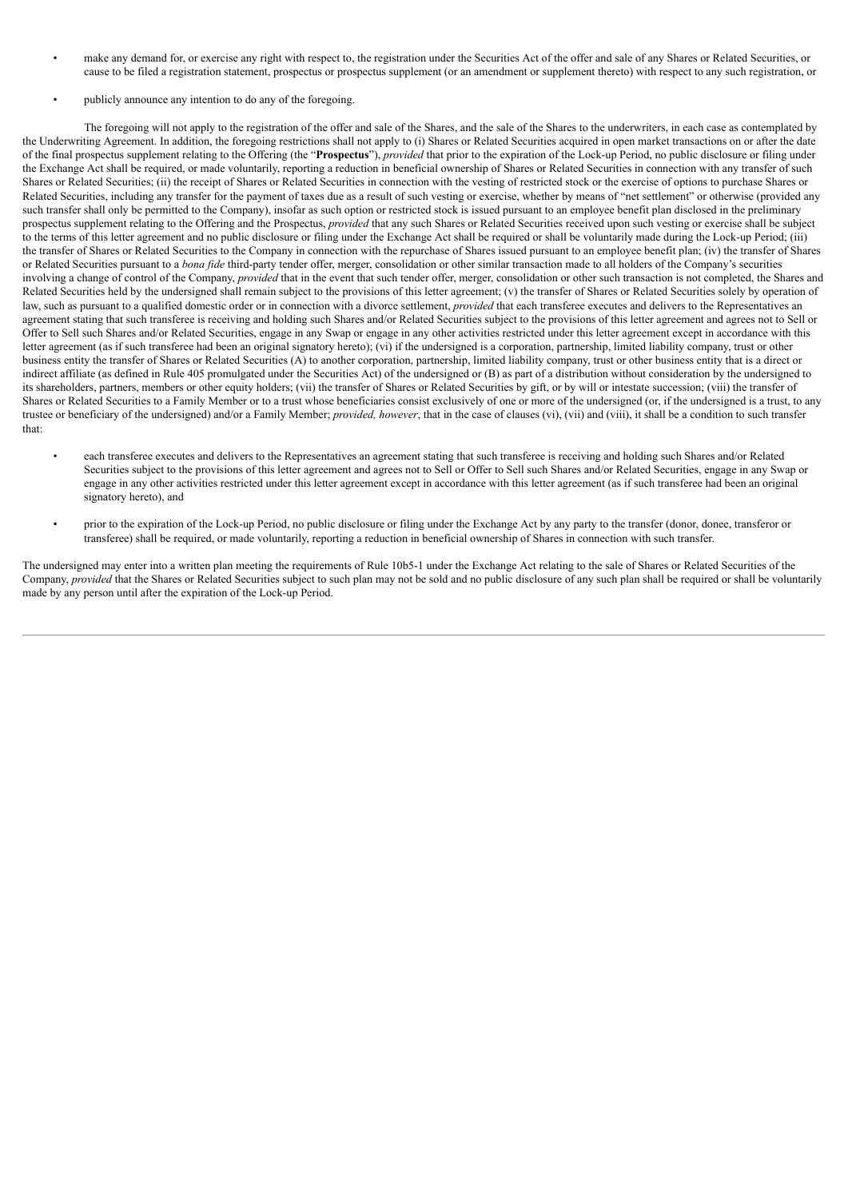- make any demand for, or exercise any right with respect to, the registration under the Securities Act of the offer and sale of any Shares or Related Securities, or cause to be filed a registration statement, prospectus or prospectus supplement (or an amendment or supplement thereto) with respect to any such registration, or

- publicly announce any intention to do any of the foregoing.

The foregoing will not apply to the registration of the offer and sale of the Shares, and the sale of the Shares to the underwriters, in each case as contemplated by the Underwriting Agreement. In addition, the foregoing restrictions shall not apply to (i) Shares or Related Securities acquired in open market transactions on or after the date of the final prospectus supplement relating to the Offering (the "**Prospectus**"), *provided* that prior to the expiration of the Lock-up Period, no public disclosure or filing under the Exchange Act shall be required, or made voluntarily, reporting a reduction in beneficial ownership of Shares or Related Securities in connection with any transfer of such Shares or Related Securities; (ii) the receipt of Shares or Related Securities in connection with the vesting of restricted stock or the exercise of options to purchase Shares or Related Securities, including any transfer for the payment of taxes due as a result of such vesting or exercise, whether by means of "net settlement" or otherwise (provided any such transfer shall only be permitted to the Company), insofar as such option or restricted stock is issued pursuant to an employee benefit plan disclosed in the preliminary prospectus supplement relating to the Offering and the Prospectus, *provided* that any such Shares or Related Securities received upon such vesting or exercise shall be subject to the terms of this letter agreement and no public disclosure or filing under the Exchange Act shall be required or shall be voluntarily made during the Lock-up Period; (iii) the transfer of Shares or Related Securities to the Company in connection with the repurchase of Shares issued pursuant to an employee benefit plan; (iv) the transfer of Shares or Related Securities pursuant to a *bona fide* third-party tender offer, merger, consolidation or other similar transaction made to all holders of the Company's securities involving a change of control of the Company, *provided* that in the event that such tender offer, merger, consolidation or other such transaction is not completed, the Shares and Related Securities held by the undersigned shall remain subject to the provisions of this letter agreement; (v) the transfer of Shares or Related Securities solely by operation of law, such as pursuant to a qualified domestic order or in connection with a divorce settlement, *provided* that each transferee executes and delivers to the Representatives an agreement stating that such transferee is receiving and holding such Shares and/or Related Securities subject to the provisions of this letter agreement and agrees not to Sell or Offer to Sell such Shares and/or Related Securities, engage in any Swap or engage in any other activities restricted under this letter agreement except in accordance with this letter agreement (as if such transferee had been an original signatory hereto); (vi) if the undersigned is a corporation, partnership, limited liability company, trust or other business entity the transfer of Shares or Related Securities (A) to another corporation, partnership, limited liability company, trust or other business entity that is a direct or indirect affiliate (as defined in Rule 405 promulgated under the Securities Act) of the undersigned or (B) as part of a distribution without consideration by the undersigned to its shareholders, partners, members or other equity holders; (vii) the transfer of Shares or Related Securities by gift, or by will or intestate succession; (viii) the transfer of Shares or Related Securities to a Family Member or to a trust whose beneficiaries consist exclusively of one or more of the undersigned (or, if the undersigned is a trust, to any trustee or beneficiary of the undersigned) and/or a Family Member; *provided, however*, that in the case of clauses (vi), (vii) and (viii), it shall be a condition to such transfer that:

- each transferee executes and delivers to the Representatives an agreement stating that such transferee is receiving and holding such Shares and/or Related Securities subject to the provisions of this letter agreement and agrees not to Sell or Offer to Sell such Shares and/or Related Securities, engage in any Swap or engage in any other activities restricted under this letter agreement except in accordance with this letter agreement (as if such transferee had been an original signatory hereto), and

- prior to the expiration of the Lock-up Period, no public disclosure or filing under the Exchange Act by any party to the transfer (donor, donee, transferor or transferee) shall be required, or made voluntarily, reporting a reduction in beneficial ownership of Shares in connection with such transfer.

The undersigned may enter into a written plan meeting the requirements of Rule 10b5-1 under the Exchange Act relating to the sale of Shares or Related Securities of the Company, *provided* that the Shares or Related Securities subject to such plan may not be sold and no public disclosure of any such plan shall be required or shall be voluntarily made by any person until after the expiration of the Lock-up Period.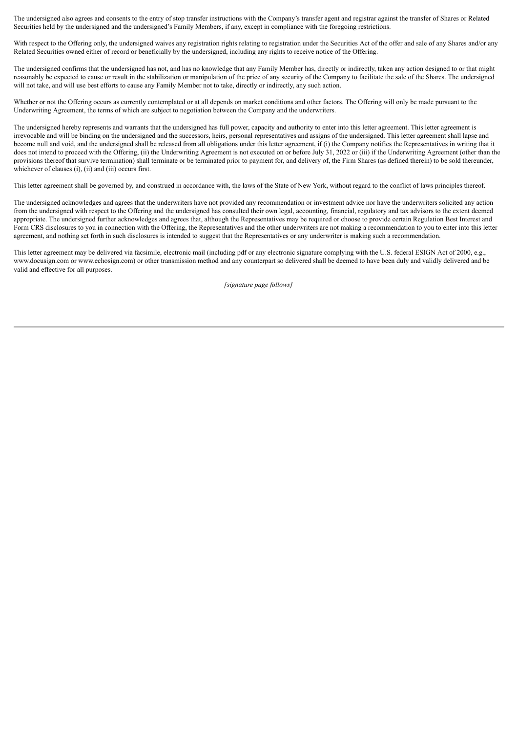The undersigned also agrees and consents to the entry of stop transfer instructions with the Company's transfer agent and registrar against the transfer of Shares or Related Securities held by the undersigned and the undersigned's Family Members, if any, except in compliance with the foregoing restrictions.

With respect to the Offering only, the undersigned waives any registration rights relating to registration under the Securities Act of the offer and sale of any Shares and/or any Related Securities owned either of record or beneficially by the undersigned, including any rights to receive notice of the Offering.

The undersigned confirms that the undersigned has not, and has no knowledge that any Family Member has, directly or indirectly, taken any action designed to or that might reasonably be expected to cause or result in the stabilization or manipulation of the price of any security of the Company to facilitate the sale of the Shares. The undersigned will not take, and will use best efforts to cause any Family Member not to take, directly or indirectly, any such action.

Whether or not the Offering occurs as currently contemplated or at all depends on market conditions and other factors. The Offering will only be made pursuant to the Underwriting Agreement, the terms of which are subject to negotiation between the Company and the underwriters.

The undersigned hereby represents and warrants that the undersigned has full power, capacity and authority to enter into this letter agreement. This letter agreement is irrevocable and will be binding on the undersigned and the successors, heirs, personal representatives and assigns of the undersigned. This letter agreement shall lapse and become null and void, and the undersigned shall be released from all obligations under this letter agreement, if (i) the Company notifies the Representatives in writing that it does not intend to proceed with the Offering, (ii) the Underwriting Agreement is not executed on or before July 31, 2022 or (iii) if the Underwriting Agreement (other than the provisions thereof that survive termination) shall terminate or be terminated prior to payment for, and delivery of, the Firm Shares (as defined therein) to be sold thereunder, whichever of clauses (i), (ii) and (iii) occurs first.

This letter agreement shall be governed by, and construed in accordance with, the laws of the State of New York, without regard to the conflict of laws principles thereof.

The undersigned acknowledges and agrees that the underwriters have not provided any recommendation or investment advice nor have the underwriters solicited any action from the undersigned with respect to the Offering and the undersigned has consulted their own legal, accounting, financial, regulatory and tax advisors to the extent deemed appropriate. The undersigned further acknowledges and agrees that, although the Representatives may be required or choose to provide certain Regulation Best Interest and Form CRS disclosures to you in connection with the Offering, the Representatives and the other underwriters are not making a recommendation to you to enter into this letter agreement, and nothing set forth in such disclosures is intended to suggest that the Representatives or any underwriter is making such a recommendation.

This letter agreement may be delivered via facsimile, electronic mail (including pdf or any electronic signature complying with the U.S. federal ESIGN Act of 2000, e.g., www.docusign.com or www.echosign.com) or other transmission method and any counterpart so delivered shall be deemed to have been duly and validly delivered and be valid and effective for all purposes.

*[signature page follows]*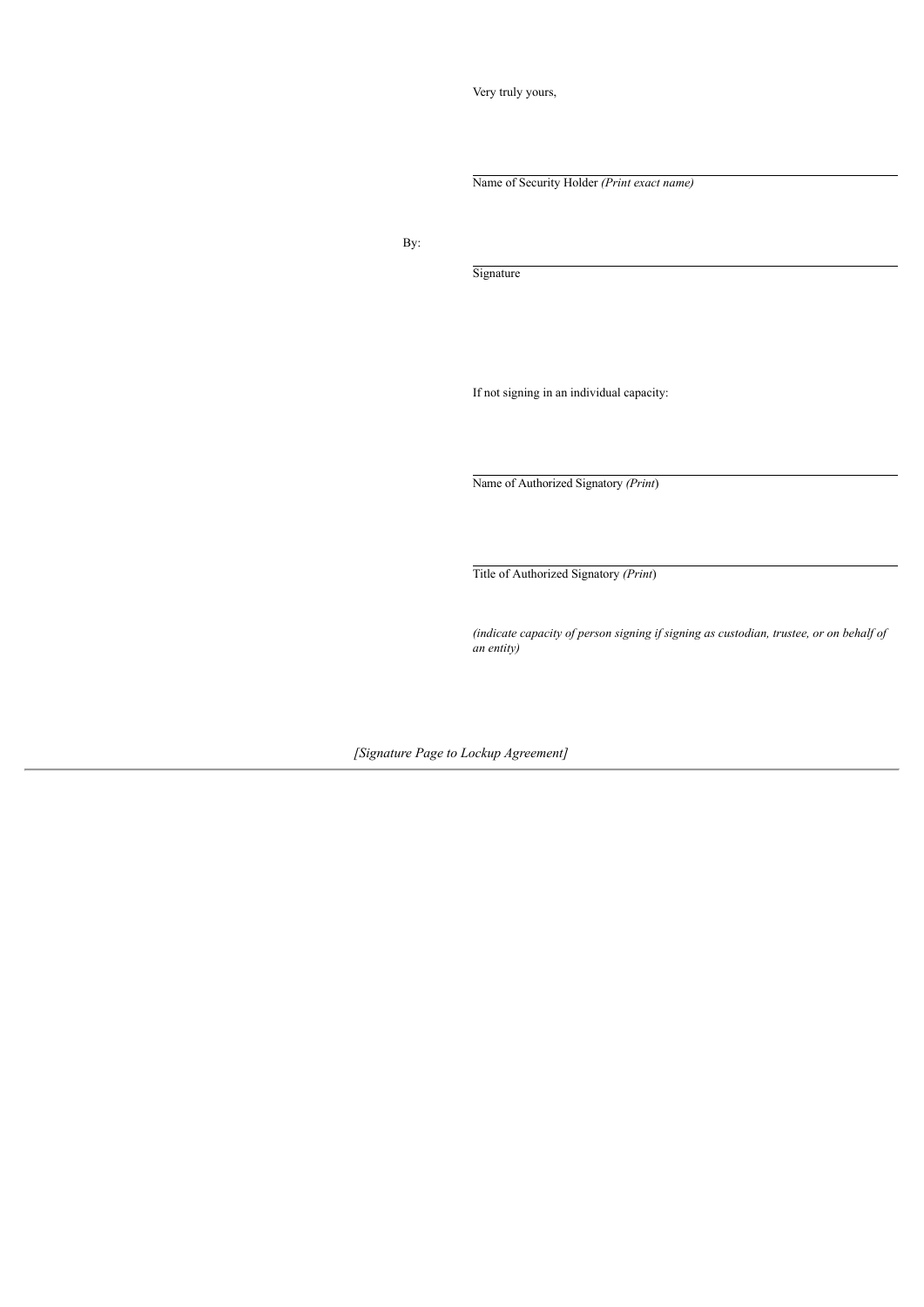Very truly yours,

\_\_\_\_\_\_\_\_\_\_\_\_\_\_\_\_\_\_\_\_\_\_\_\_\_\_\_\_\_\_\_\_\_\_\_\_\_\_\_\_

Name of Security Holder *(Print exact name)*

By: \_\_\_\_\_\_\_\_\_\_\_\_\_\_\_\_\_\_\_\_\_\_\_\_\_\_\_\_\_\_\_\_\_\_\_\_\_\_\_\_

Signature

If not signing in an individual capacity:

\_\_\_\_\_\_\_\_\_\_\_\_\_\_\_\_\_\_\_\_\_\_\_\_\_\_\_\_\_\_\_\_\_\_\_\_\_\_\_\_

Name of Authorized Signatory *(Print)*

\_\_\_\_\_\_\_\_\_\_\_\_\_\_\_\_\_\_\_\_\_\_\_\_\_\_\_\_\_\_\_\_\_\_\_\_\_\_\_\_

Title of Authorized Signatory *(Print)*

*(indicate capacity of person signing if signing as custodian, trustee, or on behalf of an entity)*

*[Signature Page to Lockup Agreement]*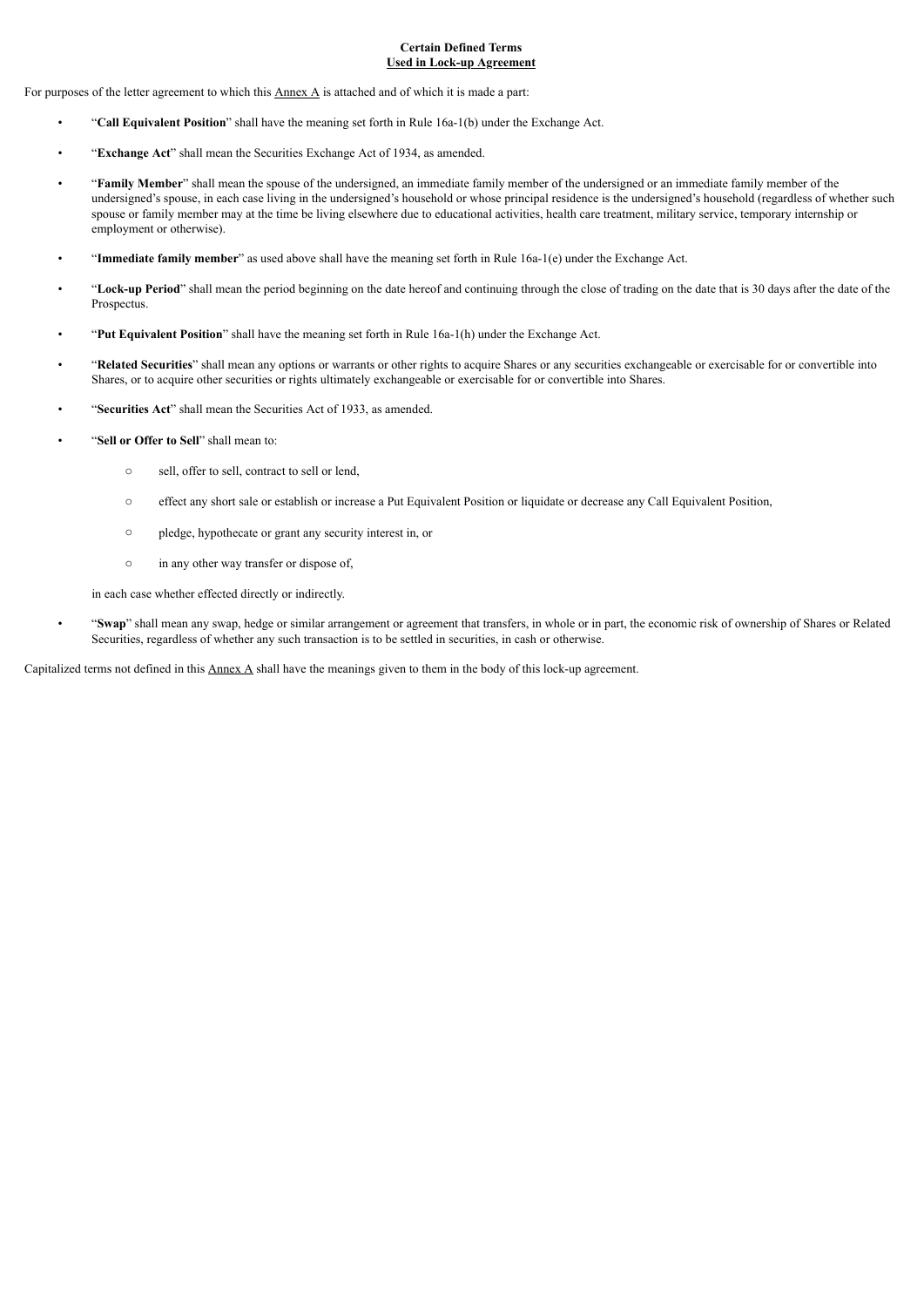**Certain Defined Terms**
**Used in Lock-up Agreement**

For purposes of the letter agreement to which this Annex A is attached and of which it is made a part:

- "**Call Equivalent Position**" shall have the meaning set forth in Rule 16a-1(b) under the Exchange Act.
- "**Exchange Act**" shall mean the Securities Exchange Act of 1934, as amended.
- "**Family Member**" shall mean the spouse of the undersigned, an immediate family member of the undersigned or an immediate family member of the undersigned's spouse, in each case living in the undersigned's household or whose principal residence is the undersigned's household (regardless of whether such spouse or family member may at the time be living elsewhere due to educational activities, health care treatment, military service, temporary internship or employment or otherwise).
- "**Immediate family member**" as used above shall have the meaning set forth in Rule 16a-1(e) under the Exchange Act.
- "**Lock-up Period**" shall mean the period beginning on the date hereof and continuing through the close of trading on the date that is 30 days after the date of the Prospectus.
- "**Put Equivalent Position**" shall have the meaning set forth in Rule 16a-1(h) under the Exchange Act.
- "**Related Securities**" shall mean any options or warrants or other rights to acquire Shares or any securities exchangeable or exercisable for or convertible into Shares, or to acquire other securities or rights ultimately exchangeable or exercisable for or convertible into Shares.
- "**Securities Act**" shall mean the Securities Act of 1933, as amended.
- "**Sell or Offer to Sell**" shall mean to:
  - sell, offer to sell, contract to sell or lend,
  - effect any short sale or establish or increase a Put Equivalent Position or liquidate or decrease any Call Equivalent Position,
  - pledge, hypothecate or grant any security interest in, or
  - in any other way transfer or dispose of,

  in each case whether effected directly or indirectly.
- "**Swap**" shall mean any swap, hedge or similar arrangement or agreement that transfers, in whole or in part, the economic risk of ownership of Shares or Related Securities, regardless of whether any such transaction is to be settled in securities, in cash or otherwise.

Capitalized terms not defined in this Annex A shall have the meanings given to them in the body of this lock-up agreement.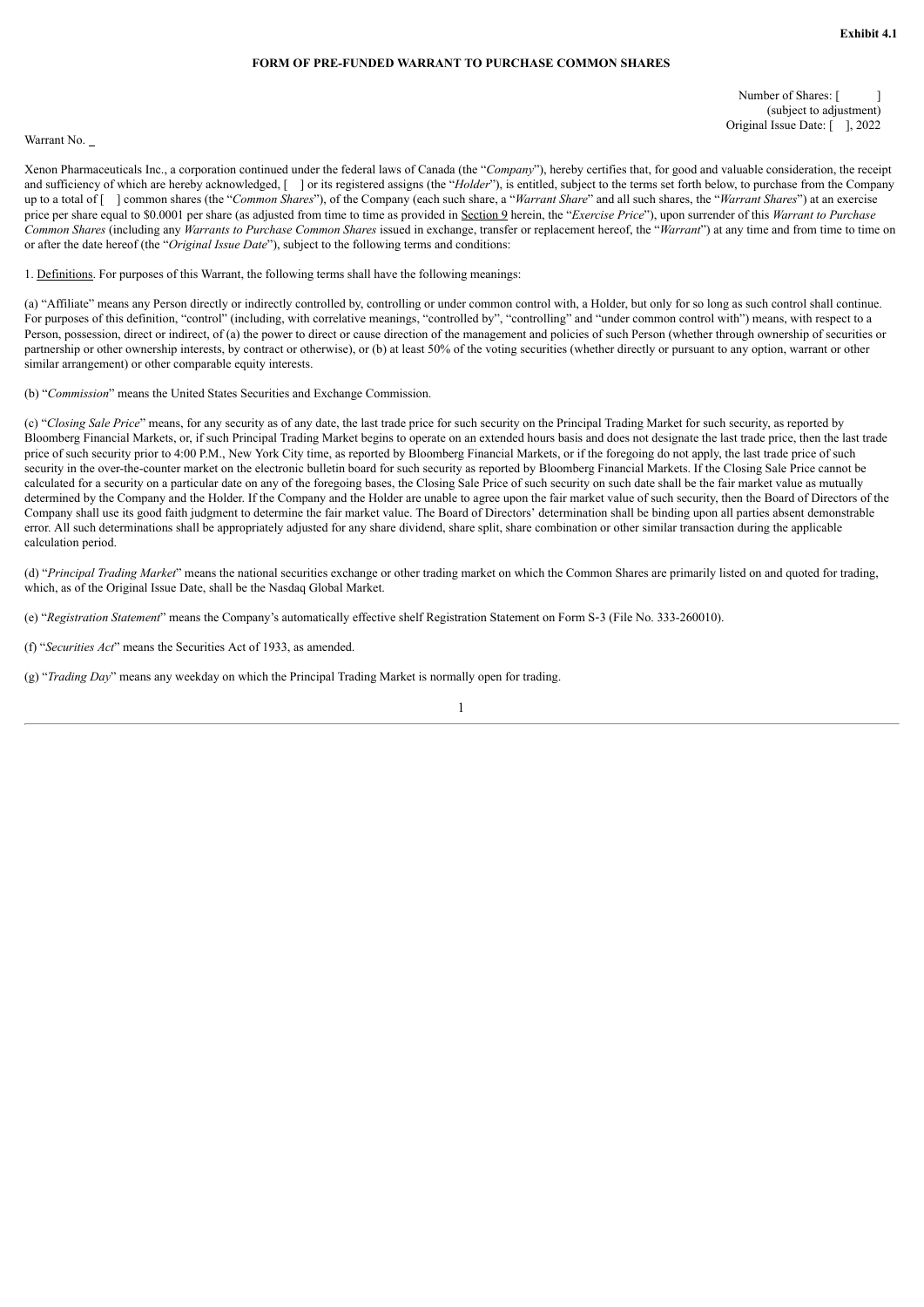**Exhibit 4.1**

**FORM OF PRE-FUNDED WARRANT TO PURCHASE COMMON SHARES**

Number of Shares: [ ]
(subject to adjustment)
Original Issue Date: [ ], 2022

Warrant No. _

Xenon Pharmaceuticals Inc., a corporation continued under the federal laws of Canada (the "*Company*"), hereby certifies that, for good and valuable consideration, the receipt and sufficiency of which are hereby acknowledged, [ ] or its registered assigns (the "*Holder*"), is entitled, subject to the terms set forth below, to purchase from the Company up to a total of [ ] common shares (the "*Common Shares*"), of the Company (each such share, a "*Warrant Share*" and all such shares, the "*Warrant Shares*") at an exercise price per share equal to $0.0001 per share (as adjusted from time to time as provided in Section 9 herein, the "*Exercise Price*"), upon surrender of this *Warrant to Purchase Common Shares* (including any *Warrants to Purchase Common Shares* issued in exchange, transfer or replacement hereof, the "*Warrant*") at any time and from time to time on or after the date hereof (the "*Original Issue Date*"), subject to the following terms and conditions:

1. Definitions. For purposes of this Warrant, the following terms shall have the following meanings:

(a) "Affiliate" means any Person directly or indirectly controlled by, controlling or under common control with, a Holder, but only for so long as such control shall continue. For purposes of this definition, "control" (including, with correlative meanings, "controlled by", "controlling" and "under common control with") means, with respect to a Person, possession, direct or indirect, of (a) the power to direct or cause direction of the management and policies of such Person (whether through ownership of securities or partnership or other ownership interests, by contract or otherwise), or (b) at least 50% of the voting securities (whether directly or pursuant to any option, warrant or other similar arrangement) or other comparable equity interests.

(b) "*Commission*" means the United States Securities and Exchange Commission.

(c) "*Closing Sale Price*" means, for any security as of any date, the last trade price for such security on the Principal Trading Market for such security, as reported by Bloomberg Financial Markets, or, if such Principal Trading Market begins to operate on an extended hours basis and does not designate the last trade price, then the last trade price of such security prior to 4:00 P.M., New York City time, as reported by Bloomberg Financial Markets, or if the foregoing do not apply, the last trade price of such security in the over-the-counter market on the electronic bulletin board for such security as reported by Bloomberg Financial Markets. If the Closing Sale Price cannot be calculated for a security on a particular date on any of the foregoing bases, the Closing Sale Price of such security on such date shall be the fair market value as mutually determined by the Company and the Holder. If the Company and the Holder are unable to agree upon the fair market value of such security, then the Board of Directors of the Company shall use its good faith judgment to determine the fair market value. The Board of Directors' determination shall be binding upon all parties absent demonstrable error. All such determinations shall be appropriately adjusted for any share dividend, share split, share combination or other similar transaction during the applicable calculation period.

(d) "*Principal Trading Market*" means the national securities exchange or other trading market on which the Common Shares are primarily listed on and quoted for trading, which, as of the Original Issue Date, shall be the Nasdaq Global Market.

(e) "*Registration Statement*" means the Company's automatically effective shelf Registration Statement on Form S-3 (File No. 333-260010).

(f) "*Securities Act*" means the Securities Act of 1933, as amended.

(g) "*Trading Day*" means any weekday on which the Principal Trading Market is normally open for trading.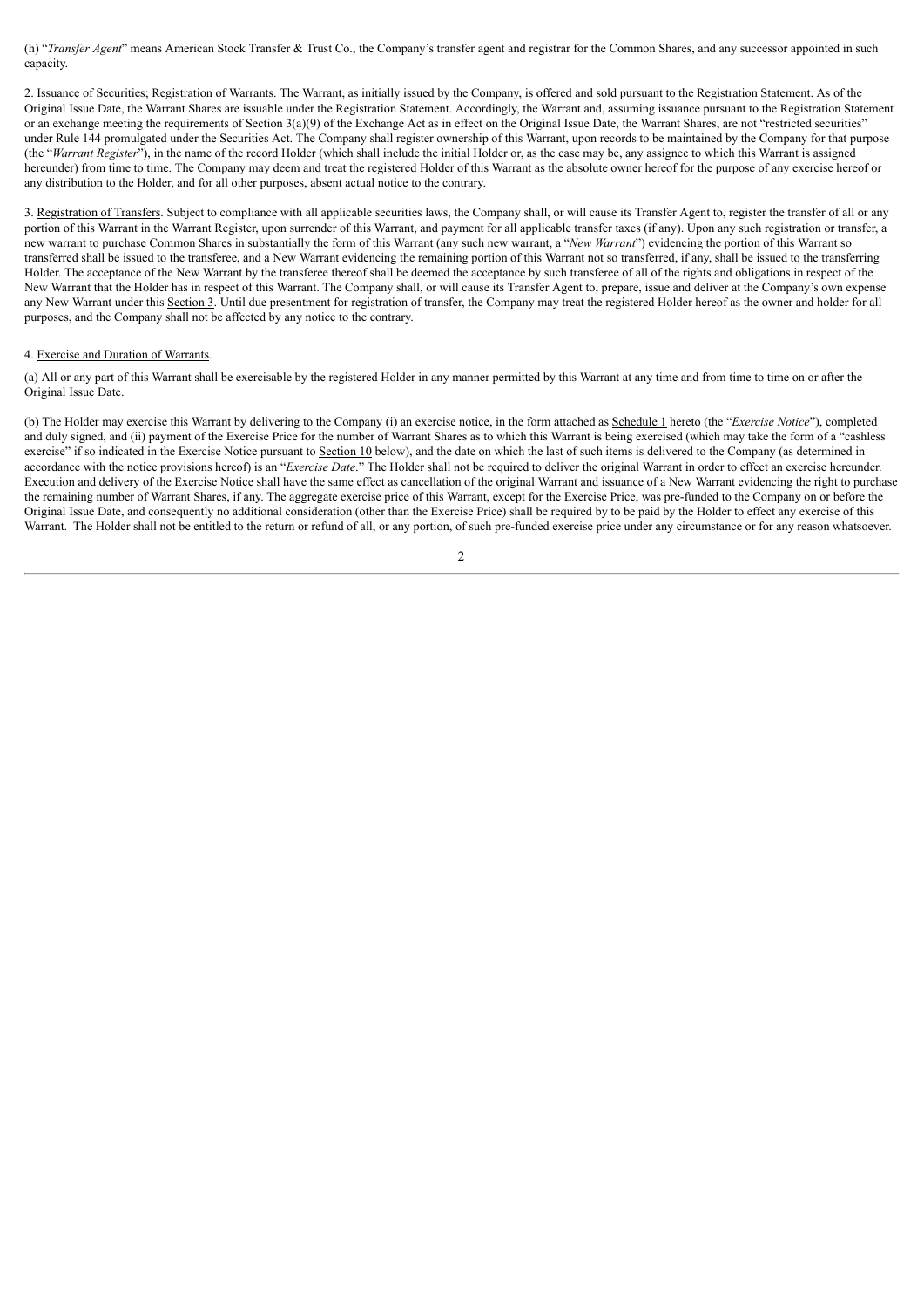(h) "*Transfer Agent*" means American Stock Transfer & Trust Co., the Company's transfer agent and registrar for the Common Shares, and any successor appointed in such capacity.

2. Issuance of Securities; Registration of Warrants. The Warrant, as initially issued by the Company, is offered and sold pursuant to the Registration Statement. As of the Original Issue Date, the Warrant Shares are issuable under the Registration Statement. Accordingly, the Warrant and, assuming issuance pursuant to the Registration Statement or an exchange meeting the requirements of Section 3(a)(9) of the Exchange Act as in effect on the Original Issue Date, the Warrant Shares, are not "restricted securities" under Rule 144 promulgated under the Securities Act. The Company shall register ownership of this Warrant, upon records to be maintained by the Company for that purpose (the "*Warrant Register*"), in the name of the record Holder (which shall include the initial Holder or, as the case may be, any assignee to which this Warrant is assigned hereunder) from time to time. The Company may deem and treat the registered Holder of this Warrant as the absolute owner hereof for the purpose of any exercise hereof or any distribution to the Holder, and for all other purposes, absent actual notice to the contrary.

3. Registration of Transfers. Subject to compliance with all applicable securities laws, the Company shall, or will cause its Transfer Agent to, register the transfer of all or any portion of this Warrant in the Warrant Register, upon surrender of this Warrant, and payment for all applicable transfer taxes (if any). Upon any such registration or transfer, a new warrant to purchase Common Shares in substantially the form of this Warrant (any such new warrant, a "*New Warrant*") evidencing the portion of this Warrant so transferred shall be issued to the transferee, and a New Warrant evidencing the remaining portion of this Warrant not so transferred, if any, shall be issued to the transferring Holder. The acceptance of the New Warrant by the transferee thereof shall be deemed the acceptance by such transferee of all of the rights and obligations in respect of the New Warrant that the Holder has in respect of this Warrant. The Company shall, or will cause its Transfer Agent to, prepare, issue and deliver at the Company's own expense any New Warrant under this Section 3. Until due presentment for registration of transfer, the Company may treat the registered Holder hereof as the owner and holder for all purposes, and the Company shall not be affected by any notice to the contrary.

4. Exercise and Duration of Warrants.

(a) All or any part of this Warrant shall be exercisable by the registered Holder in any manner permitted by this Warrant at any time and from time to time on or after the Original Issue Date.

(b) The Holder may exercise this Warrant by delivering to the Company (i) an exercise notice, in the form attached as Schedule 1 hereto (the "*Exercise Notice*"), completed and duly signed, and (ii) payment of the Exercise Price for the number of Warrant Shares as to which this Warrant is being exercised (which may take the form of a "cashless exercise" if so indicated in the Exercise Notice pursuant to Section 10 below), and the date on which the last of such items is delivered to the Company (as determined in accordance with the notice provisions hereof) is an "*Exercise Date*." The Holder shall not be required to deliver the original Warrant in order to effect an exercise hereunder. Execution and delivery of the Exercise Notice shall have the same effect as cancellation of the original Warrant and issuance of a New Warrant evidencing the right to purchase the remaining number of Warrant Shares, if any. The aggregate exercise price of this Warrant, except for the Exercise Price, was pre-funded to the Company on or before the Original Issue Date, and consequently no additional consideration (other than the Exercise Price) shall be required by to be paid by the Holder to effect any exercise of this Warrant. The Holder shall not be entitled to the return or refund of all, or any portion, of such pre-funded exercise price under any circumstance or for any reason whatsoever.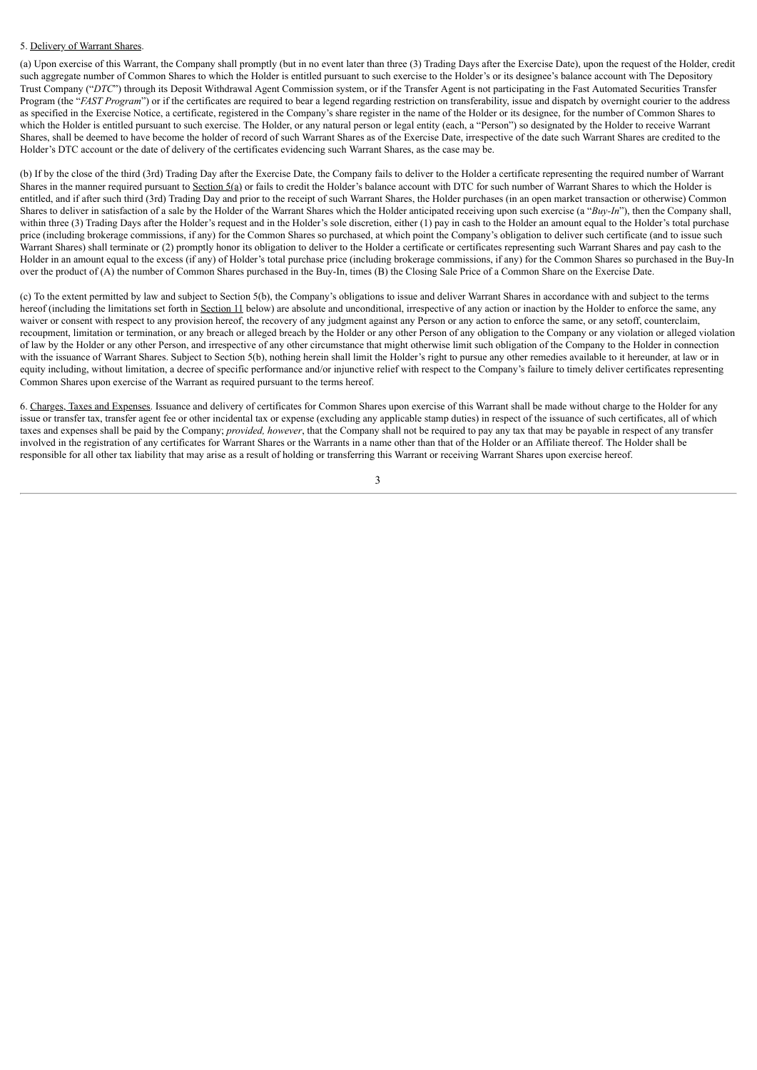5. Delivery of Warrant Shares.

(a) Upon exercise of this Warrant, the Company shall promptly (but in no event later than three (3) Trading Days after the Exercise Date), upon the request of the Holder, credit such aggregate number of Common Shares to which the Holder is entitled pursuant to such exercise to the Holder's or its designee's balance account with The Depository Trust Company ("*DTC*") through its Deposit Withdrawal Agent Commission system, or if the Transfer Agent is not participating in the Fast Automated Securities Transfer Program (the "*FAST Program*") or if the certificates are required to bear a legend regarding restriction on transferability, issue and dispatch by overnight courier to the address as specified in the Exercise Notice, a certificate, registered in the Company's share register in the name of the Holder or its designee, for the number of Common Shares to which the Holder is entitled pursuant to such exercise. The Holder, or any natural person or legal entity (each, a "Person") so designated by the Holder to receive Warrant Shares, shall be deemed to have become the holder of record of such Warrant Shares as of the Exercise Date, irrespective of the date such Warrant Shares are credited to the Holder's DTC account or the date of delivery of the certificates evidencing such Warrant Shares, as the case may be.

(b) If by the close of the third (3rd) Trading Day after the Exercise Date, the Company fails to deliver to the Holder a certificate representing the required number of Warrant Shares in the manner required pursuant to Section 5(a) or fails to credit the Holder's balance account with DTC for such number of Warrant Shares to which the Holder is entitled, and if after such third (3rd) Trading Day and prior to the receipt of such Warrant Shares, the Holder purchases (in an open market transaction or otherwise) Common Shares to deliver in satisfaction of a sale by the Holder of the Warrant Shares which the Holder anticipated receiving upon such exercise (a "*Buy-In*"), then the Company shall, within three (3) Trading Days after the Holder's request and in the Holder's sole discretion, either (1) pay in cash to the Holder an amount equal to the Holder's total purchase price (including brokerage commissions, if any) for the Common Shares so purchased, at which point the Company's obligation to deliver such certificate (and to issue such Warrant Shares) shall terminate or (2) promptly honor its obligation to deliver to the Holder a certificate or certificates representing such Warrant Shares and pay cash to the Holder in an amount equal to the excess (if any) of Holder's total purchase price (including brokerage commissions, if any) for the Common Shares so purchased in the Buy-In over the product of (A) the number of Common Shares purchased in the Buy-In, times (B) the Closing Sale Price of a Common Share on the Exercise Date.

(c) To the extent permitted by law and subject to Section 5(b), the Company's obligations to issue and deliver Warrant Shares in accordance with and subject to the terms hereof (including the limitations set forth in Section 11 below) are absolute and unconditional, irrespective of any action or inaction by the Holder to enforce the same, any waiver or consent with respect to any provision hereof, the recovery of any judgment against any Person or any action to enforce the same, or any setoff, counterclaim, recoupment, limitation or termination, or any breach or alleged breach by the Holder or any other Person of any obligation to the Company or any violation or alleged violation of law by the Holder or any other Person, and irrespective of any other circumstance that might otherwise limit such obligation of the Company to the Holder in connection with the issuance of Warrant Shares. Subject to Section 5(b), nothing herein shall limit the Holder's right to pursue any other remedies available to it hereunder, at law or in equity including, without limitation, a decree of specific performance and/or injunctive relief with respect to the Company's failure to timely deliver certificates representing Common Shares upon exercise of the Warrant as required pursuant to the terms hereof.

6. Charges, Taxes and Expenses. Issuance and delivery of certificates for Common Shares upon exercise of this Warrant shall be made without charge to the Holder for any issue or transfer tax, transfer agent fee or other incidental tax or expense (excluding any applicable stamp duties) in respect of the issuance of such certificates, all of which taxes and expenses shall be paid by the Company; *provided, however*, that the Company shall not be required to pay any tax that may be payable in respect of any transfer involved in the registration of any certificates for Warrant Shares or the Warrants in a name other than that of the Holder or an Affiliate thereof. The Holder shall be responsible for all other tax liability that may arise as a result of holding or transferring this Warrant or receiving Warrant Shares upon exercise hereof.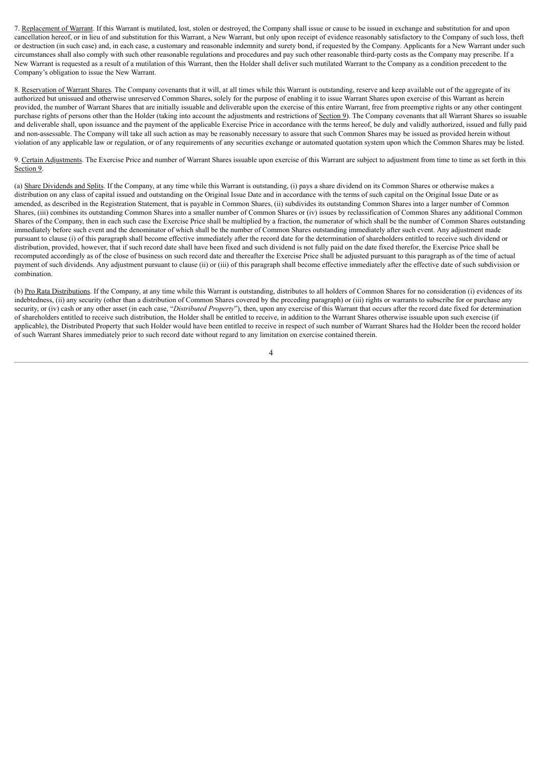7. Replacement of Warrant. If this Warrant is mutilated, lost, stolen or destroyed, the Company shall issue or cause to be issued in exchange and substitution for and upon cancellation hereof, or in lieu of and substitution for this Warrant, a New Warrant, but only upon receipt of evidence reasonably satisfactory to the Company of such loss, theft or destruction (in such case) and, in each case, a customary and reasonable indemnity and surety bond, if requested by the Company. Applicants for a New Warrant under such circumstances shall also comply with such other reasonable regulations and procedures and pay such other reasonable third-party costs as the Company may prescribe. If a New Warrant is requested as a result of a mutilation of this Warrant, then the Holder shall deliver such mutilated Warrant to the Company as a condition precedent to the Company's obligation to issue the New Warrant.

8. Reservation of Warrant Shares. The Company covenants that it will, at all times while this Warrant is outstanding, reserve and keep available out of the aggregate of its authorized but unissued and otherwise unreserved Common Shares, solely for the purpose of enabling it to issue Warrant Shares upon exercise of this Warrant as herein provided, the number of Warrant Shares that are initially issuable and deliverable upon the exercise of this entire Warrant, free from preemptive rights or any other contingent purchase rights of persons other than the Holder (taking into account the adjustments and restrictions of Section 9). The Company covenants that all Warrant Shares so issuable and deliverable shall, upon issuance and the payment of the applicable Exercise Price in accordance with the terms hereof, be duly and validly authorized, issued and fully paid and non-assessable. The Company will take all such action as may be reasonably necessary to assure that such Common Shares may be issued as provided herein without violation of any applicable law or regulation, or of any requirements of any securities exchange or automated quotation system upon which the Common Shares may be listed.

9. Certain Adjustments. The Exercise Price and number of Warrant Shares issuable upon exercise of this Warrant are subject to adjustment from time to time as set forth in this Section 9.

(a) Share Dividends and Splits. If the Company, at any time while this Warrant is outstanding, (i) pays a share dividend on its Common Shares or otherwise makes a distribution on any class of capital issued and outstanding on the Original Issue Date and in accordance with the terms of such capital on the Original Issue Date or as amended, as described in the Registration Statement, that is payable in Common Shares, (ii) subdivides its outstanding Common Shares into a larger number of Common Shares, (iii) combines its outstanding Common Shares into a smaller number of Common Shares or (iv) issues by reclassification of Common Shares any additional Common Shares of the Company, then in each such case the Exercise Price shall be multiplied by a fraction, the numerator of which shall be the number of Common Shares outstanding immediately before such event and the denominator of which shall be the number of Common Shares outstanding immediately after such event. Any adjustment made pursuant to clause (i) of this paragraph shall become effective immediately after the record date for the determination of shareholders entitled to receive such dividend or distribution, provided, however, that if such record date shall have been fixed and such dividend is not fully paid on the date fixed therefor, the Exercise Price shall be recomputed accordingly as of the close of business on such record date and thereafter the Exercise Price shall be adjusted pursuant to this paragraph as of the time of actual payment of such dividends. Any adjustment pursuant to clause (ii) or (iii) of this paragraph shall become effective immediately after the effective date of such subdivision or combination.

(b) Pro Rata Distributions. If the Company, at any time while this Warrant is outstanding, distributes to all holders of Common Shares for no consideration (i) evidences of its indebtedness, (ii) any security (other than a distribution of Common Shares covered by the preceding paragraph) or (iii) rights or warrants to subscribe for or purchase any security, or (iv) cash or any other asset (in each case, "*Distributed Property*"), then, upon any exercise of this Warrant that occurs after the record date fixed for determination of shareholders entitled to receive such distribution, the Holder shall be entitled to receive, in addition to the Warrant Shares otherwise issuable upon such exercise (if applicable), the Distributed Property that such Holder would have been entitled to receive in respect of such number of Warrant Shares had the Holder been the record holder of such Warrant Shares immediately prior to such record date without regard to any limitation on exercise contained therein.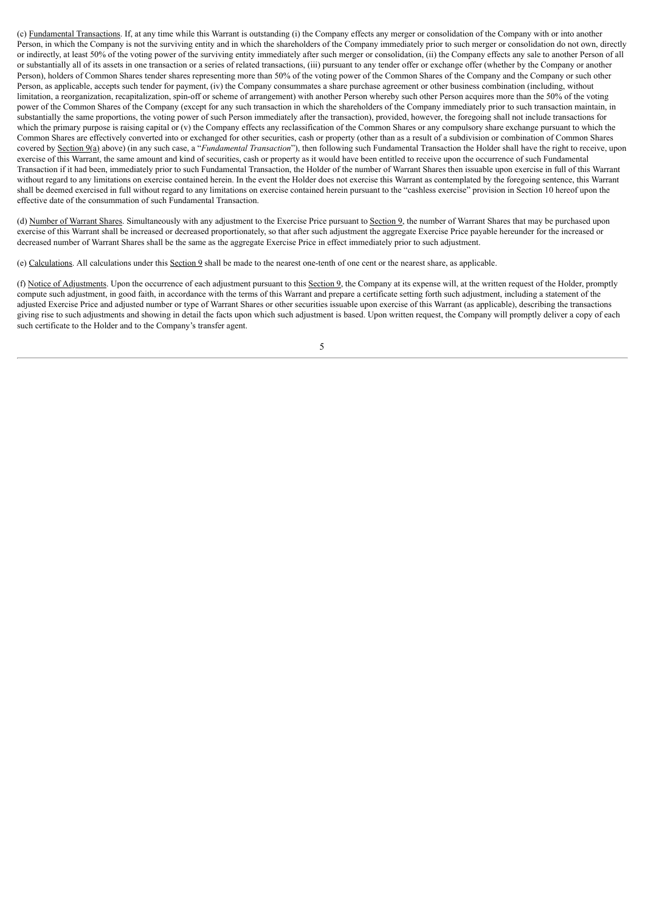(c) Fundamental Transactions. If, at any time while this Warrant is outstanding (i) the Company effects any merger or consolidation of the Company with or into another Person, in which the Company is not the surviving entity and in which the shareholders of the Company immediately prior to such merger or consolidation do not own, directly or indirectly, at least 50% of the voting power of the surviving entity immediately after such merger or consolidation, (ii) the Company effects any sale to another Person of all or substantially all of its assets in one transaction or a series of related transactions, (iii) pursuant to any tender offer or exchange offer (whether by the Company or another Person), holders of Common Shares tender shares representing more than 50% of the voting power of the Common Shares of the Company and the Company or such other Person, as applicable, accepts such tender for payment, (iv) the Company consummates a share purchase agreement or other business combination (including, without limitation, a reorganization, recapitalization, spin-off or scheme of arrangement) with another Person whereby such other Person acquires more than the 50% of the voting power of the Common Shares of the Company (except for any such transaction in which the shareholders of the Company immediately prior to such transaction maintain, in substantially the same proportions, the voting power of such Person immediately after the transaction), provided, however, the foregoing shall not include transactions for which the primary purpose is raising capital or (v) the Company effects any reclassification of the Common Shares or any compulsory share exchange pursuant to which the Common Shares are effectively converted into or exchanged for other securities, cash or property (other than as a result of a subdivision or combination of Common Shares covered by Section 9(a) above) (in any such case, a "*Fundamental Transaction*"), then following such Fundamental Transaction the Holder shall have the right to receive, upon exercise of this Warrant, the same amount and kind of securities, cash or property as it would have been entitled to receive upon the occurrence of such Fundamental Transaction if it had been, immediately prior to such Fundamental Transaction, the Holder of the number of Warrant Shares then issuable upon exercise in full of this Warrant without regard to any limitations on exercise contained herein. In the event the Holder does not exercise this Warrant as contemplated by the foregoing sentence, this Warrant shall be deemed exercised in full without regard to any limitations on exercise contained herein pursuant to the "cashless exercise" provision in Section 10 hereof upon the effective date of the consummation of such Fundamental Transaction.

(d) Number of Warrant Shares. Simultaneously with any adjustment to the Exercise Price pursuant to Section 9, the number of Warrant Shares that may be purchased upon exercise of this Warrant shall be increased or decreased proportionately, so that after such adjustment the aggregate Exercise Price payable hereunder for the increased or decreased number of Warrant Shares shall be the same as the aggregate Exercise Price in effect immediately prior to such adjustment.

(e) Calculations. All calculations under this Section 9 shall be made to the nearest one-tenth of one cent or the nearest share, as applicable.

(f) Notice of Adjustments. Upon the occurrence of each adjustment pursuant to this Section 9, the Company at its expense will, at the written request of the Holder, promptly compute such adjustment, in good faith, in accordance with the terms of this Warrant and prepare a certificate setting forth such adjustment, including a statement of the adjusted Exercise Price and adjusted number or type of Warrant Shares or other securities issuable upon exercise of this Warrant (as applicable), describing the transactions giving rise to such adjustments and showing in detail the facts upon which such adjustment is based. Upon written request, the Company will promptly deliver a copy of each such certificate to the Holder and to the Company's transfer agent.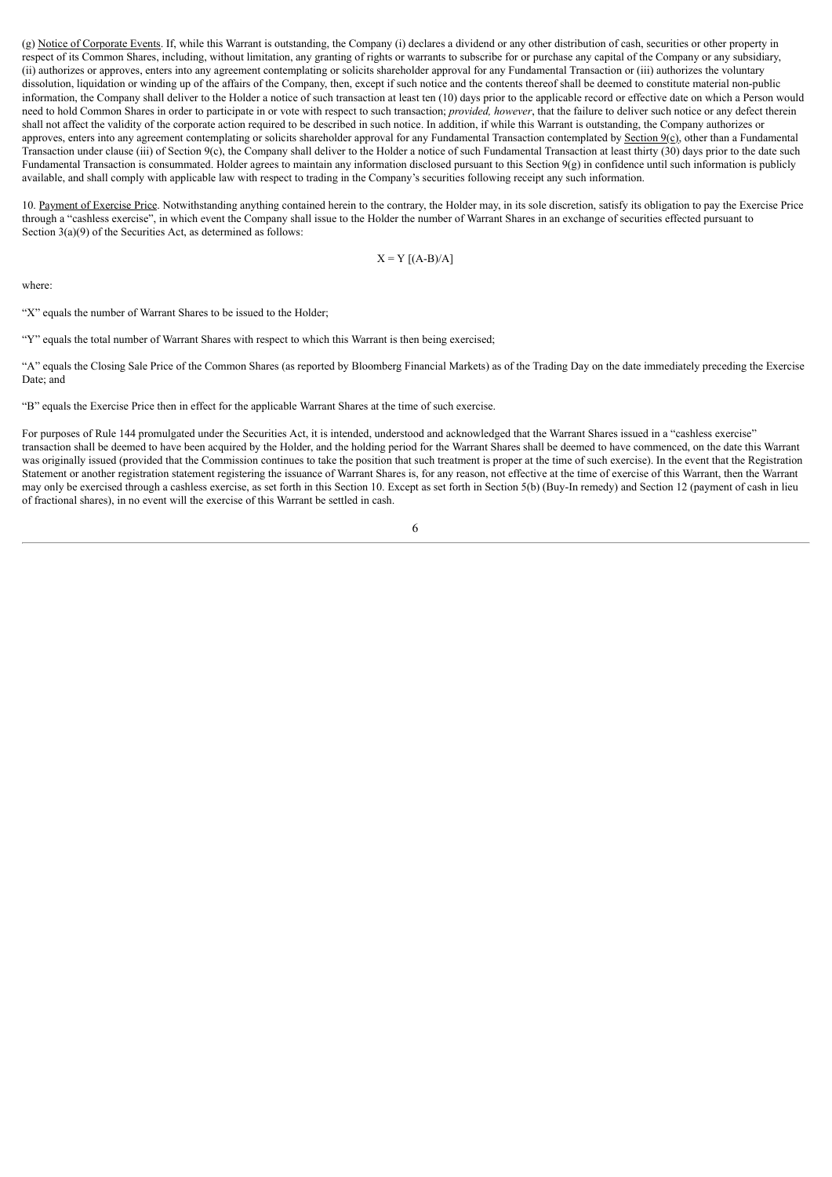(g) Notice of Corporate Events. If, while this Warrant is outstanding, the Company (i) declares a dividend or any other distribution of cash, securities or other property in respect of its Common Shares, including, without limitation, any granting of rights or warrants to subscribe for or purchase any capital of the Company or any subsidiary, (ii) authorizes or approves, enters into any agreement contemplating or solicits shareholder approval for any Fundamental Transaction or (iii) authorizes the voluntary dissolution, liquidation or winding up of the affairs of the Company, then, except if such notice and the contents thereof shall be deemed to constitute material non-public information, the Company shall deliver to the Holder a notice of such transaction at least ten (10) days prior to the applicable record or effective date on which a Person would need to hold Common Shares in order to participate in or vote with respect to such transaction; *provided, however*, that the failure to deliver such notice or any defect therein shall not affect the validity of the corporate action required to be described in such notice. In addition, if while this Warrant is outstanding, the Company authorizes or approves, enters into any agreement contemplating or solicits shareholder approval for any Fundamental Transaction contemplated by Section 9(c), other than a Fundamental Transaction under clause (iii) of Section 9(c), the Company shall deliver to the Holder a notice of such Fundamental Transaction at least thirty (30) days prior to the date such Fundamental Transaction is consummated. Holder agrees to maintain any information disclosed pursuant to this Section 9(g) in confidence until such information is publicly available, and shall comply with applicable law with respect to trading in the Company's securities following receipt any such information.

10. Payment of Exercise Price. Notwithstanding anything contained herein to the contrary, the Holder may, in its sole discretion, satisfy its obligation to pay the Exercise Price through a "cashless exercise", in which event the Company shall issue to the Holder the number of Warrant Shares in an exchange of securities effected pursuant to Section 3(a)(9) of the Securities Act, as determined as follows:

$$X = Y [(A-B)/A]$$

where:

"X" equals the number of Warrant Shares to be issued to the Holder;

"Y" equals the total number of Warrant Shares with respect to which this Warrant is then being exercised;

"A" equals the Closing Sale Price of the Common Shares (as reported by Bloomberg Financial Markets) as of the Trading Day on the date immediately preceding the Exercise Date; and

"B" equals the Exercise Price then in effect for the applicable Warrant Shares at the time of such exercise.

For purposes of Rule 144 promulgated under the Securities Act, it is intended, understood and acknowledged that the Warrant Shares issued in a "cashless exercise" transaction shall be deemed to have been acquired by the Holder, and the holding period for the Warrant Shares shall be deemed to have commenced, on the date this Warrant was originally issued (provided that the Commission continues to take the position that such treatment is proper at the time of such exercise). In the event that the Registration Statement or another registration statement registering the issuance of Warrant Shares is, for any reason, not effective at the time of exercise of this Warrant, then the Warrant may only be exercised through a cashless exercise, as set forth in this Section 10. Except as set forth in Section 5(b) (Buy-In remedy) and Section 12 (payment of cash in lieu of fractional shares), in no event will the exercise of this Warrant be settled in cash.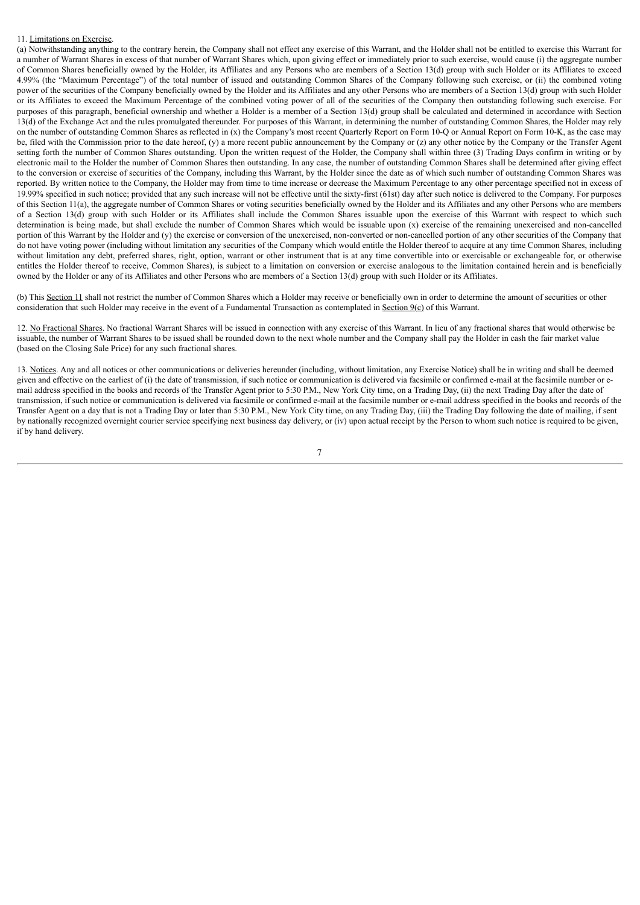11. Limitations on Exercise.

(a) Notwithstanding anything to the contrary herein, the Company shall not effect any exercise of this Warrant, and the Holder shall not be entitled to exercise this Warrant for a number of Warrant Shares in excess of that number of Warrant Shares which, upon giving effect or immediately prior to such exercise, would cause (i) the aggregate number of Common Shares beneficially owned by the Holder, its Affiliates and any Persons who are members of a Section 13(d) group with such Holder or its Affiliates to exceed 4.99% (the "Maximum Percentage") of the total number of issued and outstanding Common Shares of the Company following such exercise, or (ii) the combined voting power of the securities of the Company beneficially owned by the Holder and its Affiliates and any other Persons who are members of a Section 13(d) group with such Holder or its Affiliates to exceed the Maximum Percentage of the combined voting power of all of the securities of the Company then outstanding following such exercise. For purposes of this paragraph, beneficial ownership and whether a Holder is a member of a Section 13(d) group shall be calculated and determined in accordance with Section 13(d) of the Exchange Act and the rules promulgated thereunder. For purposes of this Warrant, in determining the number of outstanding Common Shares, the Holder may rely on the number of outstanding Common Shares as reflected in (x) the Company's most recent Quarterly Report on Form 10-Q or Annual Report on Form 10-K, as the case may be, filed with the Commission prior to the date hereof, (y) a more recent public announcement by the Company or (z) any other notice by the Company or the Transfer Agent setting forth the number of Common Shares outstanding. Upon the written request of the Holder, the Company shall within three (3) Trading Days confirm in writing or by electronic mail to the Holder the number of Common Shares then outstanding. In any case, the number of outstanding Common Shares shall be determined after giving effect to the conversion or exercise of securities of the Company, including this Warrant, by the Holder since the date as of which such number of outstanding Common Shares was reported. By written notice to the Company, the Holder may from time to time increase or decrease the Maximum Percentage to any other percentage specified not in excess of 19.99% specified in such notice; provided that any such increase will not be effective until the sixty-first (61st) day after such notice is delivered to the Company. For purposes of this Section 11(a), the aggregate number of Common Shares or voting securities beneficially owned by the Holder and its Affiliates and any other Persons who are members of a Section 13(d) group with such Holder or its Affiliates shall include the Common Shares issuable upon the exercise of this Warrant with respect to which such determination is being made, but shall exclude the number of Common Shares which would be issuable upon (x) exercise of the remaining unexercised and non-cancelled portion of this Warrant by the Holder and (y) the exercise or conversion of the unexercised, non-converted or non-cancelled portion of any other securities of the Company that do not have voting power (including without limitation any securities of the Company which would entitle the Holder thereof to acquire at any time Common Shares, including without limitation any debt, preferred shares, right, option, warrant or other instrument that is at any time convertible into or exercisable or exchangeable for, or otherwise entitles the Holder thereof to receive, Common Shares), is subject to a limitation on conversion or exercise analogous to the limitation contained herein and is beneficially owned by the Holder or any of its Affiliates and other Persons who are members of a Section 13(d) group with such Holder or its Affiliates.

(b) This Section 11 shall not restrict the number of Common Shares which a Holder may receive or beneficially own in order to determine the amount of securities or other consideration that such Holder may receive in the event of a Fundamental Transaction as contemplated in Section 9(c) of this Warrant.

12. No Fractional Shares. No fractional Warrant Shares will be issued in connection with any exercise of this Warrant. In lieu of any fractional shares that would otherwise be issuable, the number of Warrant Shares to be issued shall be rounded down to the next whole number and the Company shall pay the Holder in cash the fair market value (based on the Closing Sale Price) for any such fractional shares.

13. Notices. Any and all notices or other communications or deliveries hereunder (including, without limitation, any Exercise Notice) shall be in writing and shall be deemed given and effective on the earliest of (i) the date of transmission, if such notice or communication is delivered via facsimile or confirmed e-mail at the facsimile number or e-mail address specified in the books and records of the Transfer Agent prior to 5:30 P.M., New York City time, on a Trading Day, (ii) the next Trading Day after the date of transmission, if such notice or communication is delivered via facsimile or confirmed e-mail at the facsimile number or e-mail address specified in the books and records of the Transfer Agent on a day that is not a Trading Day or later than 5:30 P.M., New York City time, on any Trading Day, (iii) the Trading Day following the date of mailing, if sent by nationally recognized overnight courier service specifying next business day delivery, or (iv) upon actual receipt by the Person to whom such notice is required to be given, if by hand delivery.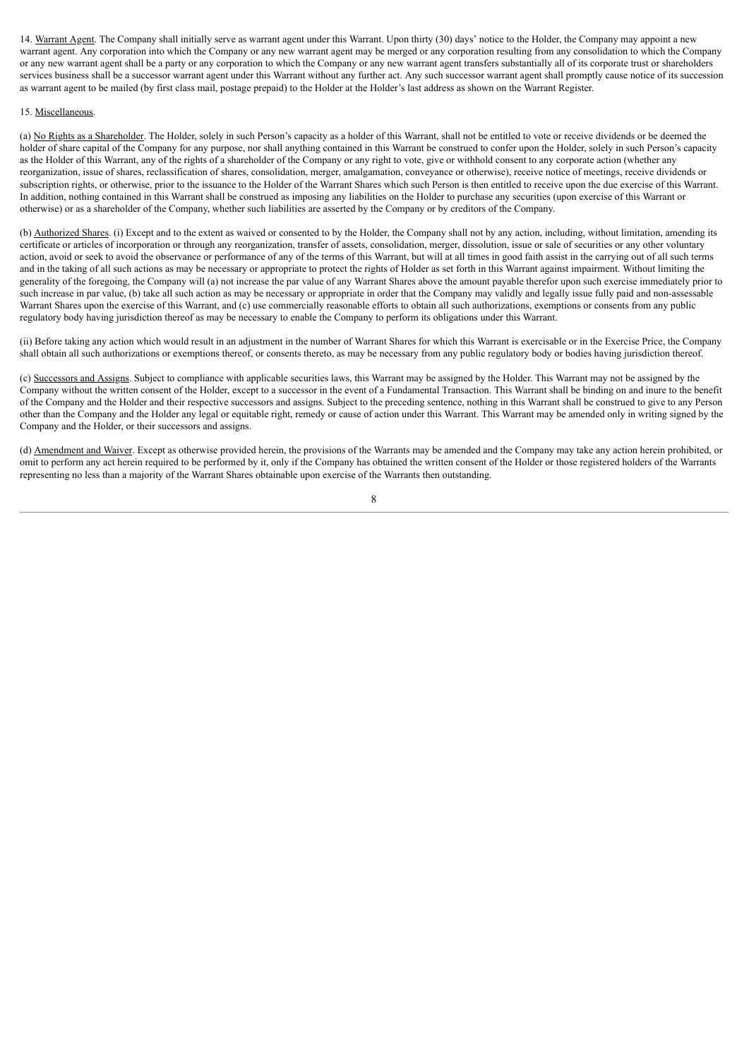14. Warrant Agent. The Company shall initially serve as warrant agent under this Warrant. Upon thirty (30) days' notice to the Holder, the Company may appoint a new warrant agent. Any corporation into which the Company or any new warrant agent may be merged or any corporation resulting from any consolidation to which the Company or any new warrant agent shall be a party or any corporation to which the Company or any new warrant agent transfers substantially all of its corporate trust or shareholders services business shall be a successor warrant agent under this Warrant without any further act. Any such successor warrant agent shall promptly cause notice of its succession as warrant agent to be mailed (by first class mail, postage prepaid) to the Holder at the Holder's last address as shown on the Warrant Register.

15. Miscellaneous.

(a) No Rights as a Shareholder. The Holder, solely in such Person's capacity as a holder of this Warrant, shall not be entitled to vote or receive dividends or be deemed the holder of share capital of the Company for any purpose, nor shall anything contained in this Warrant be construed to confer upon the Holder, solely in such Person's capacity as the Holder of this Warrant, any of the rights of a shareholder of the Company or any right to vote, give or withhold consent to any corporate action (whether any reorganization, issue of shares, reclassification of shares, consolidation, merger, amalgamation, conveyance or otherwise), receive notice of meetings, receive dividends or subscription rights, or otherwise, prior to the issuance to the Holder of the Warrant Shares which such Person is then entitled to receive upon the due exercise of this Warrant. In addition, nothing contained in this Warrant shall be construed as imposing any liabilities on the Holder to purchase any securities (upon exercise of this Warrant or otherwise) or as a shareholder of the Company, whether such liabilities are asserted by the Company or by creditors of the Company.

(b) Authorized Shares. (i) Except and to the extent as waived or consented to by the Holder, the Company shall not by any action, including, without limitation, amending its certificate or articles of incorporation or through any reorganization, transfer of assets, consolidation, merger, dissolution, issue or sale of securities or any other voluntary action, avoid or seek to avoid the observance or performance of any of the terms of this Warrant, but will at all times in good faith assist in the carrying out of all such terms and in the taking of all such actions as may be necessary or appropriate to protect the rights of Holder as set forth in this Warrant against impairment. Without limiting the generality of the foregoing, the Company will (a) not increase the par value of any Warrant Shares above the amount payable therefor upon such exercise immediately prior to such increase in par value, (b) take all such action as may be necessary or appropriate in order that the Company may validly and legally issue fully paid and non-assessable Warrant Shares upon the exercise of this Warrant, and (c) use commercially reasonable efforts to obtain all such authorizations, exemptions or consents from any public regulatory body having jurisdiction thereof as may be necessary to enable the Company to perform its obligations under this Warrant.

(ii) Before taking any action which would result in an adjustment in the number of Warrant Shares for which this Warrant is exercisable or in the Exercise Price, the Company shall obtain all such authorizations or exemptions thereof, or consents thereto, as may be necessary from any public regulatory body or bodies having jurisdiction thereof.

(c) Successors and Assigns. Subject to compliance with applicable securities laws, this Warrant may be assigned by the Holder. This Warrant may not be assigned by the Company without the written consent of the Holder, except to a successor in the event of a Fundamental Transaction. This Warrant shall be binding on and inure to the benefit of the Company and the Holder and their respective successors and assigns. Subject to the preceding sentence, nothing in this Warrant shall be construed to give to any Person other than the Company and the Holder any legal or equitable right, remedy or cause of action under this Warrant. This Warrant may be amended only in writing signed by the Company and the Holder, or their successors and assigns.

(d) Amendment and Waiver. Except as otherwise provided herein, the provisions of the Warrants may be amended and the Company may take any action herein prohibited, or omit to perform any act herein required to be performed by it, only if the Company has obtained the written consent of the Holder or those registered holders of the Warrants representing no less than a majority of the Warrant Shares obtainable upon exercise of the Warrants then outstanding.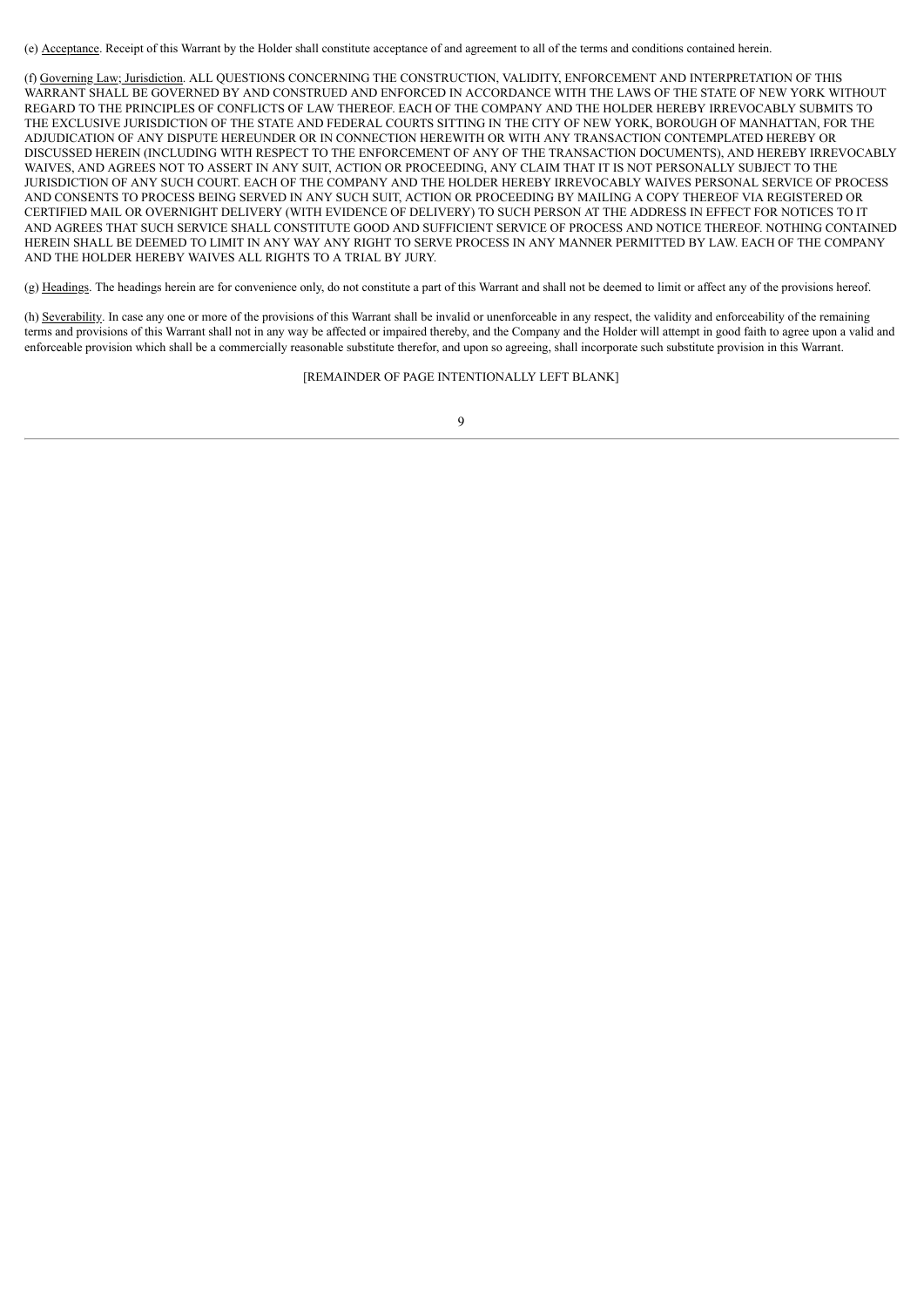(e) Acceptance. Receipt of this Warrant by the Holder shall constitute acceptance of and agreement to all of the terms and conditions contained herein.

(f) Governing Law; Jurisdiction. ALL QUESTIONS CONCERNING THE CONSTRUCTION, VALIDITY, ENFORCEMENT AND INTERPRETATION OF THIS WARRANT SHALL BE GOVERNED BY AND CONSTRUED AND ENFORCED IN ACCORDANCE WITH THE LAWS OF THE STATE OF NEW YORK WITHOUT REGARD TO THE PRINCIPLES OF CONFLICTS OF LAW THEREOF. EACH OF THE COMPANY AND THE HOLDER HEREBY IRREVOCABLY SUBMITS TO THE EXCLUSIVE JURISDICTION OF THE STATE AND FEDERAL COURTS SITTING IN THE CITY OF NEW YORK, BOROUGH OF MANHATTAN, FOR THE ADJUDICATION OF ANY DISPUTE HEREUNDER OR IN CONNECTION HEREWITH OR WITH ANY TRANSACTION CONTEMPLATED HEREBY OR DISCUSSED HEREIN (INCLUDING WITH RESPECT TO THE ENFORCEMENT OF ANY OF THE TRANSACTION DOCUMENTS), AND HEREBY IRREVOCABLY WAIVES, AND AGREES NOT TO ASSERT IN ANY SUIT, ACTION OR PROCEEDING, ANY CLAIM THAT IT IS NOT PERSONALLY SUBJECT TO THE JURISDICTION OF ANY SUCH COURT. EACH OF THE COMPANY AND THE HOLDER HEREBY IRREVOCABLY WAIVES PERSONAL SERVICE OF PROCESS AND CONSENTS TO PROCESS BEING SERVED IN ANY SUCH SUIT, ACTION OR PROCEEDING BY MAILING A COPY THEREOF VIA REGISTERED OR CERTIFIED MAIL OR OVERNIGHT DELIVERY (WITH EVIDENCE OF DELIVERY) TO SUCH PERSON AT THE ADDRESS IN EFFECT FOR NOTICES TO IT AND AGREES THAT SUCH SERVICE SHALL CONSTITUTE GOOD AND SUFFICIENT SERVICE OF PROCESS AND NOTICE THEREOF. NOTHING CONTAINED HEREIN SHALL BE DEEMED TO LIMIT IN ANY WAY ANY RIGHT TO SERVE PROCESS IN ANY MANNER PERMITTED BY LAW. EACH OF THE COMPANY AND THE HOLDER HEREBY WAIVES ALL RIGHTS TO A TRIAL BY JURY.

(g) Headings. The headings herein are for convenience only, do not constitute a part of this Warrant and shall not be deemed to limit or affect any of the provisions hereof.

(h) Severability. In case any one or more of the provisions of this Warrant shall be invalid or unenforceable in any respect, the validity and enforceability of the remaining terms and provisions of this Warrant shall not in any way be affected or impaired thereby, and the Company and the Holder will attempt in good faith to agree upon a valid and enforceable provision which shall be a commercially reasonable substitute therefor, and upon so agreeing, shall incorporate such substitute provision in this Warrant.

[REMAINDER OF PAGE INTENTIONALLY LEFT BLANK]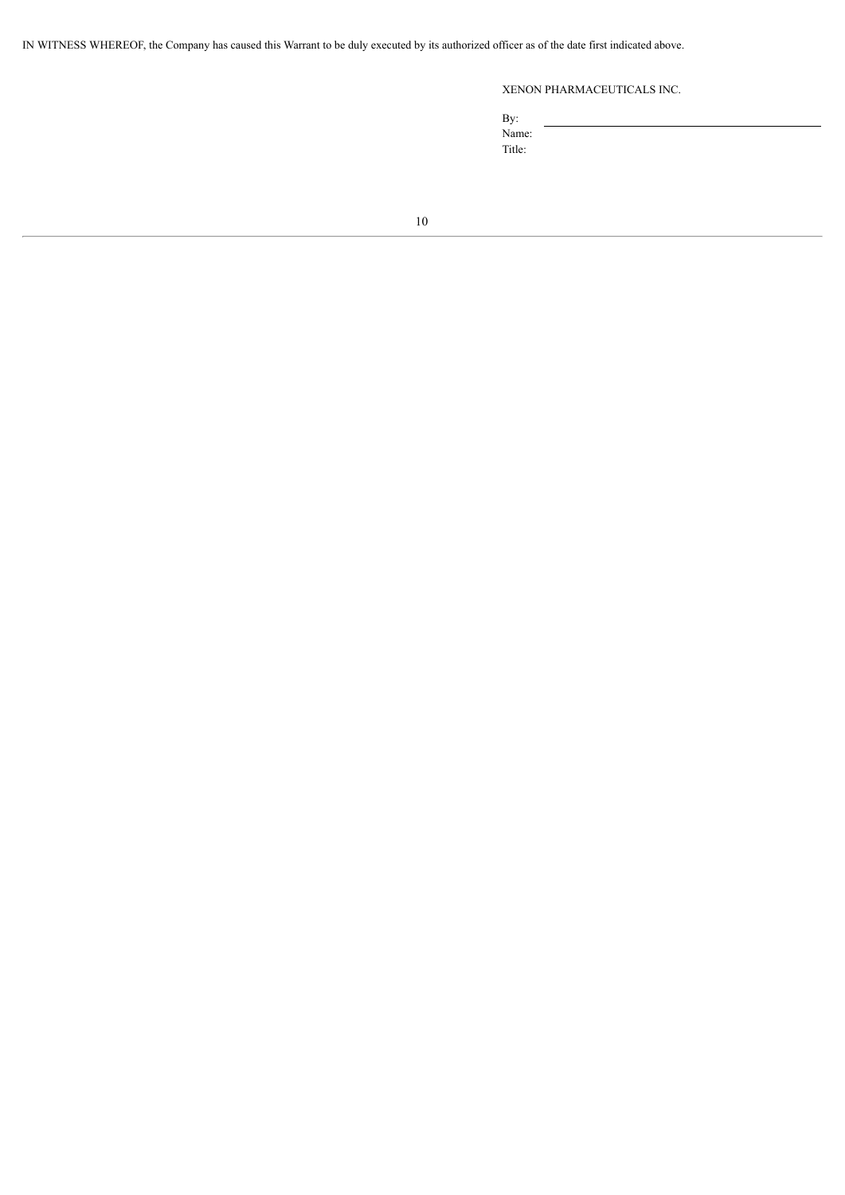IN WITNESS WHEREOF, the Company has caused this Warrant to be duly executed by its authorized officer as of the date first indicated above.

XENON PHARMACEUTICALS INC.

By: \_\_\_\_\_\_\_\_\_\_\_\_\_\_\_\_\_\_\_\_\_\_\_\_\_\_\_\_\_\_
Name:
Title: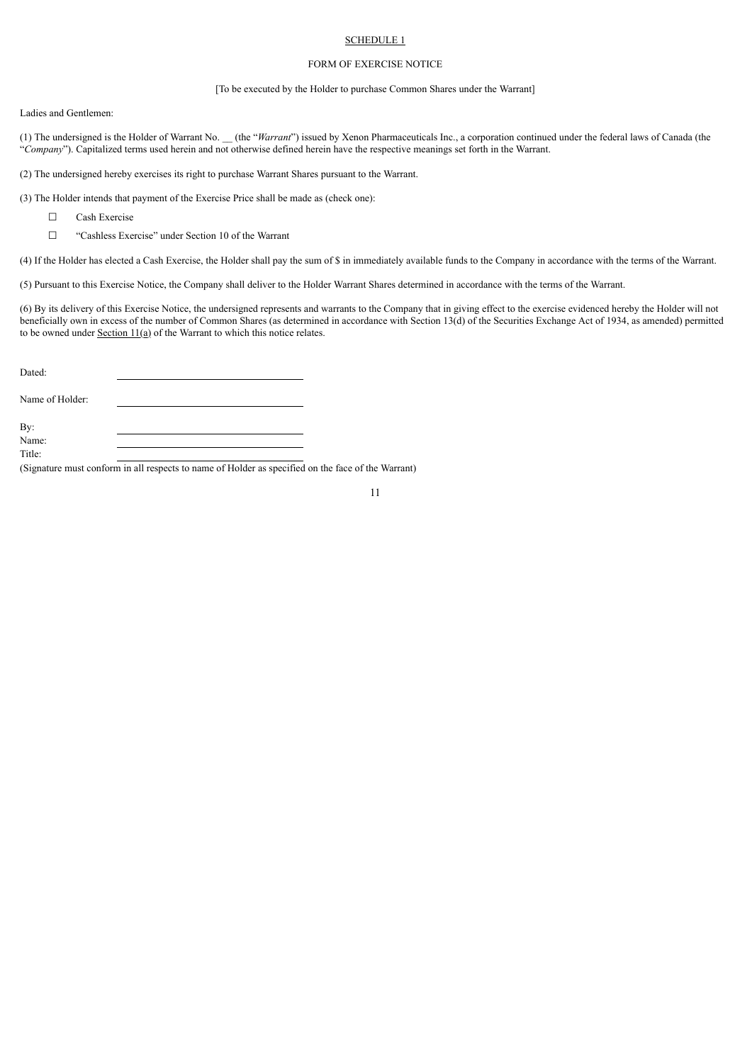<u>SCHEDULE 1</u>

FORM OF EXERCISE NOTICE

[To be executed by the Holder to purchase Common Shares under the Warrant]

Ladies and Gentlemen:

(1) The undersigned is the Holder of Warrant No. __ (the "*Warrant*") issued by Xenon Pharmaceuticals Inc., a corporation continued under the federal laws of Canada (the "*Company*"). Capitalized terms used herein and not otherwise defined herein have the respective meanings set forth in the Warrant.

(2) The undersigned hereby exercises its right to purchase Warrant Shares pursuant to the Warrant.

(3) The Holder intends that payment of the Exercise Price shall be made as (check one):

☐ Cash Exercise

☐ "Cashless Exercise" under Section 10 of the Warrant

(4) If the Holder has elected a Cash Exercise, the Holder shall pay the sum of $ in immediately available funds to the Company in accordance with the terms of the Warrant.

(5) Pursuant to this Exercise Notice, the Company shall deliver to the Holder Warrant Shares determined in accordance with the terms of the Warrant.

(6) By its delivery of this Exercise Notice, the undersigned represents and warrants to the Company that in giving effect to the exercise evidenced hereby the Holder will not beneficially own in excess of the number of Common Shares (as determined in accordance with Section 13(d) of the Securities Exchange Act of 1934, as amended) permitted to be owned under <u>Section 11(a)</u> of the Warrant to which this notice relates.

Dated: \_\_\_\_\_\_\_\_\_\_\_\_\_\_\_\_\_\_\_\_\_\_\_\_\_\_\_\_

Name of Holder: \_\_\_\_\_\_\_\_\_\_\_\_\_\_\_\_\_\_\_\_\_\_\_\_\_\_\_\_

By: \_\_\_\_\_\_\_\_\_\_\_\_\_\_\_\_\_\_\_\_\_\_\_\_\_\_\_\_

Name: \_\_\_\_\_\_\_\_\_\_\_\_\_\_\_\_\_\_\_\_\_\_\_\_\_\_\_\_

Title: \_\_\_\_\_\_\_\_\_\_\_\_\_\_\_\_\_\_\_\_\_\_\_\_\_\_\_\_

(Signature must conform in all respects to name of Holder as specified on the face of the Warrant)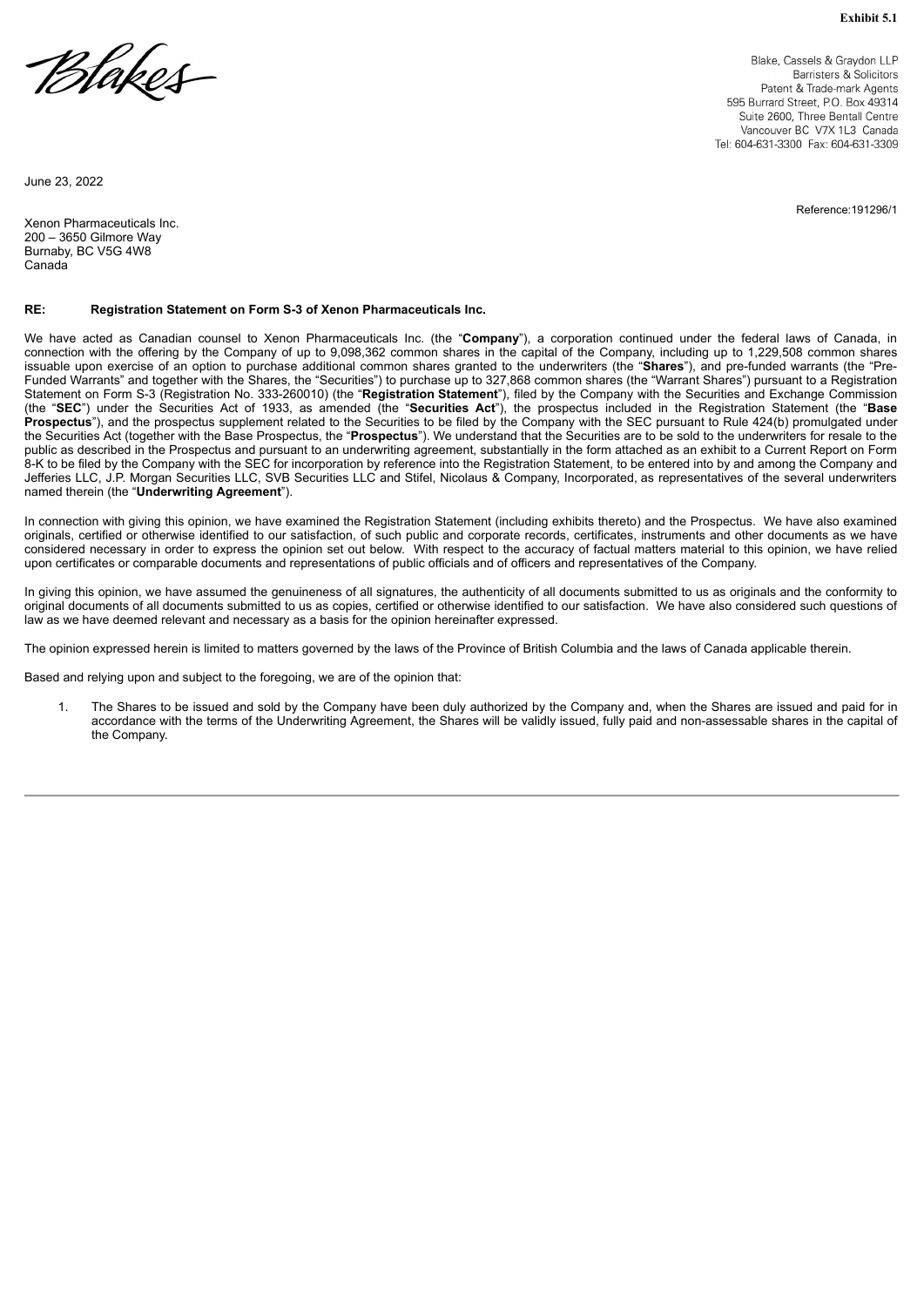**Exhibit 5.1**

Blakes

Blake, Cassels & Graydon LLP
Barristers & Solicitors
Patent & Trade-mark Agents
595 Burrard Street, P.O. Box 49314
Suite 2600, Three Bentall Centre
Vancouver BC V7X 1L3 Canada
Tel: 604-631-3300 Fax: 604-631-3309

June 23, 2022

Reference:191296/1

Xenon Pharmaceuticals Inc.
200 – 3650 Gilmore Way
Burnaby, BC V5G 4W8
Canada

**RE: Registration Statement on Form S-3 of Xenon Pharmaceuticals Inc.**

We have acted as Canadian counsel to Xenon Pharmaceuticals Inc. (the "**Company**"), a corporation continued under the federal laws of Canada, in connection with the offering by the Company of up to 9,098,362 common shares in the capital of the Company, including up to 1,229,508 common shares issuable upon exercise of an option to purchase additional common shares granted to the underwriters (the "**Shares**"), and pre-funded warrants (the "Pre-Funded Warrants" and together with the Shares, the "Securities") to purchase up to 327,868 common shares (the "Warrant Shares") pursuant to a Registration Statement on Form S-3 (Registration No. 333-260010) (the "**Registration Statement**"), filed by the Company with the Securities and Exchange Commission (the "**SEC**") under the Securities Act of 1933, as amended (the "**Securities Act**"), the prospectus included in the Registration Statement (the "**Base Prospectus**"), and the prospectus supplement related to the Securities to be filed by the Company with the SEC pursuant to Rule 424(b) promulgated under the Securities Act (together with the Base Prospectus, the "**Prospectus**"). We understand that the Securities are to be sold to the underwriters for resale to the public as described in the Prospectus and pursuant to an underwriting agreement, substantially in the form attached as an exhibit to a Current Report on Form 8-K to be filed by the Company with the SEC for incorporation by reference into the Registration Statement, to be entered into by and among the Company and Jefferies LLC, J.P. Morgan Securities LLC, SVB Securities LLC and Stifel, Nicolaus & Company, Incorporated, as representatives of the several underwriters named therein (the "**Underwriting Agreement**").

In connection with giving this opinion, we have examined the Registration Statement (including exhibits thereto) and the Prospectus. We have also examined originals, certified or otherwise identified to our satisfaction, of such public and corporate records, certificates, instruments and other documents as we have considered necessary in order to express the opinion set out below. With respect to the accuracy of factual matters material to this opinion, we have relied upon certificates or comparable documents and representations of public officials and of officers and representatives of the Company.

In giving this opinion, we have assumed the genuineness of all signatures, the authenticity of all documents submitted to us as originals and the conformity to original documents of all documents submitted to us as copies, certified or otherwise identified to our satisfaction. We have also considered such questions of law as we have deemed relevant and necessary as a basis for the opinion hereinafter expressed.

The opinion expressed herein is limited to matters governed by the laws of the Province of British Columbia and the laws of Canada applicable therein.

Based and relying upon and subject to the foregoing, we are of the opinion that:

1. The Shares to be issued and sold by the Company have been duly authorized by the Company and, when the Shares are issued and paid for in accordance with the terms of the Underwriting Agreement, the Shares will be validly issued, fully paid and non-assessable shares in the capital of the Company.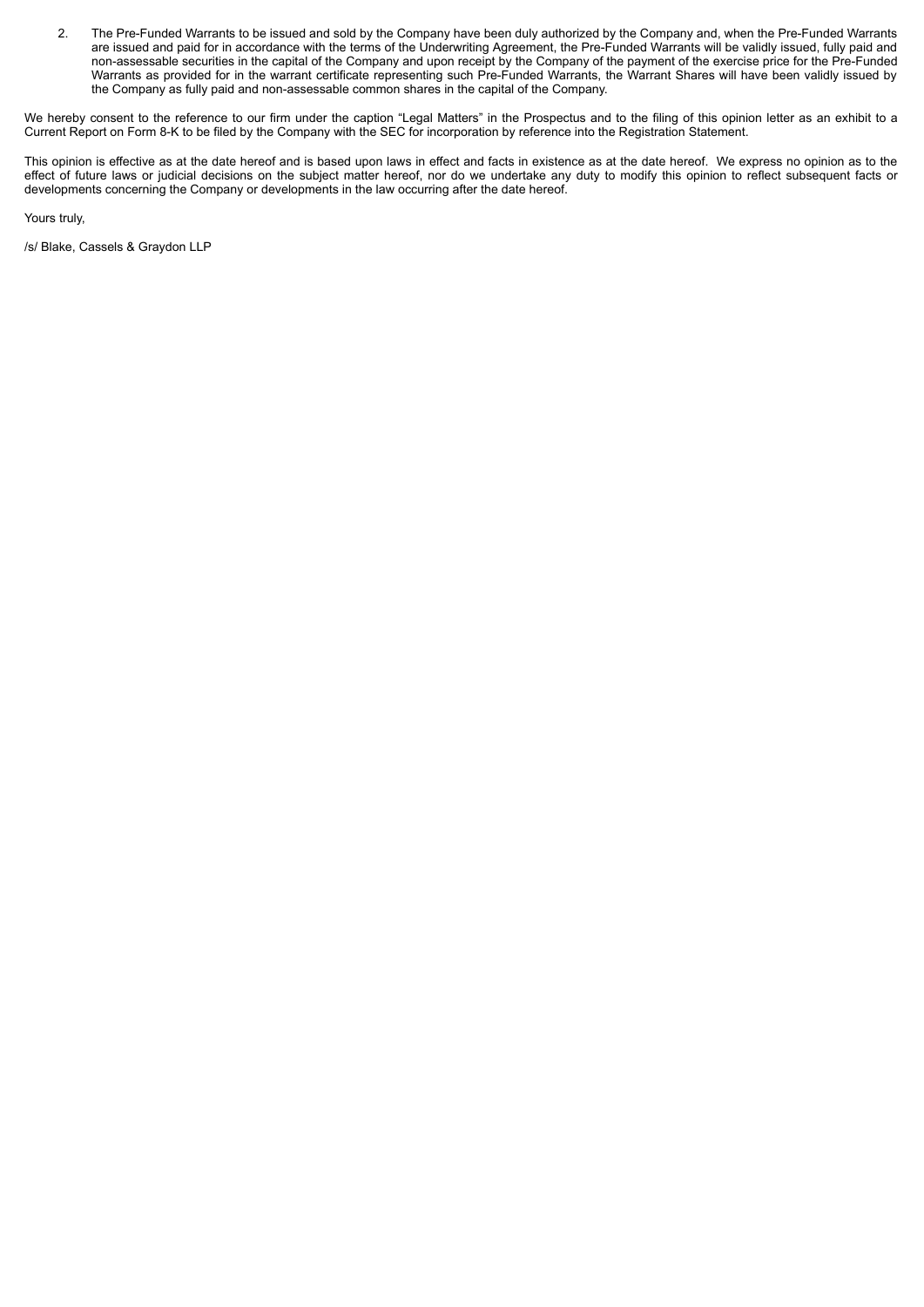2. The Pre-Funded Warrants to be issued and sold by the Company have been duly authorized by the Company and, when the Pre-Funded Warrants are issued and paid for in accordance with the terms of the Underwriting Agreement, the Pre-Funded Warrants will be validly issued, fully paid and non-assessable securities in the capital of the Company and upon receipt by the Company of the payment of the exercise price for the Pre-Funded Warrants as provided for in the warrant certificate representing such Pre-Funded Warrants, the Warrant Shares will have been validly issued by the Company as fully paid and non-assessable common shares in the capital of the Company.

We hereby consent to the reference to our firm under the caption "Legal Matters" in the Prospectus and to the filing of this opinion letter as an exhibit to a Current Report on Form 8-K to be filed by the Company with the SEC for incorporation by reference into the Registration Statement.

This opinion is effective as at the date hereof and is based upon laws in effect and facts in existence as at the date hereof. We express no opinion as to the effect of future laws or judicial decisions on the subject matter hereof, nor do we undertake any duty to modify this opinion to reflect subsequent facts or developments concerning the Company or developments in the law occurring after the date hereof.

Yours truly,

/s/ Blake, Cassels & Graydon LLP